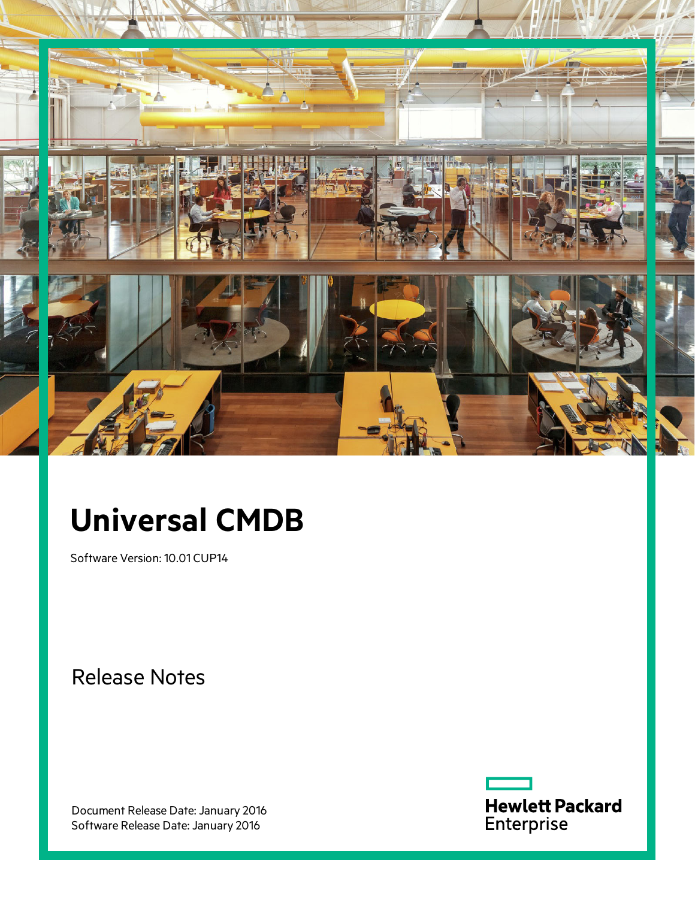# Universal CMDB

Software Version: 10.01 CUP14

## Release Notes

Document Release Date: January 2016
Software Release Date: January 2016

Hewlett Packard Enterprise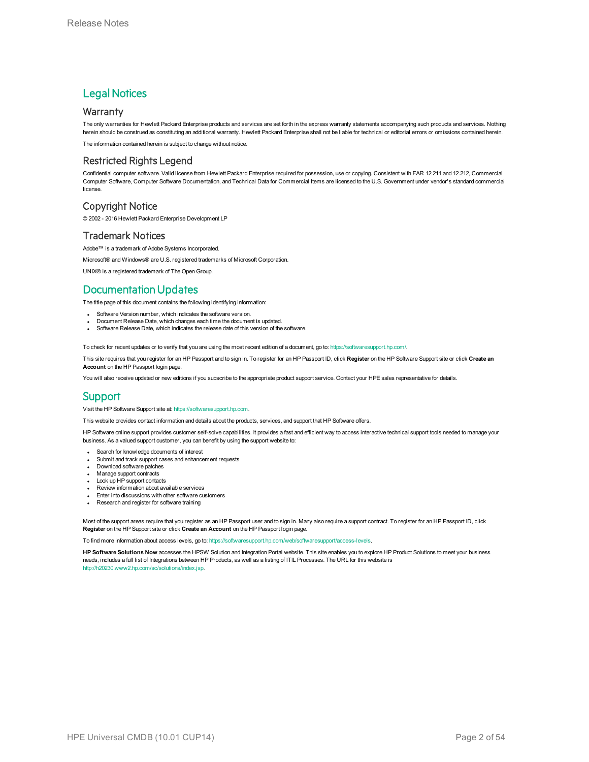# Legal Notices

## Warranty

The only warranties for Hewlett Packard Enterprise products and services are set forth in the express warranty statements accompanying such products and services. Nothing herein should be construed as constituting an additional warranty. Hewlett Packard Enterprise shall not be liable for technical or editorial errors or omissions contained herein.

The information contained herein is subject to change without notice.

## Restricted Rights Legend

Confidential computer software. Valid license from Hewlett Packard Enterprise required for possession, use or copying. Consistent with FAR 12.211 and 12.212, Commercial Computer Software, Computer Software Documentation, and Technical Data for Commercial Items are licensed to the U.S. Government under vendor's standard commercial license.

## Copyright Notice

© 2002 - 2016 Hewlett Packard Enterprise Development LP

## Trademark Notices

Adobe™ is a trademark of Adobe Systems Incorporated.

Microsoft® and Windows® are U.S. registered trademarks of Microsoft Corporation.

UNIX® is a registered trademark of The Open Group.

# Documentation Updates

The title page of this document contains the following identifying information:

- Software Version number, which indicates the software version.
- Document Release Date, which changes each time the document is updated.
- Software Release Date, which indicates the release date of this version of the software.

To check for recent updates or to verify that you are using the most recent edition of a document, go to: https://softwaresupport.hp.com/.

This site requires that you register for an HP Passport and to sign in. To register for an HP Passport ID, click **Register** on the HP Software Support site or click **Create an Account** on the HP Passport login page.

You will also receive updated or new editions if you subscribe to the appropriate product support service. Contact your HPE sales representative for details.

# Support

Visit the HP Software Support site at: https://softwaresupport.hp.com.

This website provides contact information and details about the products, services, and support that HP Software offers.

HP Software online support provides customer self-solve capabilities. It provides a fast and efficient way to access interactive technical support tools needed to manage your business. As a valued support customer, you can benefit by using the support website to:

- Search for knowledge documents of interest
- Submit and track support cases and enhancement requests
- Download software patches
- Manage support contracts
- Look up HP support contacts
- Review information about available services
- Enter into discussions with other software customers
- Research and register for software training

Most of the support areas require that you register as an HP Passport user and to sign in. Many also require a support contract. To register for an HP Passport ID, click **Register** on the HP Support site or click **Create an Account** on the HP Passport login page.

To find more information about access levels, go to: https://softwaresupport.hp.com/web/softwaresupport/access-levels.

**HP Software Solutions Now** accesses the HPSW Solution and Integration Portal website. This site enables you to explore HP Product Solutions to meet your business needs, includes a full list of Integrations between HP Products, as well as a listing of ITIL Processes. The URL for this website is http://h20230.www2.hp.com/sc/solutions/index.jsp.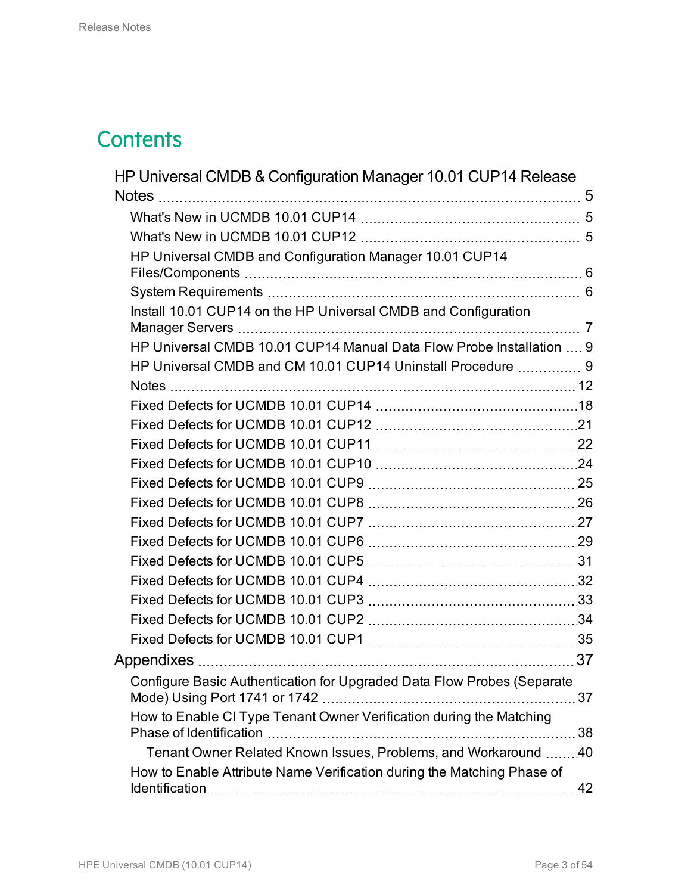# Contents

- HP Universal CMDB & Configuration Manager 10.01 CUP14 Release Notes ... 5
  - What's New in UCMDB 10.01 CUP14 ... 5
  - What's New in UCMDB 10.01 CUP12 ... 5
  - HP Universal CMDB and Configuration Manager 10.01 CUP14 Files/Components ... 6
  - System Requirements ... 6
  - Install 10.01 CUP14 on the HP Universal CMDB and Configuration Manager Servers ... 7
  - HP Universal CMDB 10.01 CUP14 Manual Data Flow Probe Installation ... 9
  - HP Universal CMDB and CM 10.01 CUP14 Uninstall Procedure ... 9
  - Notes ... 12
  - Fixed Defects for UCMDB 10.01 CUP14 ... 18
  - Fixed Defects for UCMDB 10.01 CUP12 ... 21
  - Fixed Defects for UCMDB 10.01 CUP11 ... 22
  - Fixed Defects for UCMDB 10.01 CUP10 ... 24
  - Fixed Defects for UCMDB 10.01 CUP9 ... 25
  - Fixed Defects for UCMDB 10.01 CUP8 ... 26
  - Fixed Defects for UCMDB 10.01 CUP7 ... 27
  - Fixed Defects for UCMDB 10.01 CUP6 ... 29
  - Fixed Defects for UCMDB 10.01 CUP5 ... 31
  - Fixed Defects for UCMDB 10.01 CUP4 ... 32
  - Fixed Defects for UCMDB 10.01 CUP3 ... 33
  - Fixed Defects for UCMDB 10.01 CUP2 ... 34
  - Fixed Defects for UCMDB 10.01 CUP1 ... 35
- Appendixes ... 37
  - Configure Basic Authentication for Upgraded Data Flow Probes (Separate Mode) Using Port 1741 or 1742 ... 37
  - How to Enable CI Type Tenant Owner Verification during the Matching Phase of Identification ... 38
    - Tenant Owner Related Known Issues, Problems, and Workaround ... 40
  - How to Enable Attribute Name Verification during the Matching Phase of Identification ... 42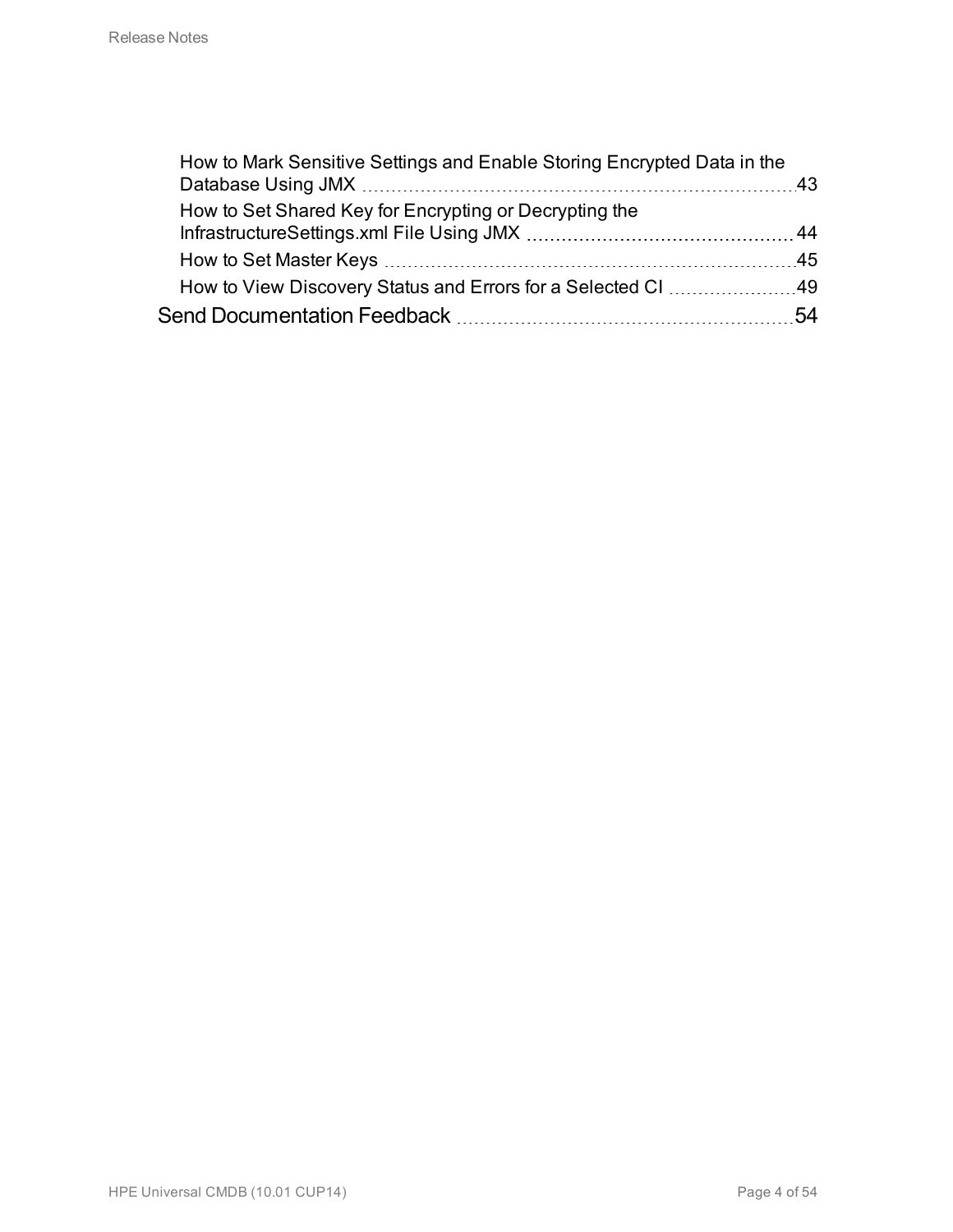- How to Mark Sensitive Settings and Enable Storing Encrypted Data in the Database Using JMX 43
- How to Set Shared Key for Encrypting or Decrypting the InfrastructureSettings.xml File Using JMX 44
- How to Set Master Keys 45
- How to View Discovery Status and Errors for a Selected CI 49

Send Documentation Feedback 54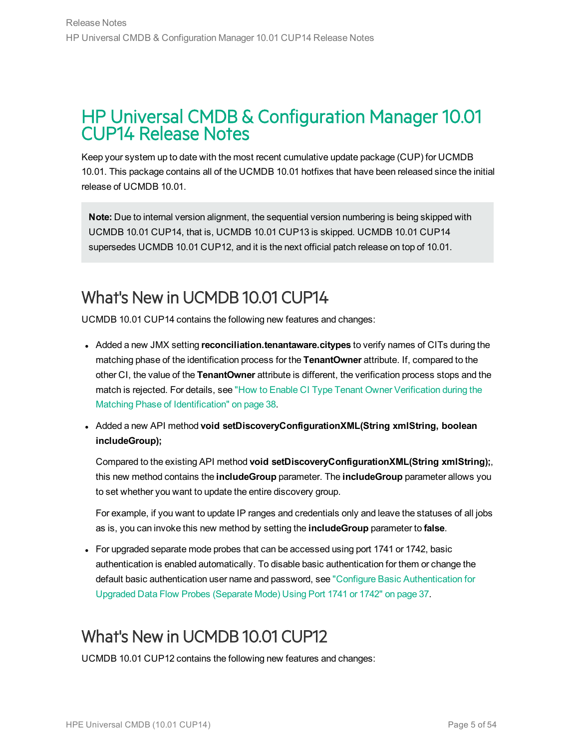# HP Universal CMDB & Configuration Manager 10.01 CUP14 Release Notes

Keep your system up to date with the most recent cumulative update package (CUP) for UCMDB 10.01. This package contains all of the UCMDB 10.01 hotfixes that have been released since the initial release of UCMDB 10.01.

> **Note:** Due to internal version alignment, the sequential version numbering is being skipped with UCMDB 10.01 CUP14, that is, UCMDB 10.01 CUP13 is skipped. UCMDB 10.01 CUP14 supersedes UCMDB 10.01 CUP12, and it is the next official patch release on top of 10.01.

## What's New in UCMDB 10.01 CUP14

UCMDB 10.01 CUP14 contains the following new features and changes:

- Added a new JMX setting **reconciliation.tenantaware.citypes** to verify names of CITs during the matching phase of the identification process for the **TenantOwner** attribute. If, compared to the other CI, the value of the **TenantOwner** attribute is different, the verification process stops and the match is rejected. For details, see "How to Enable CI Type Tenant Owner Verification during the Matching Phase of Identification" on page 38.
- Added a new API method **void setDiscoveryConfigurationXML(String xmlString, boolean includeGroup);**

  Compared to the existing API method **void setDiscoveryConfigurationXML(String xmlString);**, this new method contains the **includeGroup** parameter. The **includeGroup** parameter allows you to set whether you want to update the entire discovery group.

  For example, if you want to update IP ranges and credentials only and leave the statuses of all jobs as is, you can invoke this new method by setting the **includeGroup** parameter to **false**.
- For upgraded separate mode probes that can be accessed using port 1741 or 1742, basic authentication is enabled automatically. To disable basic authentication for them or change the default basic authentication user name and password, see "Configure Basic Authentication for Upgraded Data Flow Probes (Separate Mode) Using Port 1741 or 1742" on page 37.

## What's New in UCMDB 10.01 CUP12

UCMDB 10.01 CUP12 contains the following new features and changes: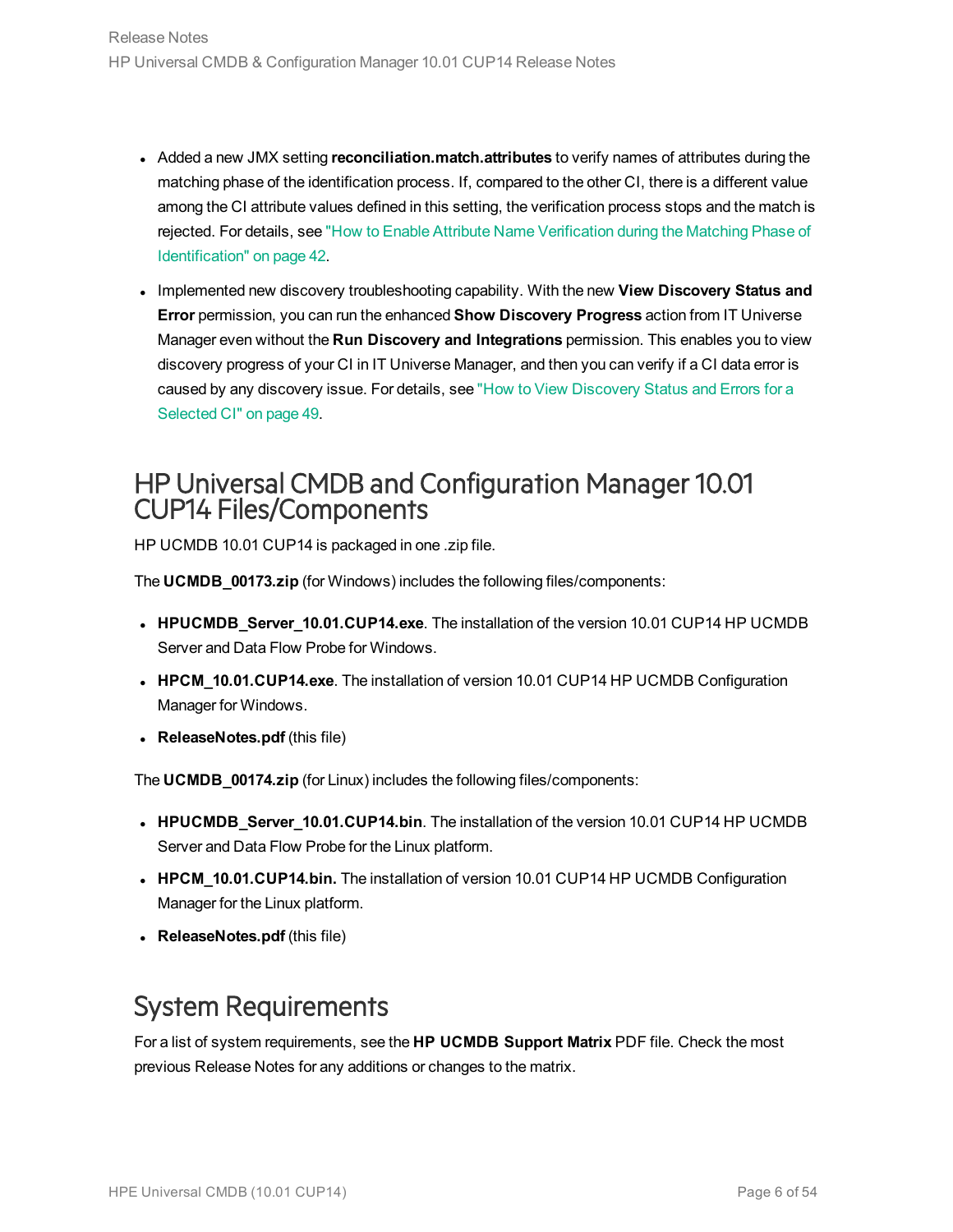- Added a new JMX setting **reconciliation.match.attributes** to verify names of attributes during the matching phase of the identification process. If, compared to the other CI, there is a different value among the CI attribute values defined in this setting, the verification process stops and the match is rejected. For details, see "How to Enable Attribute Name Verification during the Matching Phase of Identification" on page 42.
- Implemented new discovery troubleshooting capability. With the new **View Discovery Status and Error** permission, you can run the enhanced **Show Discovery Progress** action from IT Universe Manager even without the **Run Discovery and Integrations** permission. This enables you to view discovery progress of your CI in IT Universe Manager, and then you can verify if a CI data error is caused by any discovery issue. For details, see "How to View Discovery Status and Errors for a Selected CI" on page 49.

## HP Universal CMDB and Configuration Manager 10.01 CUP14 Files/Components

HP UCMDB 10.01 CUP14 is packaged in one .zip file.

The **UCMDB_00173.zip** (for Windows) includes the following files/components:

- **HPUCMDB_Server_10.01.CUP14.exe**. The installation of the version 10.01 CUP14 HP UCMDB Server and Data Flow Probe for Windows.
- **HPCM_10.01.CUP14.exe**. The installation of version 10.01 CUP14 HP UCMDB Configuration Manager for Windows.
- **ReleaseNotes.pdf** (this file)

The **UCMDB_00174.zip** (for Linux) includes the following files/components:

- **HPUCMDB_Server_10.01.CUP14.bin**. The installation of the version 10.01 CUP14 HP UCMDB Server and Data Flow Probe for the Linux platform.
- **HPCM_10.01.CUP14.bin.** The installation of version 10.01 CUP14 HP UCMDB Configuration Manager for the Linux platform.
- **ReleaseNotes.pdf** (this file)

## System Requirements

For a list of system requirements, see the **HP UCMDB Support Matrix** PDF file. Check the most previous Release Notes for any additions or changes to the matrix.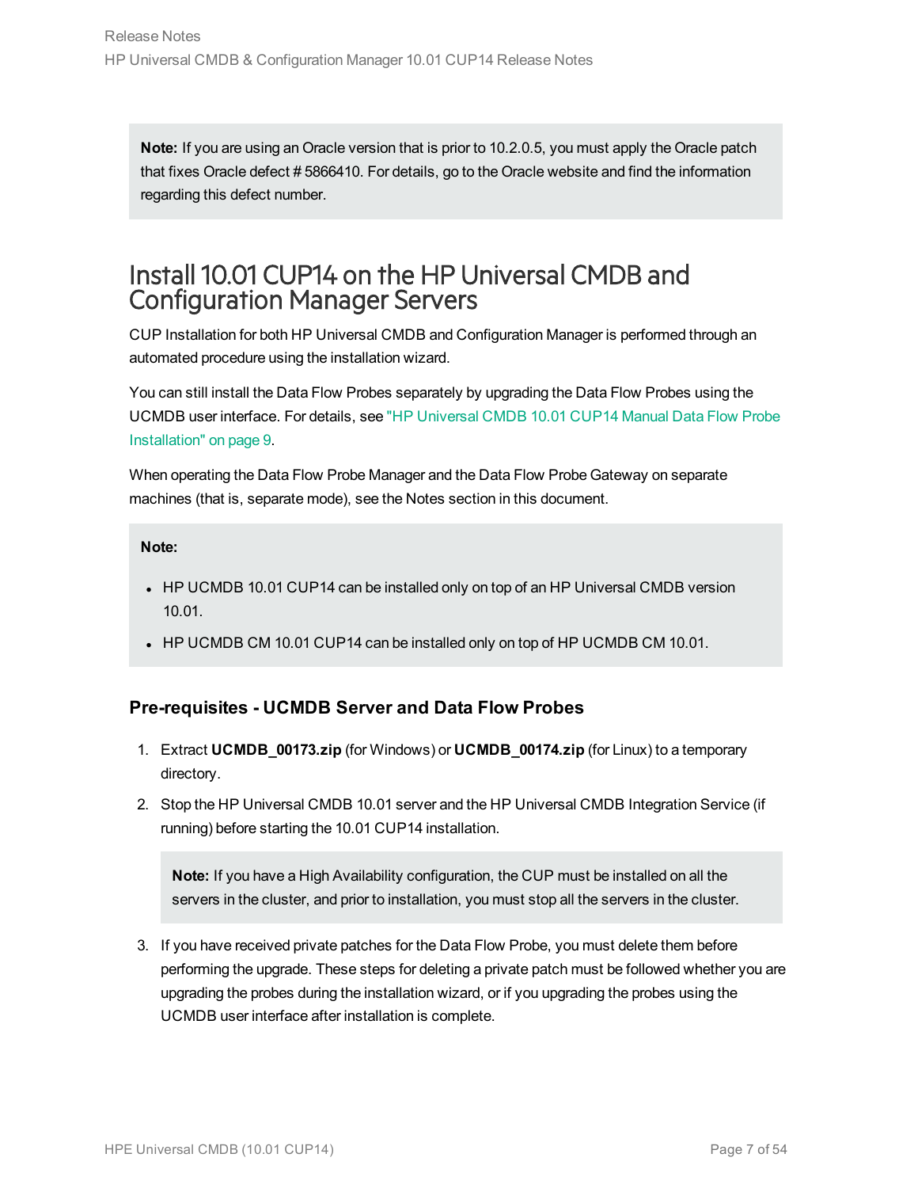**Note:** If you are using an Oracle version that is prior to 10.2.0.5, you must apply the Oracle patch that fixes Oracle defect # 5866410. For details, go to the Oracle website and find the information regarding this defect number.

# Install 10.01 CUP14 on the HP Universal CMDB and Configuration Manager Servers

CUP Installation for both HP Universal CMDB and Configuration Manager is performed through an automated procedure using the installation wizard.

You can still install the Data Flow Probes separately by upgrading the Data Flow Probes using the UCMDB user interface. For details, see "HP Universal CMDB 10.01 CUP14 Manual Data Flow Probe Installation" on page 9.

When operating the Data Flow Probe Manager and the Data Flow Probe Gateway on separate machines (that is, separate mode), see the Notes section in this document.

**Note:**

- HP UCMDB 10.01 CUP14 can be installed only on top of an HP Universal CMDB version 10.01.
- HP UCMDB CM 10.01 CUP14 can be installed only on top of HP UCMDB CM 10.01.

### Pre-requisites - UCMDB Server and Data Flow Probes

1. Extract **UCMDB_00173.zip** (for Windows) or **UCMDB_00174.zip** (for Linux) to a temporary directory.
2. Stop the HP Universal CMDB 10.01 server and the HP Universal CMDB Integration Service (if running) before starting the 10.01 CUP14 installation.

   **Note:** If you have a High Availability configuration, the CUP must be installed on all the servers in the cluster, and prior to installation, you must stop all the servers in the cluster.

3. If you have received private patches for the Data Flow Probe, you must delete them before performing the upgrade. These steps for deleting a private patch must be followed whether you are upgrading the probes during the installation wizard, or if you upgrading the probes using the UCMDB user interface after installation is complete.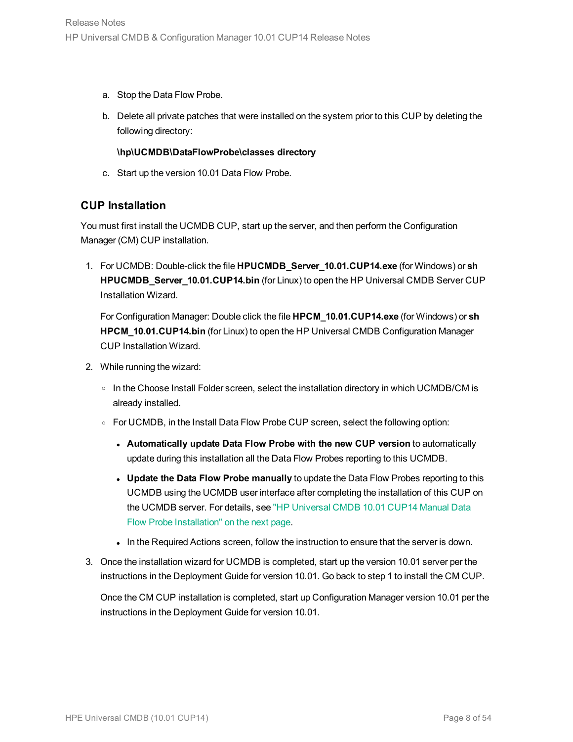a. Stop the Data Flow Probe.

b. Delete all private patches that were installed on the system prior to this CUP by deleting the following directory:

   **\hp\UCMDB\DataFlowProbe\classes directory**

c. Start up the version 10.01 Data Flow Probe.

### CUP Installation

You must first install the UCMDB CUP, start up the server, and then perform the Configuration Manager (CM) CUP installation.

1. For UCMDB: Double-click the file **HPUCMDB_Server_10.01.CUP14.exe** (for Windows) or **sh HPUCMDB_Server_10.01.CUP14.bin** (for Linux) to open the HP Universal CMDB Server CUP Installation Wizard.

   For Configuration Manager: Double click the file **HPCM_10.01.CUP14.exe** (for Windows) or **sh HPCM_10.01.CUP14.bin** (for Linux) to open the HP Universal CMDB Configuration Manager CUP Installation Wizard.

2. While running the wizard:

   - In the Choose Install Folder screen, select the installation directory in which UCMDB/CM is already installed.
   - For UCMDB, in the Install Data Flow Probe CUP screen, select the following option:
     - **Automatically update Data Flow Probe with the new CUP version** to automatically update during this installation all the Data Flow Probes reporting to this UCMDB.
     - **Update the Data Flow Probe manually** to update the Data Flow Probes reporting to this UCMDB using the UCMDB user interface after completing the installation of this CUP on the UCMDB server. For details, see "HP Universal CMDB 10.01 CUP14 Manual Data Flow Probe Installation" on the next page.
     - In the Required Actions screen, follow the instruction to ensure that the server is down.

3. Once the installation wizard for UCMDB is completed, start up the version 10.01 server per the instructions in the Deployment Guide for version 10.01. Go back to step 1 to install the CM CUP.

   Once the CM CUP installation is completed, start up Configuration Manager version 10.01 per the instructions in the Deployment Guide for version 10.01.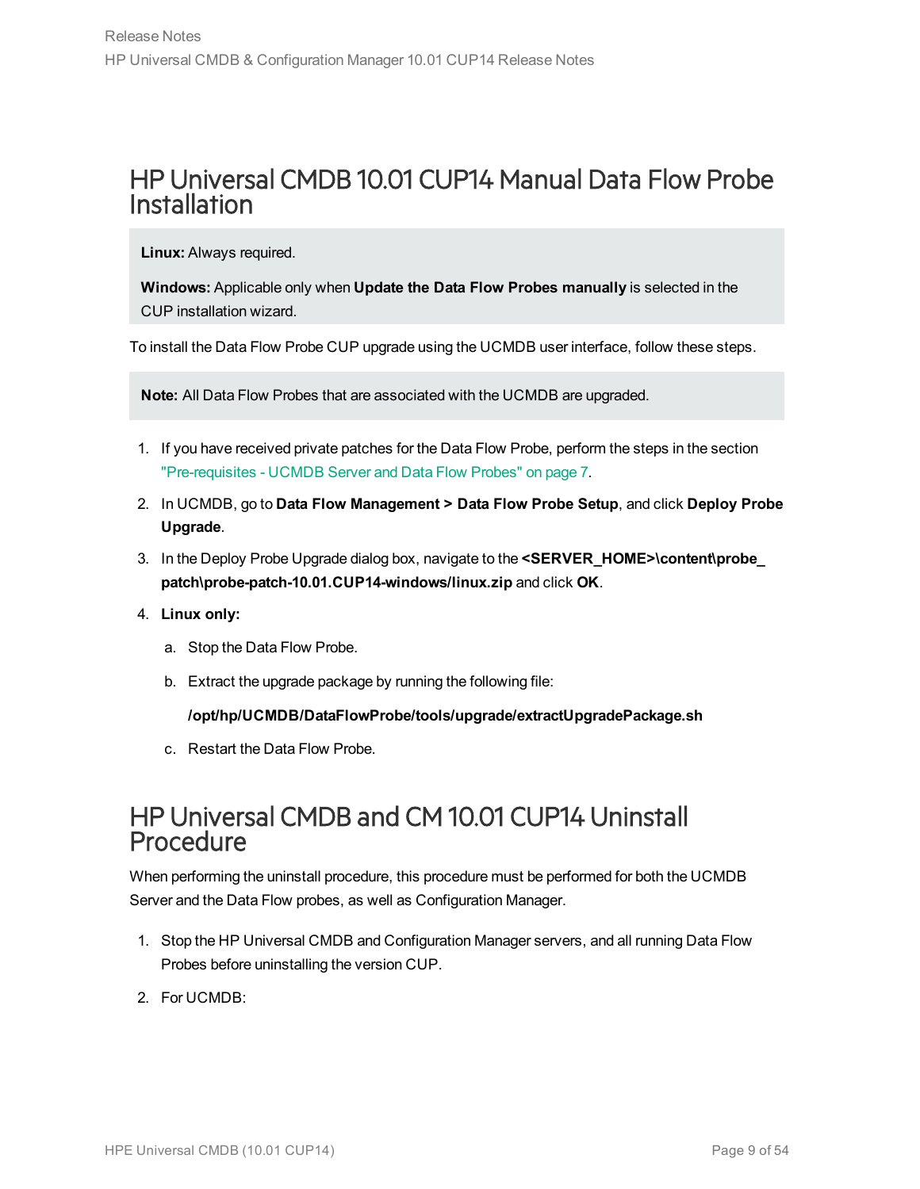# HP Universal CMDB 10.01 CUP14 Manual Data Flow Probe Installation

**Linux:** Always required.

**Windows:** Applicable only when **Update the Data Flow Probes manually** is selected in the CUP installation wizard.

To install the Data Flow Probe CUP upgrade using the UCMDB user interface, follow these steps.

**Note:** All Data Flow Probes that are associated with the UCMDB are upgraded.

1. If you have received private patches for the Data Flow Probe, perform the steps in the section "Pre-requisites - UCMDB Server and Data Flow Probes" on page 7.
2. In UCMDB, go to **Data Flow Management > Data Flow Probe Setup**, and click **Deploy Probe Upgrade**.
3. In the Deploy Probe Upgrade dialog box, navigate to the **<SERVER_HOME>\content\probe_patch\probe-patch-10.01.CUP14-windows/linux.zip** and click **OK**.
4. **Linux only:**
   a. Stop the Data Flow Probe.
   b. Extract the upgrade package by running the following file:

      **/opt/hp/UCMDB/DataFlowProbe/tools/upgrade/extractUpgradePackage.sh**
   c. Restart the Data Flow Probe.

# HP Universal CMDB and CM 10.01 CUP14 Uninstall Procedure

When performing the uninstall procedure, this procedure must be performed for both the UCMDB Server and the Data Flow probes, as well as Configuration Manager.

1. Stop the HP Universal CMDB and Configuration Manager servers, and all running Data Flow Probes before uninstalling the version CUP.
2. For UCMDB: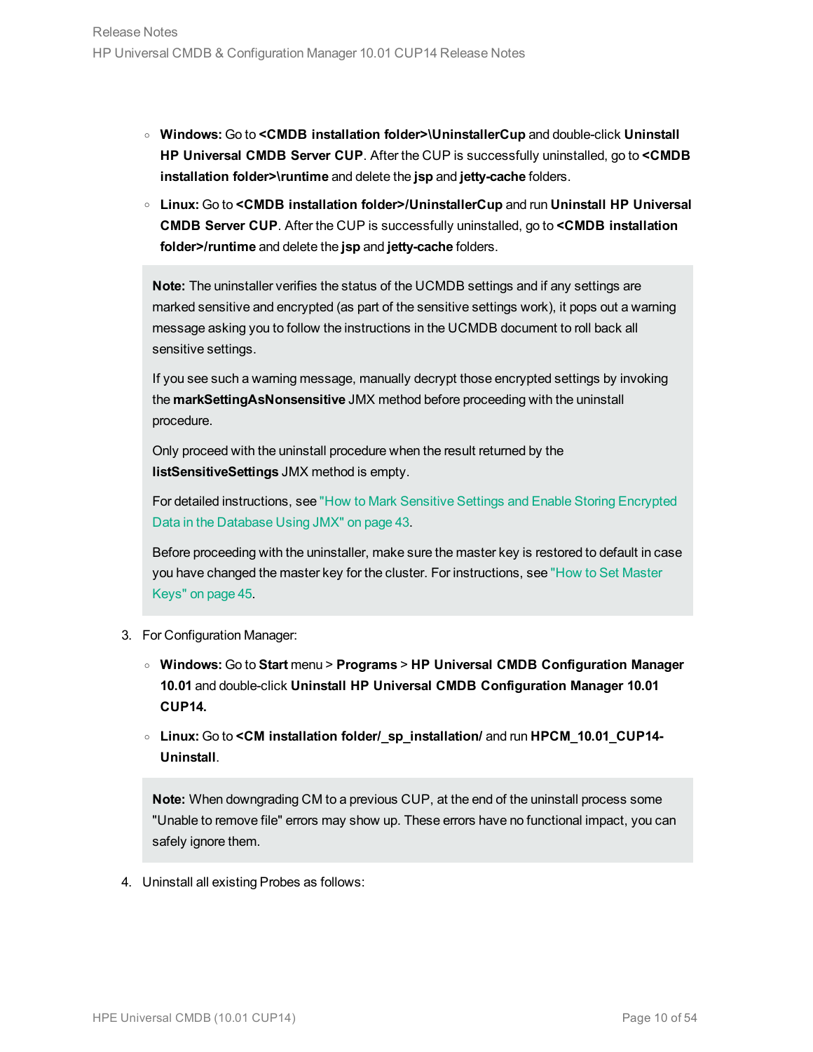- **Windows:** Go to **<CMDB installation folder>\UninstallerCup** and double-click **Uninstall HP Universal CMDB Server CUP**. After the CUP is successfully uninstalled, go to **<CMDB installation folder>\runtime** and delete the **jsp** and **jetty-cache** folders.
   - **Linux:** Go to **<CMDB installation folder>/UninstallerCup** and run **Uninstall HP Universal CMDB Server CUP**. After the CUP is successfully uninstalled, go to **<CMDB installation folder>/runtime** and delete the **jsp** and **jetty-cache** folders.

   > **Note:** The uninstaller verifies the status of the UCMDB settings and if any settings are marked sensitive and encrypted (as part of the sensitive settings work), it pops out a warning message asking you to follow the instructions in the UCMDB document to roll back all sensitive settings.
   >
   > If you see such a warning message, manually decrypt those encrypted settings by invoking the **markSettingAsNonsensitive** JMX method before proceeding with the uninstall procedure.
   >
   > Only proceed with the uninstall procedure when the result returned by the **listSensitiveSettings** JMX method is empty.
   >
   > For detailed instructions, see "How to Mark Sensitive Settings and Enable Storing Encrypted Data in the Database Using JMX" on page 43.
   >
   > Before proceeding with the uninstaller, make sure the master key is restored to default in case you have changed the master key for the cluster. For instructions, see "How to Set Master Keys" on page 45.

3. For Configuration Manager:
   - **Windows:** Go to **Start** menu > **Programs** > **HP Universal CMDB Configuration Manager 10.01** and double-click **Uninstall HP Universal CMDB Configuration Manager 10.01 CUP14.**
   - **Linux:** Go to **<CM installation folder/_sp_installation/** and run **HPCM_10.01_CUP14-Uninstall**.

   > **Note:** When downgrading CM to a previous CUP, at the end of the uninstall process some "Unable to remove file" errors may show up. These errors have no functional impact, you can safely ignore them.

4. Uninstall all existing Probes as follows: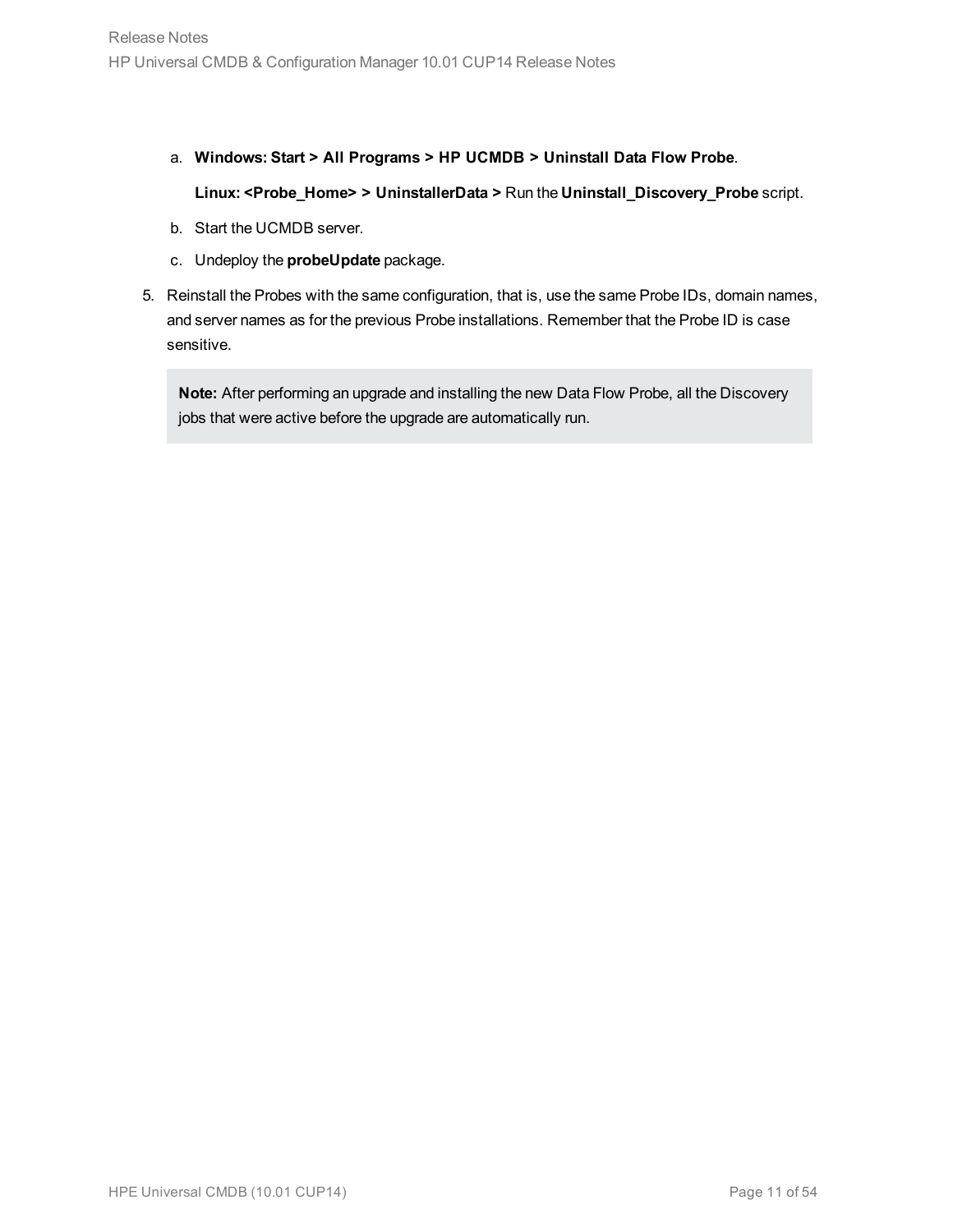a. **Windows: Start > All Programs > HP UCMDB > Uninstall Data Flow Probe**.

   **Linux: <Probe_Home> > UninstallerData >** Run the **Uninstall_Discovery_Probe** script.

b. Start the UCMDB server.

c. Undeploy the **probeUpdate** package.

5. Reinstall the Probes with the same configuration, that is, use the same Probe IDs, domain names, and server names as for the previous Probe installations. Remember that the Probe ID is case sensitive.

   > **Note:** After performing an upgrade and installing the new Data Flow Probe, all the Discovery jobs that were active before the upgrade are automatically run.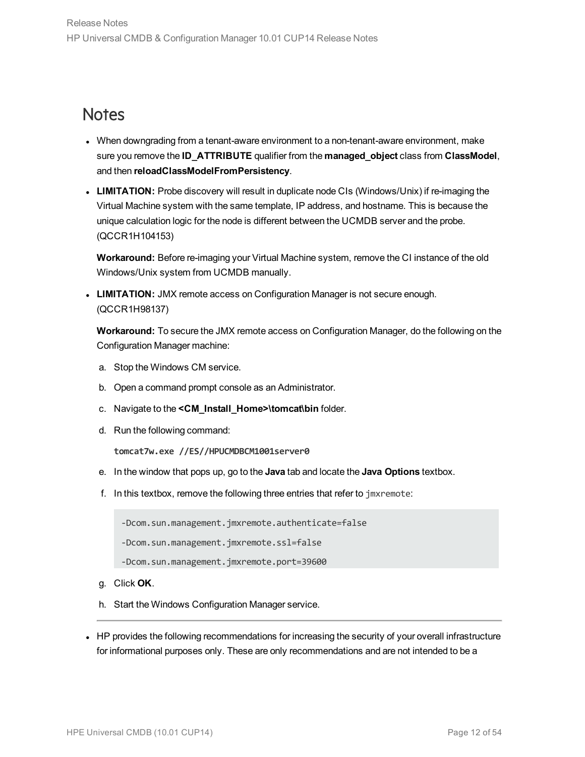## Notes

- When downgrading from a tenant-aware environment to a non-tenant-aware environment, make sure you remove the **ID_ATTRIBUTE** qualifier from the **managed_object** class from **ClassModel**, and then **reloadClassModelFromPersistency**.

- **LIMITATION:** Probe discovery will result in duplicate node CIs (Windows/Unix) if re-imaging the Virtual Machine system with the same template, IP address, and hostname. This is because the unique calculation logic for the node is different between the UCMDB server and the probe. (QCCR1H104153)

  **Workaround:** Before re-imaging your Virtual Machine system, remove the CI instance of the old Windows/Unix system from UCMDB manually.

- **LIMITATION:** JMX remote access on Configuration Manager is not secure enough. (QCCR1H98137)

  **Workaround:** To secure the JMX remote access on Configuration Manager, do the following on the Configuration Manager machine:

  a. Stop the Windows CM service.

  b. Open a command prompt console as an Administrator.

  c. Navigate to the **<CM_Install_Home>\tomcat\bin** folder.

  d. Run the following command:

     **tomcat7w.exe //ES//HPUCMDBCM1001server0**

  e. In the window that pops up, go to the **Java** tab and locate the **Java Options** textbox.

  f. In this textbox, remove the following three entries that refer to `jmxremote`:

     ```
     -Dcom.sun.management.jmxremote.authenticate=false
     -Dcom.sun.management.jmxremote.ssl=false
     -Dcom.sun.management.jmxremote.port=39600
     ```

  g. Click **OK**.

  h. Start the Windows Configuration Manager service.

---

- HP provides the following recommendations for increasing the security of your overall infrastructure for informational purposes only. These are only recommendations and are not intended to be a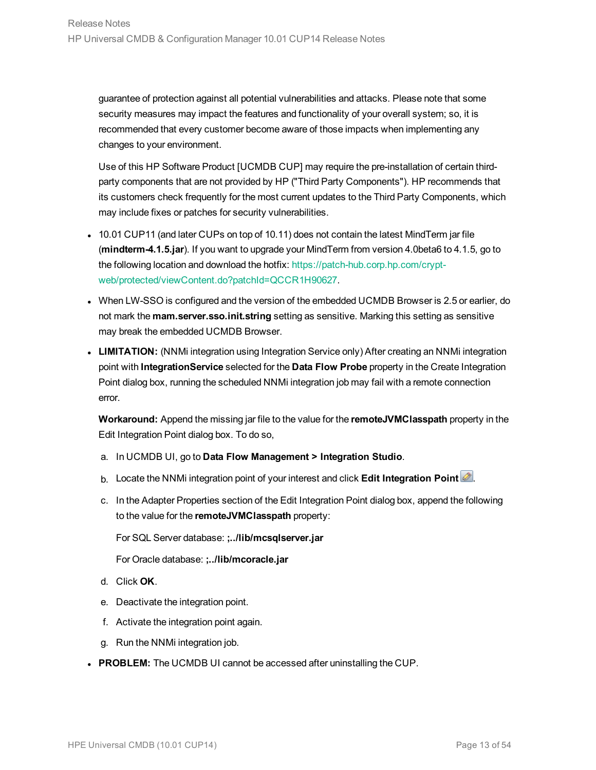guarantee of protection against all potential vulnerabilities and attacks. Please note that some security measures may impact the features and functionality of your overall system; so, it is recommended that every customer become aware of those impacts when implementing any changes to your environment.

Use of this HP Software Product [UCMDB CUP] may require the pre-installation of certain third-party components that are not provided by HP ("Third Party Components"). HP recommends that its customers check frequently for the most current updates to the Third Party Components, which may include fixes or patches for security vulnerabilities.

- 10.01 CUP11 (and later CUPs on top of 10.11) does not contain the latest MindTerm jar file (**mindterm-4.1.5.jar**). If you want to upgrade your MindTerm from version 4.0beta6 to 4.1.5, go to the following location and download the hotfix: https://patch-hub.corp.hp.com/crypt-web/protected/viewContent.do?patchId=QCCR1H90627.
- When LW-SSO is configured and the version of the embedded UCMDB Browser is 2.5 or earlier, do not mark the **mam.server.sso.init.string** setting as sensitive. Marking this setting as sensitive may break the embedded UCMDB Browser.
- **LIMITATION:** (NNMi integration using Integration Service only) After creating an NNMi integration point with **IntegrationService** selected for the **Data Flow Probe** property in the Create Integration Point dialog box, running the scheduled NNMi integration job may fail with a remote connection error.

  **Workaround:** Append the missing jar file to the value for the **remoteJVMClasspath** property in the Edit Integration Point dialog box. To do so,

  a. In UCMDB UI, go to **Data Flow Management > Integration Studio**.
  b. Locate the NNMi integration point of your interest and click **Edit Integration Point**.
  c. In the Adapter Properties section of the Edit Integration Point dialog box, append the following to the value for the **remoteJVMClasspath** property:

     For SQL Server database: **;../lib/mcsqlserver.jar**

     For Oracle database: **;../lib/mcoracle.jar**
  d. Click **OK**.
  e. Deactivate the integration point.
  f. Activate the integration point again.
  g. Run the NNMi integration job.
- **PROBLEM:** The UCMDB UI cannot be accessed after uninstalling the CUP.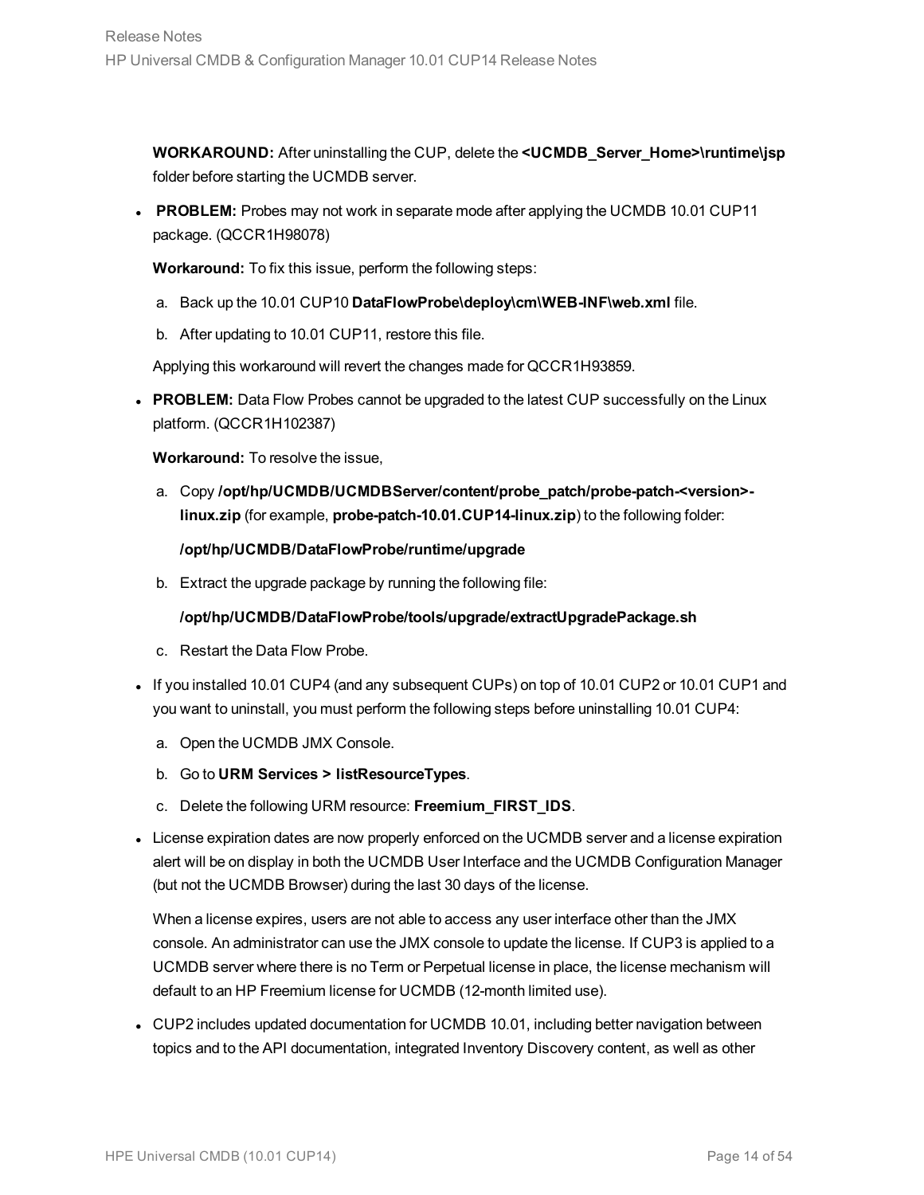**WORKAROUND:** After uninstalling the CUP, delete the **<UCMDB_Server_Home>\runtime\jsp** folder before starting the UCMDB server.

- **PROBLEM:** Probes may not work in separate mode after applying the UCMDB 10.01 CUP11 package. (QCCR1H98078)

  **Workaround:** To fix this issue, perform the following steps:

  a. Back up the 10.01 CUP10 **DataFlowProbe\deploy\cm\WEB-INF\web.xml** file.

  b. After updating to 10.01 CUP11, restore this file.

  Applying this workaround will revert the changes made for QCCR1H93859.

- **PROBLEM:** Data Flow Probes cannot be upgraded to the latest CUP successfully on the Linux platform. (QCCR1H102387)

  **Workaround:** To resolve the issue,

  a. Copy **/opt/hp/UCMDB/UCMDBServer/content/probe_patch/probe-patch-<version>-linux.zip** (for example, **probe-patch-10.01.CUP14-linux.zip**) to the following folder:

     **/opt/hp/UCMDB/DataFlowProbe/runtime/upgrade**

  b. Extract the upgrade package by running the following file:

     **/opt/hp/UCMDB/DataFlowProbe/tools/upgrade/extractUpgradePackage.sh**

  c. Restart the Data Flow Probe.

- If you installed 10.01 CUP4 (and any subsequent CUPs) on top of 10.01 CUP2 or 10.01 CUP1 and you want to uninstall, you must perform the following steps before uninstalling 10.01 CUP4:

  a. Open the UCMDB JMX Console.

  b. Go to **URM Services > listResourceTypes**.

  c. Delete the following URM resource: **Freemium_FIRST_IDS**.

- License expiration dates are now properly enforced on the UCMDB server and a license expiration alert will be on display in both the UCMDB User Interface and the UCMDB Configuration Manager (but not the UCMDB Browser) during the last 30 days of the license.

  When a license expires, users are not able to access any user interface other than the JMX console. An administrator can use the JMX console to update the license. If CUP3 is applied to a UCMDB server where there is no Term or Perpetual license in place, the license mechanism will default to an HP Freemium license for UCMDB (12-month limited use).

- CUP2 includes updated documentation for UCMDB 10.01, including better navigation between topics and to the API documentation, integrated Inventory Discovery content, as well as other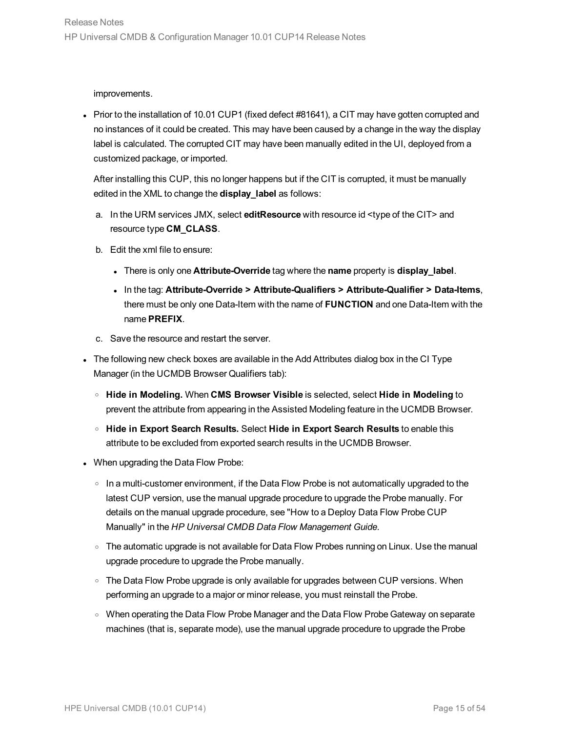improvements.

- Prior to the installation of 10.01 CUP1 (fixed defect #81641), a CIT may have gotten corrupted and no instances of it could be created. This may have been caused by a change in the way the display label is calculated. The corrupted CIT may have been manually edited in the UI, deployed from a customized package, or imported.

  After installing this CUP, this no longer happens but if the CIT is corrupted, it must be manually edited in the XML to change the **display_label** as follows:

  a. In the URM services JMX, select **editResource** with resource id <type of the CIT> and resource type **CM_CLASS**.

  b. Edit the xml file to ensure:

     - There is only one **Attribute-Override** tag where the **name** property is **display_label**.
     - In the tag: **Attribute-Override > Attribute-Qualifiers > Attribute-Qualifier > Data-Items**, there must be only one Data-Item with the name of **FUNCTION** and one Data-Item with the name **PREFIX**.

  c. Save the resource and restart the server.

- The following new check boxes are available in the Add Attributes dialog box in the CI Type Manager (in the UCMDB Browser Qualifiers tab):

  - **Hide in Modeling.** When **CMS Browser Visible** is selected, select **Hide in Modeling** to prevent the attribute from appearing in the Assisted Modeling feature in the UCMDB Browser.
  - **Hide in Export Search Results.** Select **Hide in Export Search Results** to enable this attribute to be excluded from exported search results in the UCMDB Browser.

- When upgrading the Data Flow Probe:

  - In a multi-customer environment, if the Data Flow Probe is not automatically upgraded to the latest CUP version, use the manual upgrade procedure to upgrade the Probe manually. For details on the manual upgrade procedure, see "How to a Deploy Data Flow Probe CUP Manually" in the *HP Universal CMDB Data Flow Management Guide*.
  - The automatic upgrade is not available for Data Flow Probes running on Linux. Use the manual upgrade procedure to upgrade the Probe manually.
  - The Data Flow Probe upgrade is only available for upgrades between CUP versions. When performing an upgrade to a major or minor release, you must reinstall the Probe.
  - When operating the Data Flow Probe Manager and the Data Flow Probe Gateway on separate machines (that is, separate mode), use the manual upgrade procedure to upgrade the Probe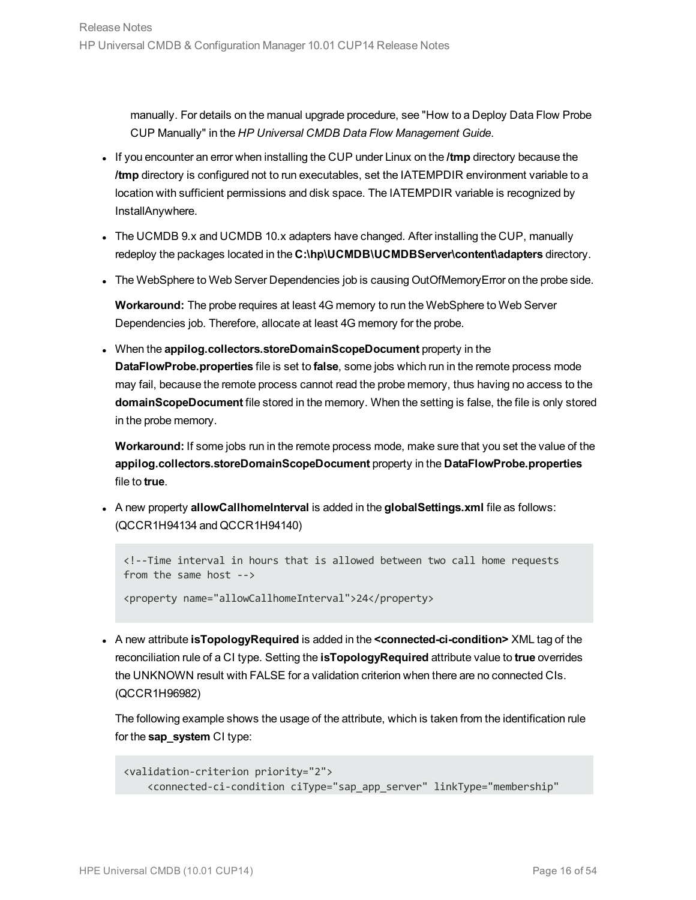manually. For details on the manual upgrade procedure, see "How to a Deploy Data Flow Probe CUP Manually" in the *HP Universal CMDB Data Flow Management Guide*.

- If you encounter an error when installing the CUP under Linux on the **/tmp** directory because the **/tmp** directory is configured not to run executables, set the IATEMPDIR environment variable to a location with sufficient permissions and disk space. The IATEMPDIR variable is recognized by InstallAnywhere.
- The UCMDB 9.x and UCMDB 10.x adapters have changed. After installing the CUP, manually redeploy the packages located in the **C:\hp\UCMDB\UCMDBServer\content\adapters** directory.
- The WebSphere to Web Server Dependencies job is causing OutOfMemoryError on the probe side.

  **Workaround:** The probe requires at least 4G memory to run the WebSphere to Web Server Dependencies job. Therefore, allocate at least 4G memory for the probe.

- When the **appilog.collectors.storeDomainScopeDocument** property in the **DataFlowProbe.properties** file is set to **false**, some jobs which run in the remote process mode may fail, because the remote process cannot read the probe memory, thus having no access to the **domainScopeDocument** file stored in the memory. When the setting is false, the file is only stored in the probe memory.

  **Workaround:** If some jobs run in the remote process mode, make sure that you set the value of the **appilog.collectors.storeDomainScopeDocument** property in the **DataFlowProbe.properties** file to **true**.

- A new property **allowCallhomeInterval** is added in the **globalSettings.xml** file as follows: (QCCR1H94134 and QCCR1H94140)

  ```
  <!--Time interval in hours that is allowed between two call home requests
  from the same host -->

  <property name="allowCallhomeInterval">24</property>
  ```

- A new attribute **isTopologyRequired** is added in the **<connected-ci-condition>** XML tag of the reconciliation rule of a CI type. Setting the **isTopologyRequired** attribute value to **true** overrides the UNKNOWN result with FALSE for a validation criterion when there are no connected CIs. (QCCR1H96982)

  The following example shows the usage of the attribute, which is taken from the identification rule for the **sap_system** CI type:

  ```
  <validation-criterion priority="2">
      <connected-ci-condition ciType="sap_app_server" linkType="membership"
  ```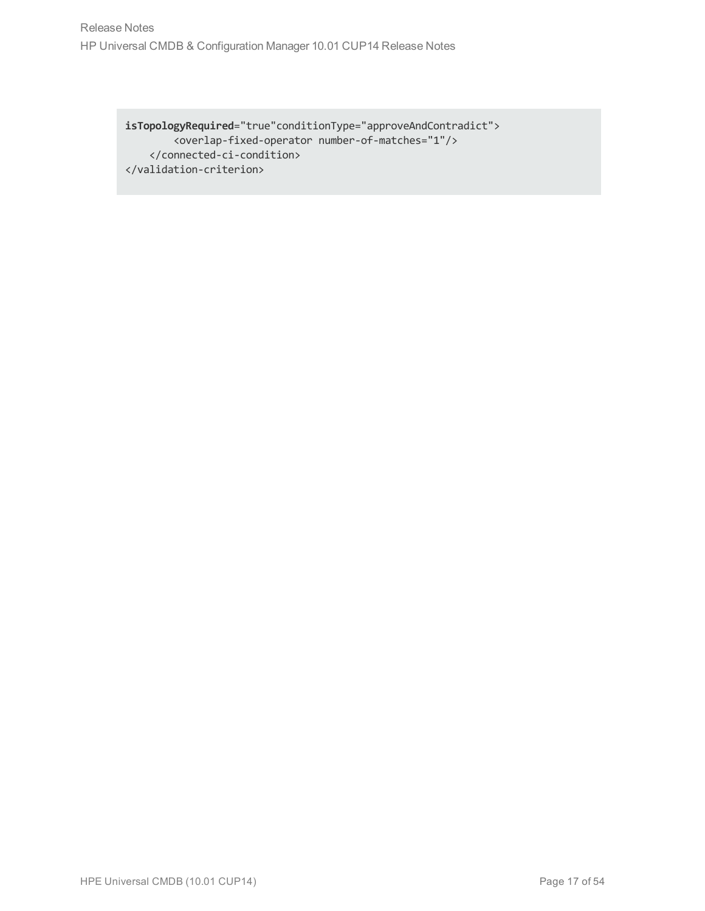```
isTopologyRequired="true"conditionType="approveAndContradict">
        <overlap-fixed-operator number-of-matches="1"/>
    </connected-ci-condition>
</validation-criterion>
```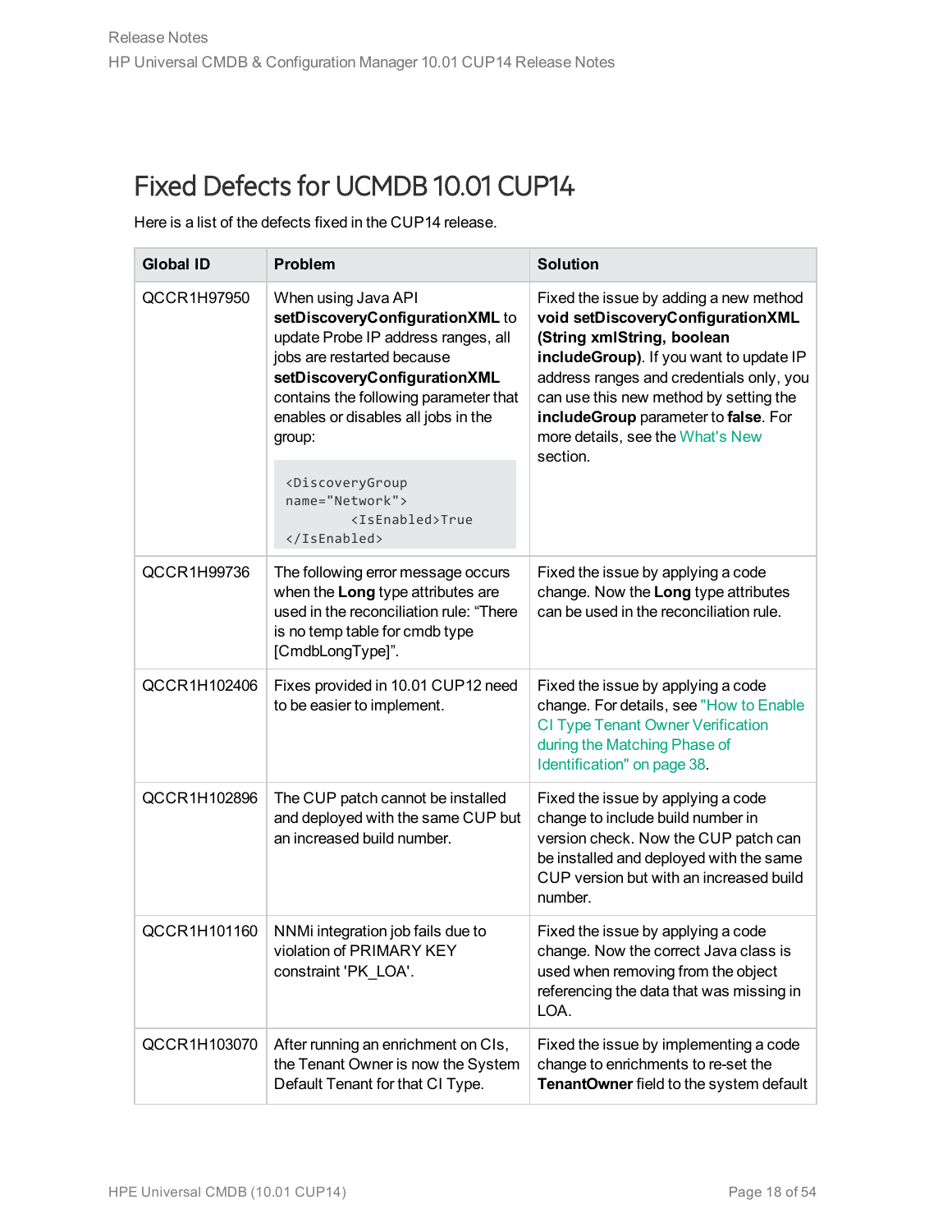# Fixed Defects for UCMDB 10.01 CUP14

Here is a list of the defects fixed in the CUP14 release.

| Global ID | Problem | Solution |
|---|---|---|
| QCCR1H97950 | When using Java API **setDiscoveryConfigurationXML** to update Probe IP address ranges, all jobs are restarted because **setDiscoveryConfigurationXML** contains the following parameter that enables or disables all jobs in the group: `<DiscoveryGroup name="Network"> <IsEnabled>True </IsEnabled>` | Fixed the issue by adding a new method **void setDiscoveryConfigurationXML (String xmlString, boolean includeGroup)**. If you want to update IP address ranges and credentials only, you can use this new method by setting the **includeGroup** parameter to **false**. For more details, see the What's New section. |
| QCCR1H99736 | The following error message occurs when the **Long** type attributes are used in the reconciliation rule: "There is no temp table for cmdb type [CmdbLongType]". | Fixed the issue by applying a code change. Now the **Long** type attributes can be used in the reconciliation rule. |
| QCCR1H102406 | Fixes provided in 10.01 CUP12 need to be easier to implement. | Fixed the issue by applying a code change. For details, see "How to Enable CI Type Tenant Owner Verification during the Matching Phase of Identification" on page 38. |
| QCCR1H102896 | The CUP patch cannot be installed and deployed with the same CUP but an increased build number. | Fixed the issue by applying a code change to include build number in version check. Now the CUP patch can be installed and deployed with the same CUP version but with an increased build number. |
| QCCR1H101160 | NNMi integration job fails due to violation of PRIMARY KEY constraint 'PK_LOA'. | Fixed the issue by applying a code change. Now the correct Java class is used when removing from the object referencing the data that was missing in LOA. |
| QCCR1H103070 | After running an enrichment on CIs, the Tenant Owner is now the System Default Tenant for that CI Type. | Fixed the issue by implementing a code change to enrichments to re-set the **TenantOwner** field to the system default |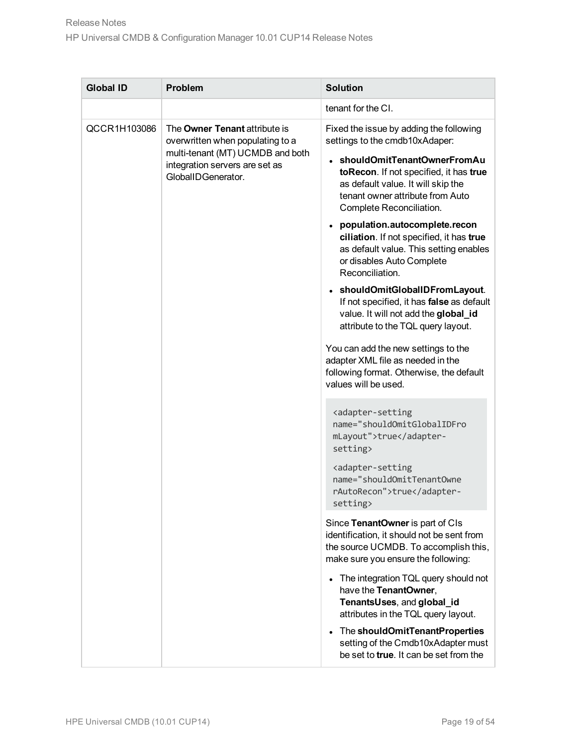| Global ID | Problem | Solution |
| --- | --- | --- |
| | | tenant for the CI. |
| QCCR1H103086 | The **Owner Tenant** attribute is overwritten when populating to a multi-tenant (MT) UCMDB and both integration servers are set as GlobalIDGenerator. | Fixed the issue by adding the following settings to the cmdb10xAdaper:<br>• **shouldOmitTenantOwnerFromAutoRecon**. If not specified, it has **true** as default value. It will skip the tenant owner attribute from Auto Complete Reconciliation.<br>• **population.autocomplete.reconciliation**. If not specified, it has **true** as default value. This setting enables or disables Auto Complete Reconciliation.<br>• **shouldOmitGlobalIDFromLayout**. If not specified, it has **false** as default value. It will not add the **global_id** attribute to the TQL query layout.<br><br>You can add the new settings to the adapter XML file as needed in the following format. Otherwise, the default values will be used.<br><br>`<adapter-setting name="shouldOmitGlobalIDFromLayout">true</adapter-setting>`<br><br>`<adapter-setting name="shouldOmitTenantOwnerAutoRecon">true</adapter-setting>`<br><br>Since **TenantOwner** is part of CIs identification, it should not be sent from the source UCMDB. To accomplish this, make sure you ensure the following:<br>• The integration TQL query should not have the **TenantOwner**, **TenantsUses**, and **global_id** attributes in the TQL query layout.<br>• The **shouldOmitTenantProperties** setting of the Cmdb10xAdapter must be set to **true**. It can be set from the |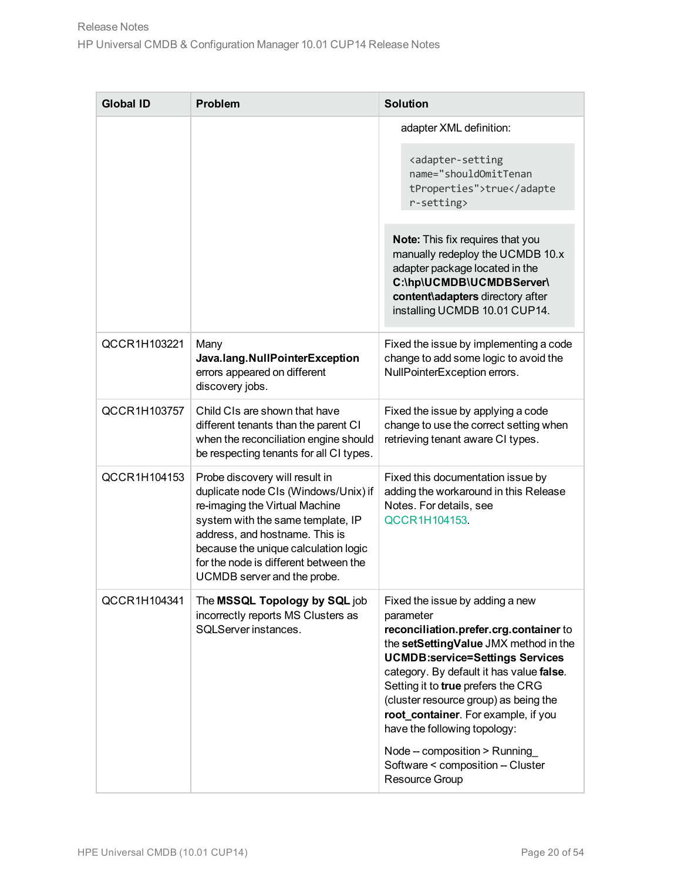| Global ID | Problem | Solution |
|---|---|---|
| | | adapter XML definition: `<adapter-setting name="shouldOmitTenantProperties">true</adapter-setting>` **Note:** This fix requires that you manually redeploy the UCMDB 10.x adapter package located in the **C:\hp\UCMDB\UCMDBServer\content\adapters** directory after installing UCMDB 10.01 CUP14. |
| QCCR1H103221 | Many **Java.lang.NullPointerException** errors appeared on different discovery jobs. | Fixed the issue by implementing a code change to add some logic to avoid the NullPointerException errors. |
| QCCR1H103757 | Child CIs are shown that have different tenants than the parent CI when the reconciliation engine should be respecting tenants for all CI types. | Fixed the issue by applying a code change to use the correct setting when retrieving tenant aware CI types. |
| QCCR1H104153 | Probe discovery will result in duplicate node CIs (Windows/Unix) if re-imaging the Virtual Machine system with the same template, IP address, and hostname. This is because the unique calculation logic for the node is different between the UCMDB server and the probe. | Fixed this documentation issue by adding the workaround in this Release Notes. For details, see QCCR1H104153. |
| QCCR1H104341 | The **MSSQL Topology by SQL** job incorrectly reports MS Clusters as SQLServer instances. | Fixed the issue by adding a new parameter **reconciliation.prefer.crg.container** to the **setSettingValue** JMX method in the **UCMDB:service=Settings Services** category. By default it has value **false**. Setting it to **true** prefers the CRG (cluster resource group) as being the **root_container**. For example, if you have the following topology: Node -- composition > Running_ Software < composition -- Cluster Resource Group |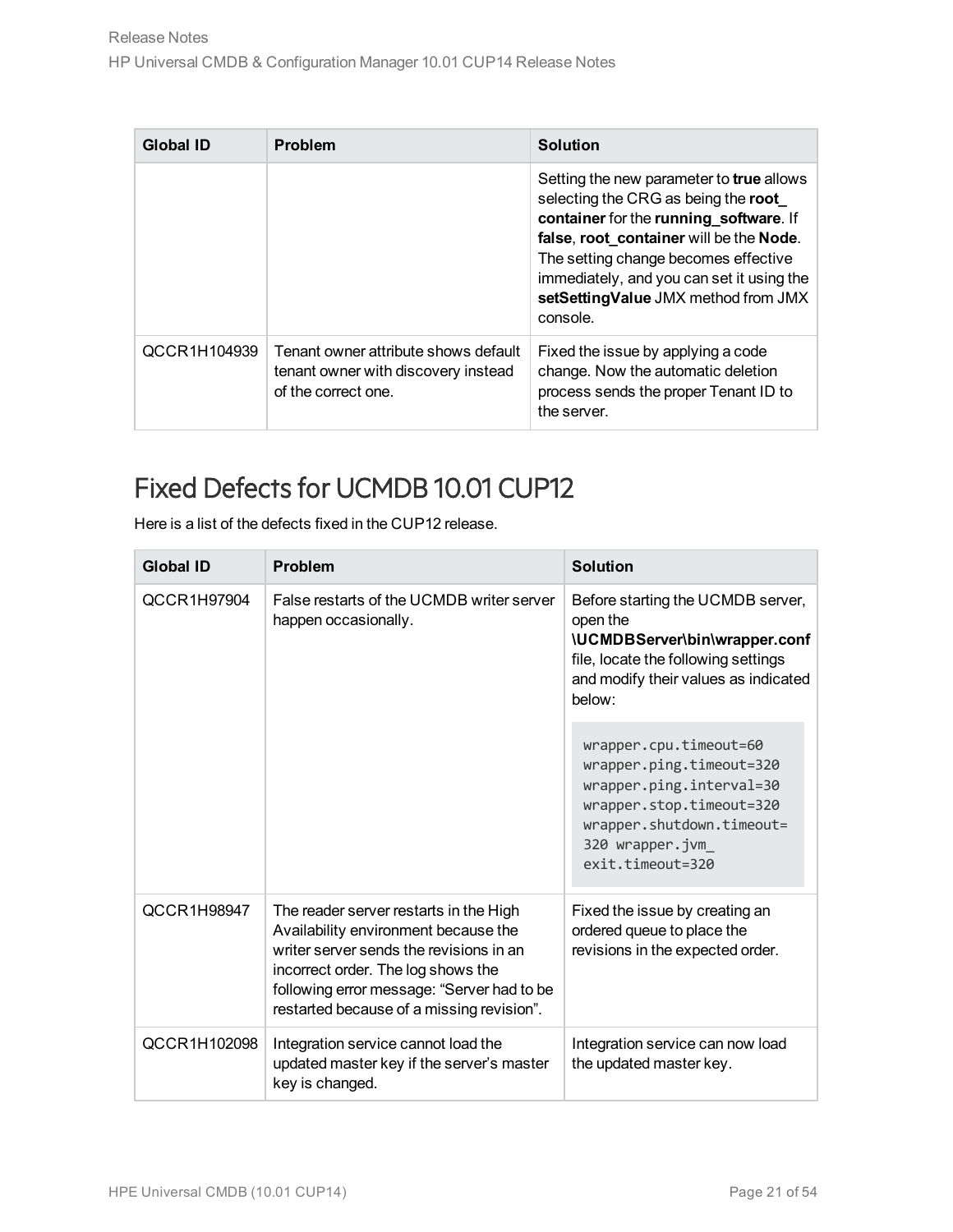| Global ID | Problem | Solution |
|---|---|---|
| | | Setting the new parameter to **true** allows selecting the CRG as being the **root_ container** for the **running_software**. If **false**, **root_container** will be the **Node**. The setting change becomes effective immediately, and you can set it using the **setSettingValue** JMX method from JMX console. |
| QCCR1H104939 | Tenant owner attribute shows default tenant owner with discovery instead of the correct one. | Fixed the issue by applying a code change. Now the automatic deletion process sends the proper Tenant ID to the server. |

## Fixed Defects for UCMDB 10.01 CUP12

Here is a list of the defects fixed in the CUP12 release.

| Global ID | Problem | Solution |
|---|---|---|
| QCCR1H97904 | False restarts of the UCMDB writer server happen occasionally. | Before starting the UCMDB server, open the **\UCMDBServer\bin\wrapper.conf** file, locate the following settings and modify their values as indicated below:<br><br>`wrapper.cpu.timeout=60`<br>`wrapper.ping.timeout=320`<br>`wrapper.ping.interval=30`<br>`wrapper.stop.timeout=320`<br>`wrapper.shutdown.timeout= 320 wrapper.jvm_ exit.timeout=320` |
| QCCR1H98947 | The reader server restarts in the High Availability environment because the writer server sends the revisions in an incorrect order. The log shows the following error message: "Server had to be restarted because of a missing revision". | Fixed the issue by creating an ordered queue to place the revisions in the expected order. |
| QCCR1H102098 | Integration service cannot load the updated master key if the server's master key is changed. | Integration service can now load the updated master key. |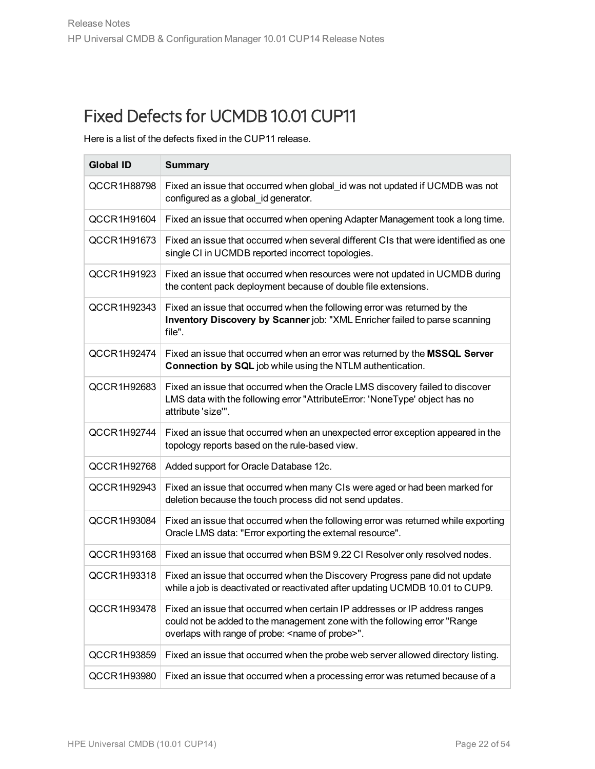## Fixed Defects for UCMDB 10.01 CUP11

Here is a list of the defects fixed in the CUP11 release.

| Global ID | Summary |
|---|---|
| QCCR1H88798 | Fixed an issue that occurred when global_id was not updated if UCMDB was not configured as a global_id generator. |
| QCCR1H91604 | Fixed an issue that occurred when opening Adapter Management took a long time. |
| QCCR1H91673 | Fixed an issue that occurred when several different CIs that were identified as one single CI in UCMDB reported incorrect topologies. |
| QCCR1H91923 | Fixed an issue that occurred when resources were not updated in UCMDB during the content pack deployment because of double file extensions. |
| QCCR1H92343 | Fixed an issue that occurred when the following error was returned by the **Inventory Discovery by Scanner** job: "XML Enricher failed to parse scanning file". |
| QCCR1H92474 | Fixed an issue that occurred when an error was returned by the **MSSQL Server Connection by SQL** job while using the NTLM authentication. |
| QCCR1H92683 | Fixed an issue that occurred when the Oracle LMS discovery failed to discover LMS data with the following error "AttributeError: 'NoneType' object has no attribute 'size'". |
| QCCR1H92744 | Fixed an issue that occurred when an unexpected error exception appeared in the topology reports based on the rule-based view. |
| QCCR1H92768 | Added support for Oracle Database 12c. |
| QCCR1H92943 | Fixed an issue that occurred when many CIs were aged or had been marked for deletion because the touch process did not send updates. |
| QCCR1H93084 | Fixed an issue that occurred when the following error was returned while exporting Oracle LMS data: "Error exporting the external resource". |
| QCCR1H93168 | Fixed an issue that occurred when BSM 9.22 CI Resolver only resolved nodes. |
| QCCR1H93318 | Fixed an issue that occurred when the Discovery Progress pane did not update while a job is deactivated or reactivated after updating UCMDB 10.01 to CUP9. |
| QCCR1H93478 | Fixed an issue that occurred when certain IP addresses or IP address ranges could not be added to the management zone with the following error "Range overlaps with range of probe: <name of probe>". |
| QCCR1H93859 | Fixed an issue that occurred when the probe web server allowed directory listing. |
| QCCR1H93980 | Fixed an issue that occurred when a processing error was returned because of a |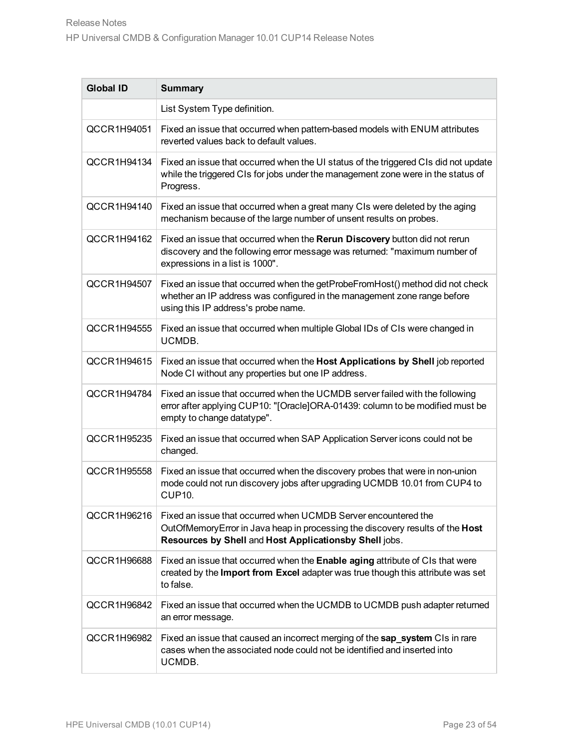| Global ID | Summary |
| --- | --- |
| | List System Type definition. |
| QCCR1H94051 | Fixed an issue that occurred when pattern-based models with ENUM attributes reverted values back to default values. |
| QCCR1H94134 | Fixed an issue that occurred when the UI status of the triggered CIs did not update while the triggered CIs for jobs under the management zone were in the status of Progress. |
| QCCR1H94140 | Fixed an issue that occurred when a great many CIs were deleted by the aging mechanism because of the large number of unsent results on probes. |
| QCCR1H94162 | Fixed an issue that occurred when the **Rerun Discovery** button did not rerun discovery and the following error message was returned: "maximum number of expressions in a list is 1000". |
| QCCR1H94507 | Fixed an issue that occurred when the getProbeFromHost() method did not check whether an IP address was configured in the management zone range before using this IP address's probe name. |
| QCCR1H94555 | Fixed an issue that occurred when multiple Global IDs of CIs were changed in UCMDB. |
| QCCR1H94615 | Fixed an issue that occurred when the **Host Applications by Shell** job reported Node CI without any properties but one IP address. |
| QCCR1H94784 | Fixed an issue that occurred when the UCMDB server failed with the following error after applying CUP10: "[Oracle]ORA-01439: column to be modified must be empty to change datatype". |
| QCCR1H95235 | Fixed an issue that occurred when SAP Application Server icons could not be changed. |
| QCCR1H95558 | Fixed an issue that occurred when the discovery probes that were in non-union mode could not run discovery jobs after upgrading UCMDB 10.01 from CUP4 to CUP10. |
| QCCR1H96216 | Fixed an issue that occurred when UCMDB Server encountered the OutOfMemoryError in Java heap in processing the discovery results of the **Host Resources by Shell** and **Host Applicationsby Shell** jobs. |
| QCCR1H96688 | Fixed an issue that occurred when the **Enable aging** attribute of CIs that were created by the **Import from Excel** adapter was true though this attribute was set to false. |
| QCCR1H96842 | Fixed an issue that occurred when the UCMDB to UCMDB push adapter returned an error message. |
| QCCR1H96982 | Fixed an issue that caused an incorrect merging of the **sap_system** CIs in rare cases when the associated node could not be identified and inserted into UCMDB. |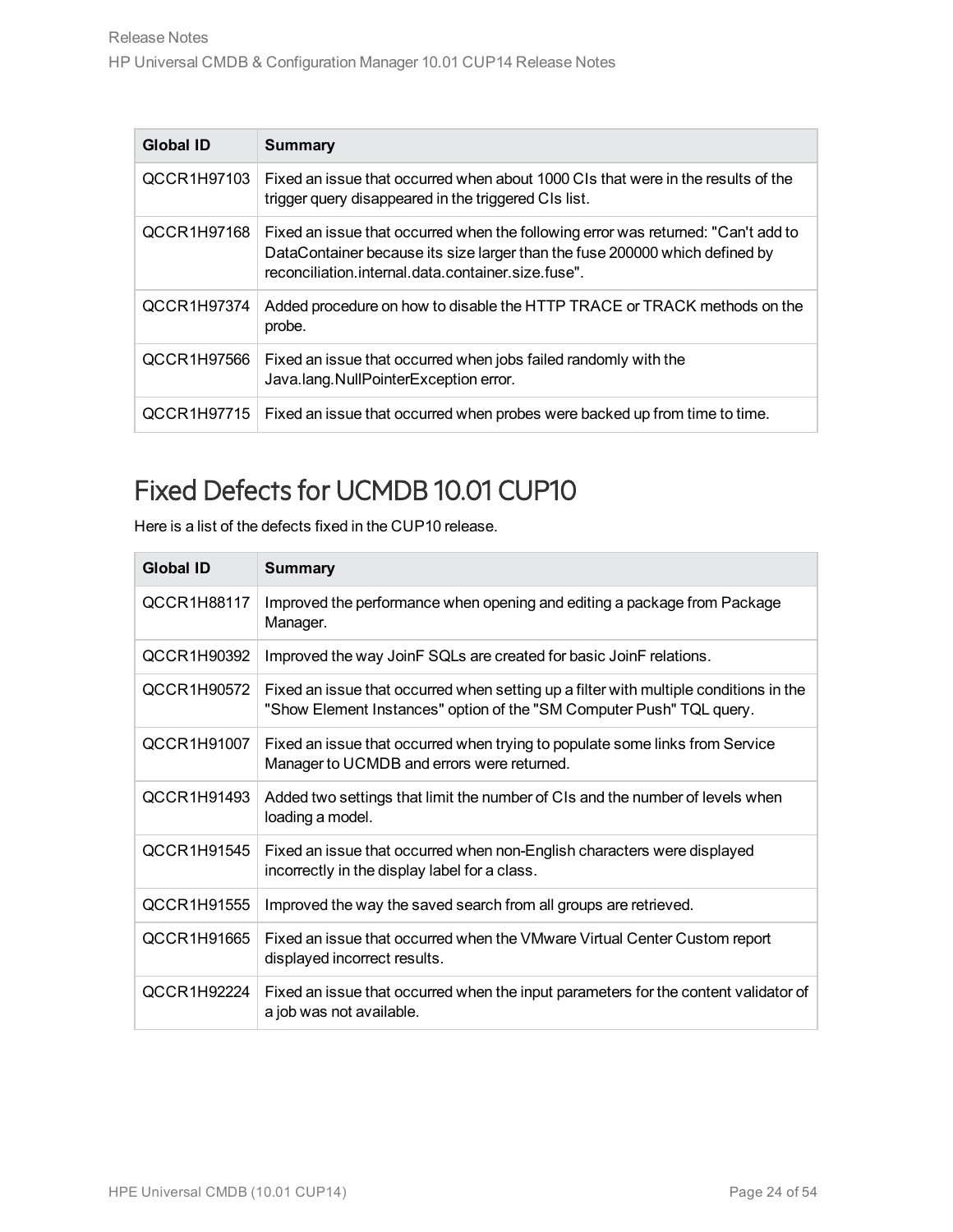| Global ID | Summary |
| --- | --- |
| QCCR1H97103 | Fixed an issue that occurred when about 1000 CIs that were in the results of the trigger query disappeared in the triggered CIs list. |
| QCCR1H97168 | Fixed an issue that occurred when the following error was returned: "Can't add to DataContainer because its size larger than the fuse 200000 which defined by reconciliation.internal.data.container.size.fuse". |
| QCCR1H97374 | Added procedure on how to disable the HTTP TRACE or TRACK methods on the probe. |
| QCCR1H97566 | Fixed an issue that occurred when jobs failed randomly with the Java.lang.NullPointerException error. |
| QCCR1H97715 | Fixed an issue that occurred when probes were backed up from time to time. |

## Fixed Defects for UCMDB 10.01 CUP10

Here is a list of the defects fixed in the CUP10 release.

| Global ID | Summary |
| --- | --- |
| QCCR1H88117 | Improved the performance when opening and editing a package from Package Manager. |
| QCCR1H90392 | Improved the way JoinF SQLs are created for basic JoinF relations. |
| QCCR1H90572 | Fixed an issue that occurred when setting up a filter with multiple conditions in the "Show Element Instances" option of the "SM Computer Push" TQL query. |
| QCCR1H91007 | Fixed an issue that occurred when trying to populate some links from Service Manager to UCMDB and errors were returned. |
| QCCR1H91493 | Added two settings that limit the number of CIs and the number of levels when loading a model. |
| QCCR1H91545 | Fixed an issue that occurred when non-English characters were displayed incorrectly in the display label for a class. |
| QCCR1H91555 | Improved the way the saved search from all groups are retrieved. |
| QCCR1H91665 | Fixed an issue that occurred when the VMware Virtual Center Custom report displayed incorrect results. |
| QCCR1H92224 | Fixed an issue that occurred when the input parameters for the content validator of a job was not available. |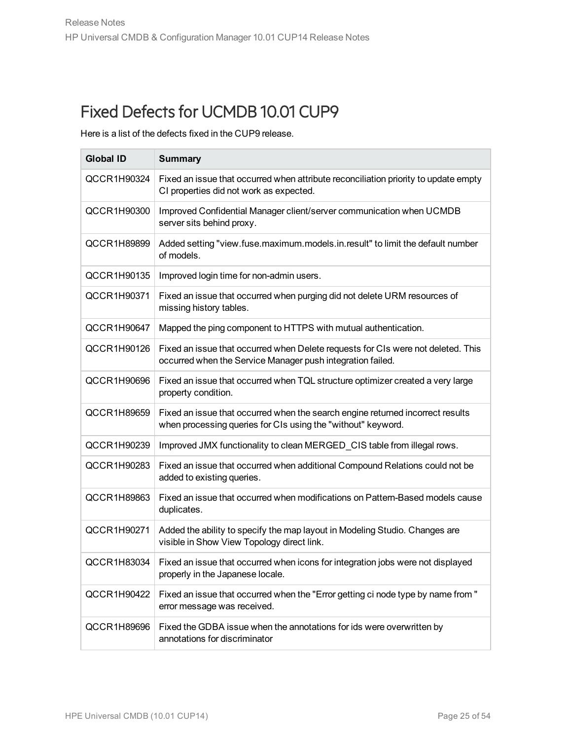# Fixed Defects for UCMDB 10.01 CUP9

Here is a list of the defects fixed in the CUP9 release.

| Global ID | Summary |
|---|---|
| QCCR1H90324 | Fixed an issue that occurred when attribute reconciliation priority to update empty CI properties did not work as expected. |
| QCCR1H90300 | Improved Confidential Manager client/server communication when UCMDB server sits behind proxy. |
| QCCR1H89899 | Added setting "view.fuse.maximum.models.in.result" to limit the default number of models. |
| QCCR1H90135 | Improved login time for non-admin users. |
| QCCR1H90371 | Fixed an issue that occurred when purging did not delete URM resources of missing history tables. |
| QCCR1H90647 | Mapped the ping component to HTTPS with mutual authentication. |
| QCCR1H90126 | Fixed an issue that occurred when Delete requests for CIs were not deleted. This occurred when the Service Manager push integration failed. |
| QCCR1H90696 | Fixed an issue that occurred when TQL structure optimizer created a very large property condition. |
| QCCR1H89659 | Fixed an issue that occurred when the search engine returned incorrect results when processing queries for CIs using the "without" keyword. |
| QCCR1H90239 | Improved JMX functionality to clean MERGED_CIS table from illegal rows. |
| QCCR1H90283 | Fixed an issue that occurred when additional Compound Relations could not be added to existing queries. |
| QCCR1H89863 | Fixed an issue that occurred when modifications on Pattern-Based models cause duplicates. |
| QCCR1H90271 | Added the ability to specify the map layout in Modeling Studio. Changes are visible in Show View Topology direct link. |
| QCCR1H83034 | Fixed an issue that occurred when icons for integration jobs were not displayed properly in the Japanese locale. |
| QCCR1H90422 | Fixed an issue that occurred when the "Error getting ci node type by name from " error message was received. |
| QCCR1H89696 | Fixed the GDBA issue when the annotations for ids were overwritten by annotations for discriminator |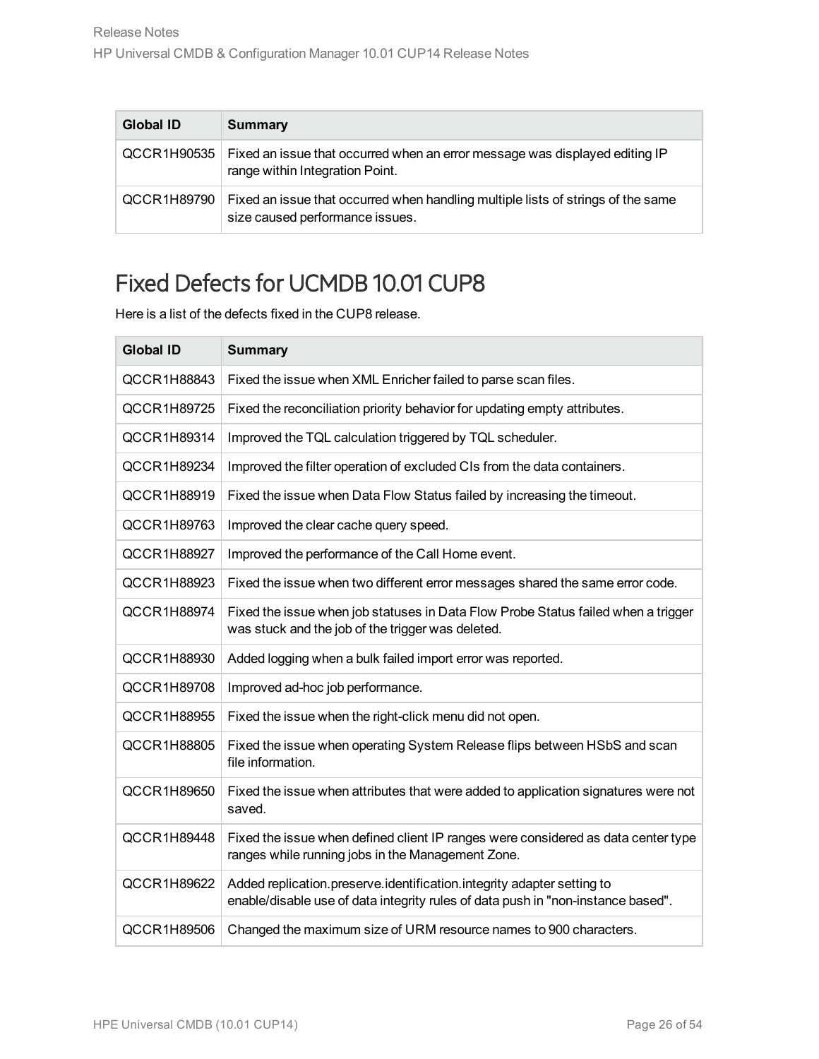| Global ID | Summary |
|---|---|
| QCCR1H90535 | Fixed an issue that occurred when an error message was displayed editing IP range within Integration Point. |
| QCCR1H89790 | Fixed an issue that occurred when handling multiple lists of strings of the same size caused performance issues. |

## Fixed Defects for UCMDB 10.01 CUP8

Here is a list of the defects fixed in the CUP8 release.

| Global ID | Summary |
|---|---|
| QCCR1H88843 | Fixed the issue when XML Enricher failed to parse scan files. |
| QCCR1H89725 | Fixed the reconciliation priority behavior for updating empty attributes. |
| QCCR1H89314 | Improved the TQL calculation triggered by TQL scheduler. |
| QCCR1H89234 | Improved the filter operation of excluded CIs from the data containers. |
| QCCR1H88919 | Fixed the issue when Data Flow Status failed by increasing the timeout. |
| QCCR1H89763 | Improved the clear cache query speed. |
| QCCR1H88927 | Improved the performance of the Call Home event. |
| QCCR1H88923 | Fixed the issue when two different error messages shared the same error code. |
| QCCR1H88974 | Fixed the issue when job statuses in Data Flow Probe Status failed when a trigger was stuck and the job of the trigger was deleted. |
| QCCR1H88930 | Added logging when a bulk failed import error was reported. |
| QCCR1H89708 | Improved ad-hoc job performance. |
| QCCR1H88955 | Fixed the issue when the right-click menu did not open. |
| QCCR1H88805 | Fixed the issue when operating System Release flips between HSbS and scan file information. |
| QCCR1H89650 | Fixed the issue when attributes that were added to application signatures were not saved. |
| QCCR1H89448 | Fixed the issue when defined client IP ranges were considered as data center type ranges while running jobs in the Management Zone. |
| QCCR1H89622 | Added replication.preserve.identification.integrity adapter setting to enable/disable use of data integrity rules of data push in "non-instance based". |
| QCCR1H89506 | Changed the maximum size of URM resource names to 900 characters. |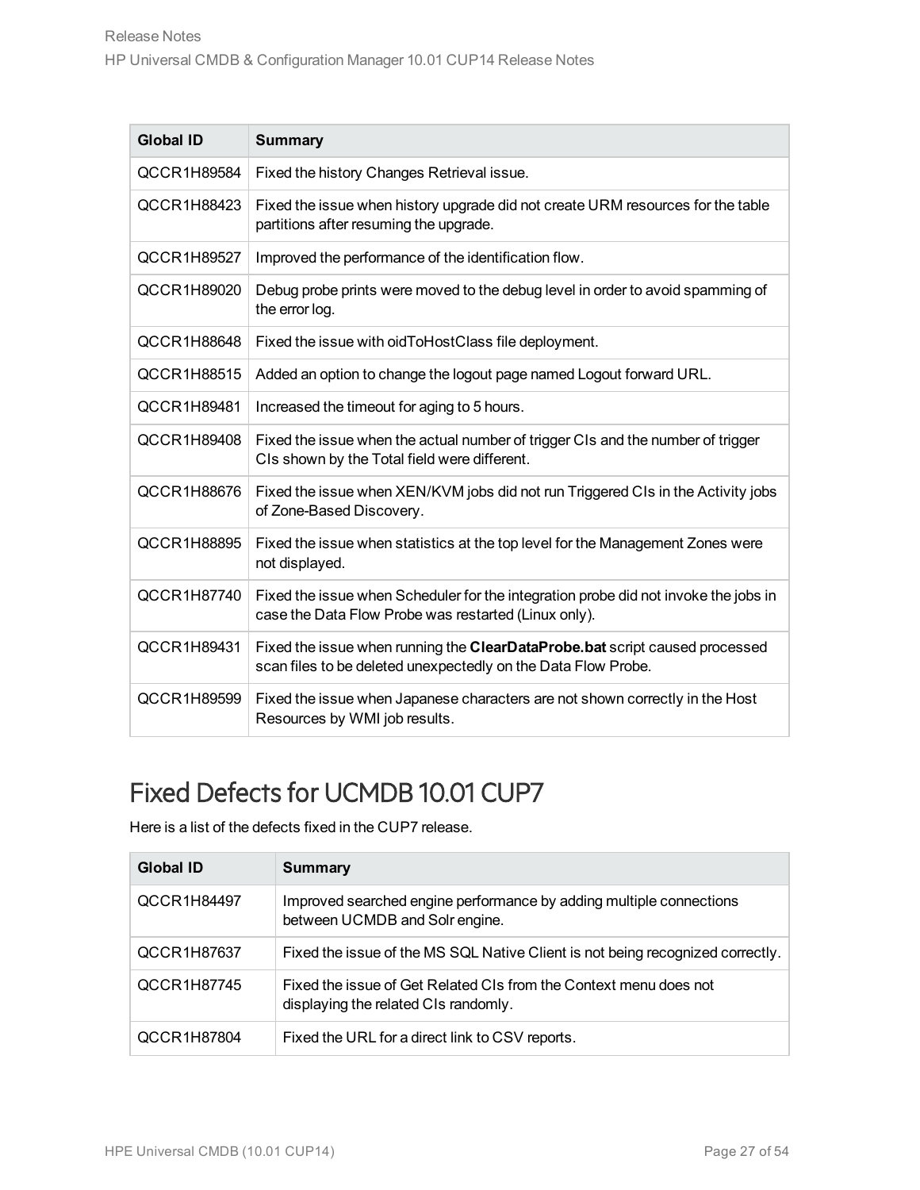| Global ID | Summary |
| --- | --- |
| QCCR1H89584 | Fixed the history Changes Retrieval issue. |
| QCCR1H88423 | Fixed the issue when history upgrade did not create URM resources for the table partitions after resuming the upgrade. |
| QCCR1H89527 | Improved the performance of the identification flow. |
| QCCR1H89020 | Debug probe prints were moved to the debug level in order to avoid spamming of the error log. |
| QCCR1H88648 | Fixed the issue with oidToHostClass file deployment. |
| QCCR1H88515 | Added an option to change the logout page named Logout forward URL. |
| QCCR1H89481 | Increased the timeout for aging to 5 hours. |
| QCCR1H89408 | Fixed the issue when the actual number of trigger CIs and the number of trigger CIs shown by the Total field were different. |
| QCCR1H88676 | Fixed the issue when XEN/KVM jobs did not run Triggered CIs in the Activity jobs of Zone-Based Discovery. |
| QCCR1H88895 | Fixed the issue when statistics at the top level for the Management Zones were not displayed. |
| QCCR1H87740 | Fixed the issue when Scheduler for the integration probe did not invoke the jobs in case the Data Flow Probe was restarted (Linux only). |
| QCCR1H89431 | Fixed the issue when running the **ClearDataProbe.bat** script caused processed scan files to be deleted unexpectedly on the Data Flow Probe. |
| QCCR1H89599 | Fixed the issue when Japanese characters are not shown correctly in the Host Resources by WMI job results. |

## Fixed Defects for UCMDB 10.01 CUP7

Here is a list of the defects fixed in the CUP7 release.

| Global ID | Summary |
| --- | --- |
| QCCR1H84497 | Improved searched engine performance by adding multiple connections between UCMDB and Solr engine. |
| QCCR1H87637 | Fixed the issue of the MS SQL Native Client is not being recognized correctly. |
| QCCR1H87745 | Fixed the issue of Get Related CIs from the Context menu does not displaying the related CIs randomly. |
| QCCR1H87804 | Fixed the URL for a direct link to CSV reports. |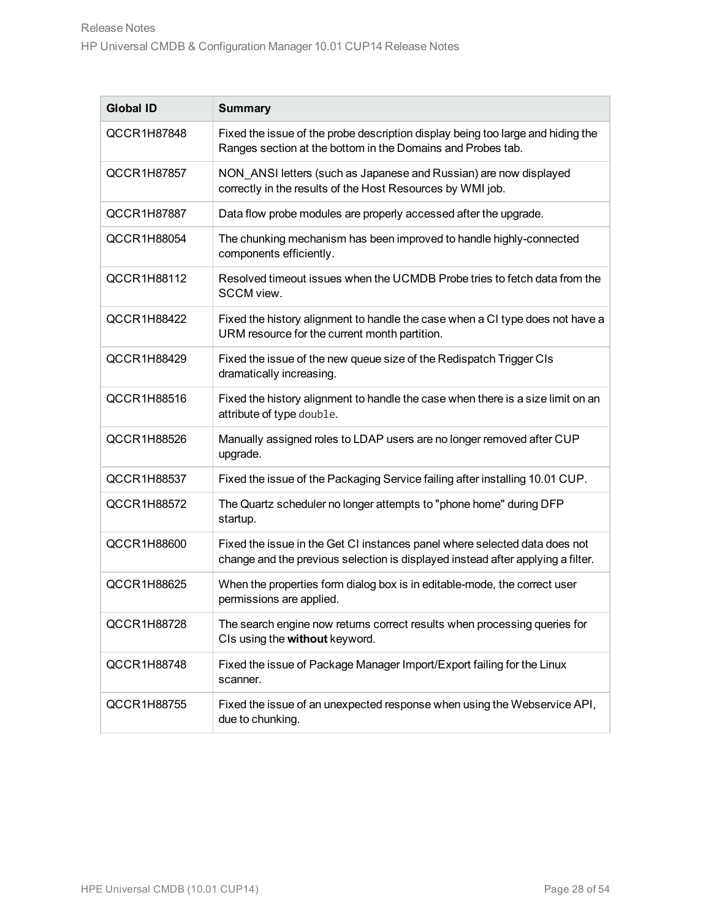| Global ID | Summary |
|---|---|
| QCCR1H87848 | Fixed the issue of the probe description display being too large and hiding the Ranges section at the bottom in the Domains and Probes tab. |
| QCCR1H87857 | NON_ANSI letters (such as Japanese and Russian) are now displayed correctly in the results of the Host Resources by WMI job. |
| QCCR1H87887 | Data flow probe modules are properly accessed after the upgrade. |
| QCCR1H88054 | The chunking mechanism has been improved to handle highly-connected components efficiently. |
| QCCR1H88112 | Resolved timeout issues when the UCMDB Probe tries to fetch data from the SCCM view. |
| QCCR1H88422 | Fixed the history alignment to handle the case when a CI type does not have a URM resource for the current month partition. |
| QCCR1H88429 | Fixed the issue of the new queue size of the Redispatch Trigger CIs dramatically increasing. |
| QCCR1H88516 | Fixed the history alignment to handle the case when there is a size limit on an attribute of type `double`. |
| QCCR1H88526 | Manually assigned roles to LDAP users are no longer removed after CUP upgrade. |
| QCCR1H88537 | Fixed the issue of the Packaging Service failing after installing 10.01 CUP. |
| QCCR1H88572 | The Quartz scheduler no longer attempts to "phone home" during DFP startup. |
| QCCR1H88600 | Fixed the issue in the Get CI instances panel where selected data does not change and the previous selection is displayed instead after applying a filter. |
| QCCR1H88625 | When the properties form dialog box is in editable-mode, the correct user permissions are applied. |
| QCCR1H88728 | The search engine now returns correct results when processing queries for CIs using the **without** keyword. |
| QCCR1H88748 | Fixed the issue of Package Manager Import/Export failing for the Linux scanner. |
| QCCR1H88755 | Fixed the issue of an unexpected response when using the Webservice API, due to chunking. |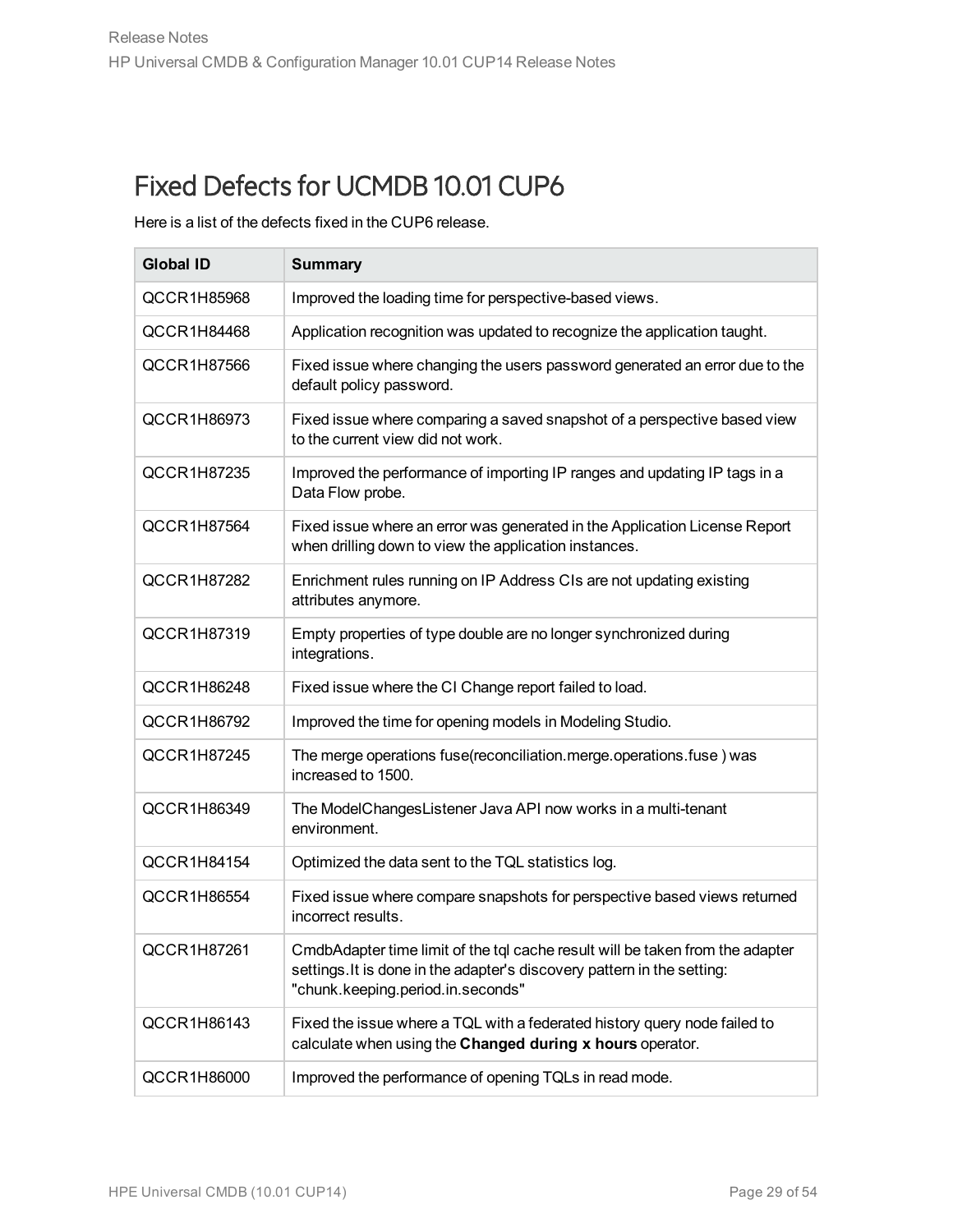## Fixed Defects for UCMDB 10.01 CUP6

Here is a list of the defects fixed in the CUP6 release.

| Global ID | Summary |
|---|---|
| QCCR1H85968 | Improved the loading time for perspective-based views. |
| QCCR1H84468 | Application recognition was updated to recognize the application taught. |
| QCCR1H87566 | Fixed issue where changing the users password generated an error due to the default policy password. |
| QCCR1H86973 | Fixed issue where comparing a saved snapshot of a perspective based view to the current view did not work. |
| QCCR1H87235 | Improved the performance of importing IP ranges and updating IP tags in a Data Flow probe. |
| QCCR1H87564 | Fixed issue where an error was generated in the Application License Report when drilling down to view the application instances. |
| QCCR1H87282 | Enrichment rules running on IP Address CIs are not updating existing attributes anymore. |
| QCCR1H87319 | Empty properties of type double are no longer synchronized during integrations. |
| QCCR1H86248 | Fixed issue where the CI Change report failed to load. |
| QCCR1H86792 | Improved the time for opening models in Modeling Studio. |
| QCCR1H87245 | The merge operations fuse(reconciliation.merge.operations.fuse ) was increased to 1500. |
| QCCR1H86349 | The ModelChangesListener Java API now works in a multi-tenant environment. |
| QCCR1H84154 | Optimized the data sent to the TQL statistics log. |
| QCCR1H86554 | Fixed issue where compare snapshots for perspective based views returned incorrect results. |
| QCCR1H87261 | CmdbAdapter time limit of the tql cache result will be taken from the adapter settings.It is done in the adapter's discovery pattern in the setting: "chunk.keeping.period.in.seconds" |
| QCCR1H86143 | Fixed the issue where a TQL with a federated history query node failed to calculate when using the **Changed during x hours** operator. |
| QCCR1H86000 | Improved the performance of opening TQLs in read mode. |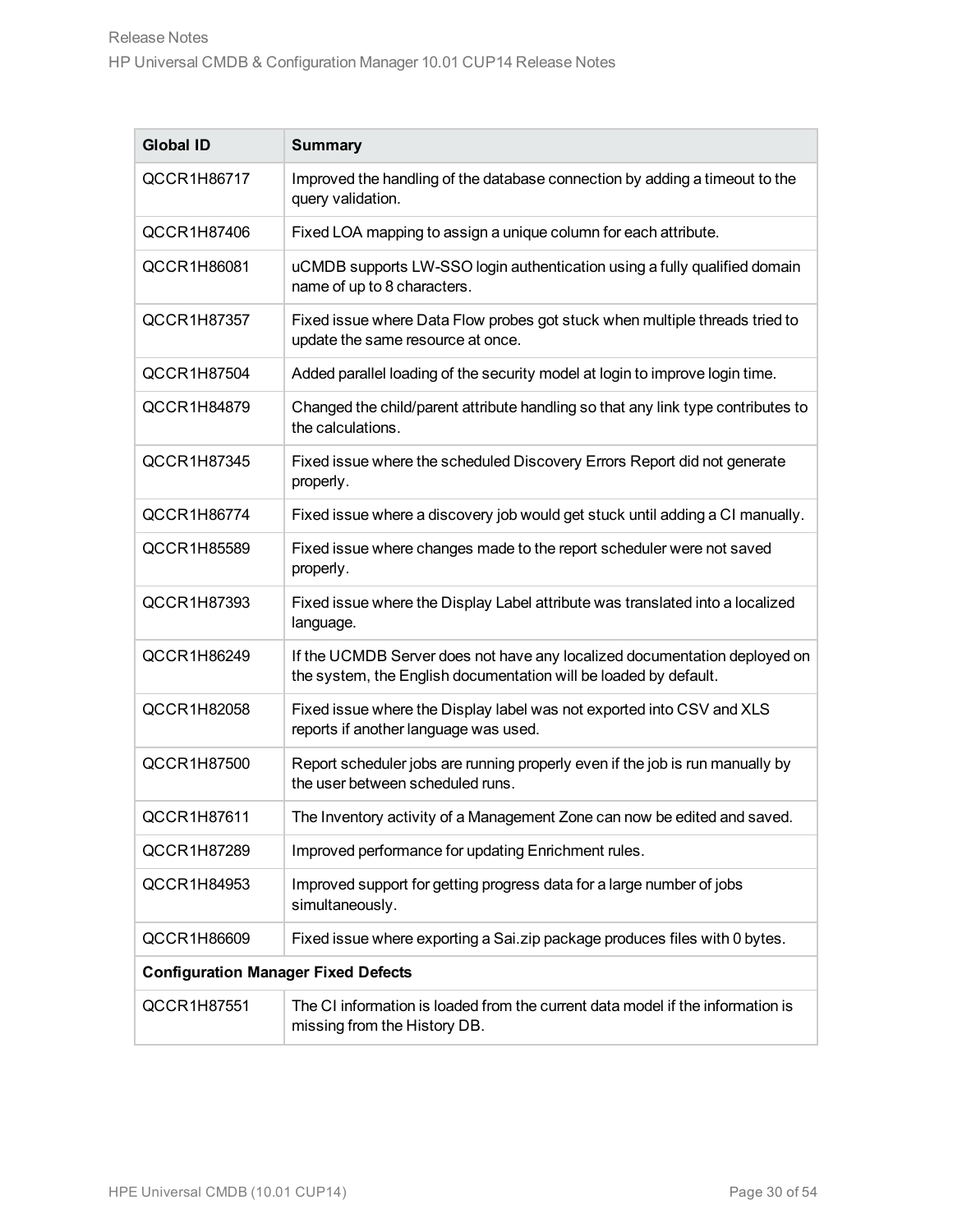| Global ID | Summary |
|---|---|
| QCCR1H86717 | Improved the handling of the database connection by adding a timeout to the query validation. |
| QCCR1H87406 | Fixed LOA mapping to assign a unique column for each attribute. |
| QCCR1H86081 | uCMDB supports LW-SSO login authentication using a fully qualified domain name of up to 8 characters. |
| QCCR1H87357 | Fixed issue where Data Flow probes got stuck when multiple threads tried to update the same resource at once. |
| QCCR1H87504 | Added parallel loading of the security model at login to improve login time. |
| QCCR1H84879 | Changed the child/parent attribute handling so that any link type contributes to the calculations. |
| QCCR1H87345 | Fixed issue where the scheduled Discovery Errors Report did not generate properly. |
| QCCR1H86774 | Fixed issue where a discovery job would get stuck until adding a CI manually. |
| QCCR1H85589 | Fixed issue where changes made to the report scheduler were not saved properly. |
| QCCR1H87393 | Fixed issue where the Display Label attribute was translated into a localized language. |
| QCCR1H86249 | If the UCMDB Server does not have any localized documentation deployed on the system, the English documentation will be loaded by default. |
| QCCR1H82058 | Fixed issue where the Display label was not exported into CSV and XLS reports if another language was used. |
| QCCR1H87500 | Report scheduler jobs are running properly even if the job is run manually by the user between scheduled runs. |
| QCCR1H87611 | The Inventory activity of a Management Zone can now be edited and saved. |
| QCCR1H87289 | Improved performance for updating Enrichment rules. |
| QCCR1H84953 | Improved support for getting progress data for a large number of jobs simultaneously. |
| QCCR1H86609 | Fixed issue where exporting a Sai.zip package produces files with 0 bytes. |
| **Configuration Manager Fixed Defects** | |
| QCCR1H87551 | The CI information is loaded from the current data model if the information is missing from the History DB. |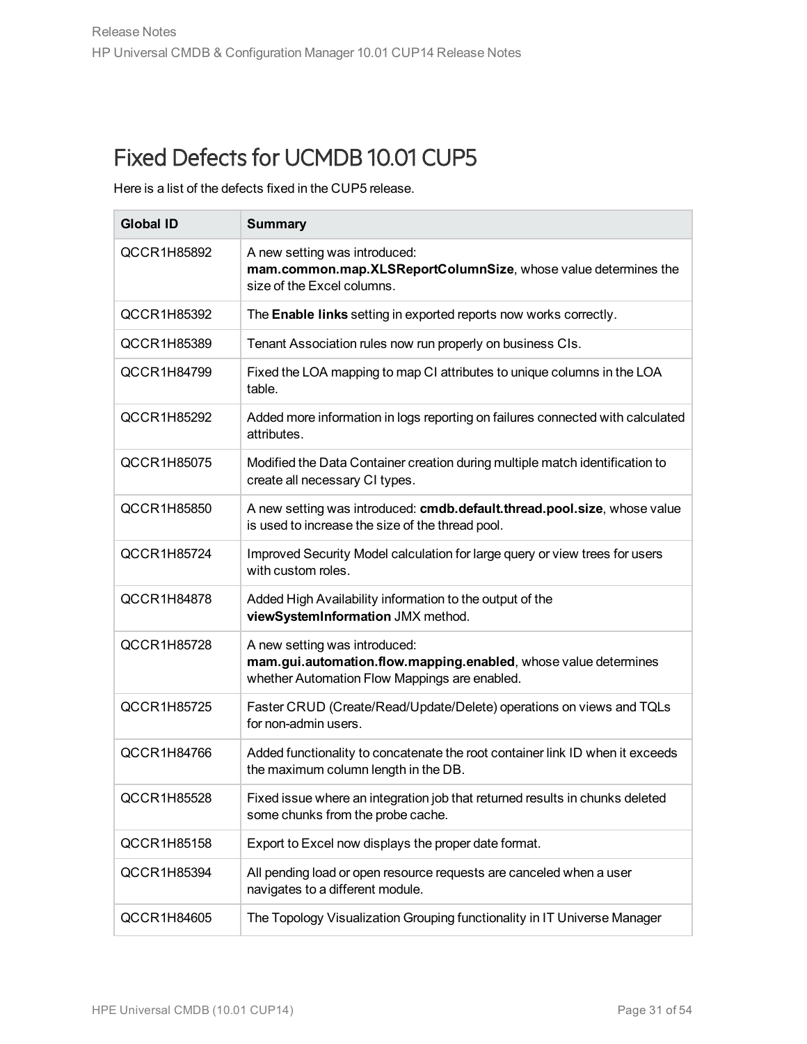# Fixed Defects for UCMDB 10.01 CUP5

Here is a list of the defects fixed in the CUP5 release.

| Global ID | Summary |
| --- | --- |
| QCCR1H85892 | A new setting was introduced: **mam.common.map.XLSReportColumnSize**, whose value determines the size of the Excel columns. |
| QCCR1H85392 | The **Enable links** setting in exported reports now works correctly. |
| QCCR1H85389 | Tenant Association rules now run properly on business CIs. |
| QCCR1H84799 | Fixed the LOA mapping to map CI attributes to unique columns in the LOA table. |
| QCCR1H85292 | Added more information in logs reporting on failures connected with calculated attributes. |
| QCCR1H85075 | Modified the Data Container creation during multiple match identification to create all necessary CI types. |
| QCCR1H85850 | A new setting was introduced: **cmdb.default.thread.pool.size**, whose value is used to increase the size of the thread pool. |
| QCCR1H85724 | Improved Security Model calculation for large query or view trees for users with custom roles. |
| QCCR1H84878 | Added High Availability information to the output of the **viewSystemInformation** JMX method. |
| QCCR1H85728 | A new setting was introduced: **mam.gui.automation.flow.mapping.enabled**, whose value determines whether Automation Flow Mappings are enabled. |
| QCCR1H85725 | Faster CRUD (Create/Read/Update/Delete) operations on views and TQLs for non-admin users. |
| QCCR1H84766 | Added functionality to concatenate the root container link ID when it exceeds the maximum column length in the DB. |
| QCCR1H85528 | Fixed issue where an integration job that returned results in chunks deleted some chunks from the probe cache. |
| QCCR1H85158 | Export to Excel now displays the proper date format. |
| QCCR1H85394 | All pending load or open resource requests are canceled when a user navigates to a different module. |
| QCCR1H84605 | The Topology Visualization Grouping functionality in IT Universe Manager |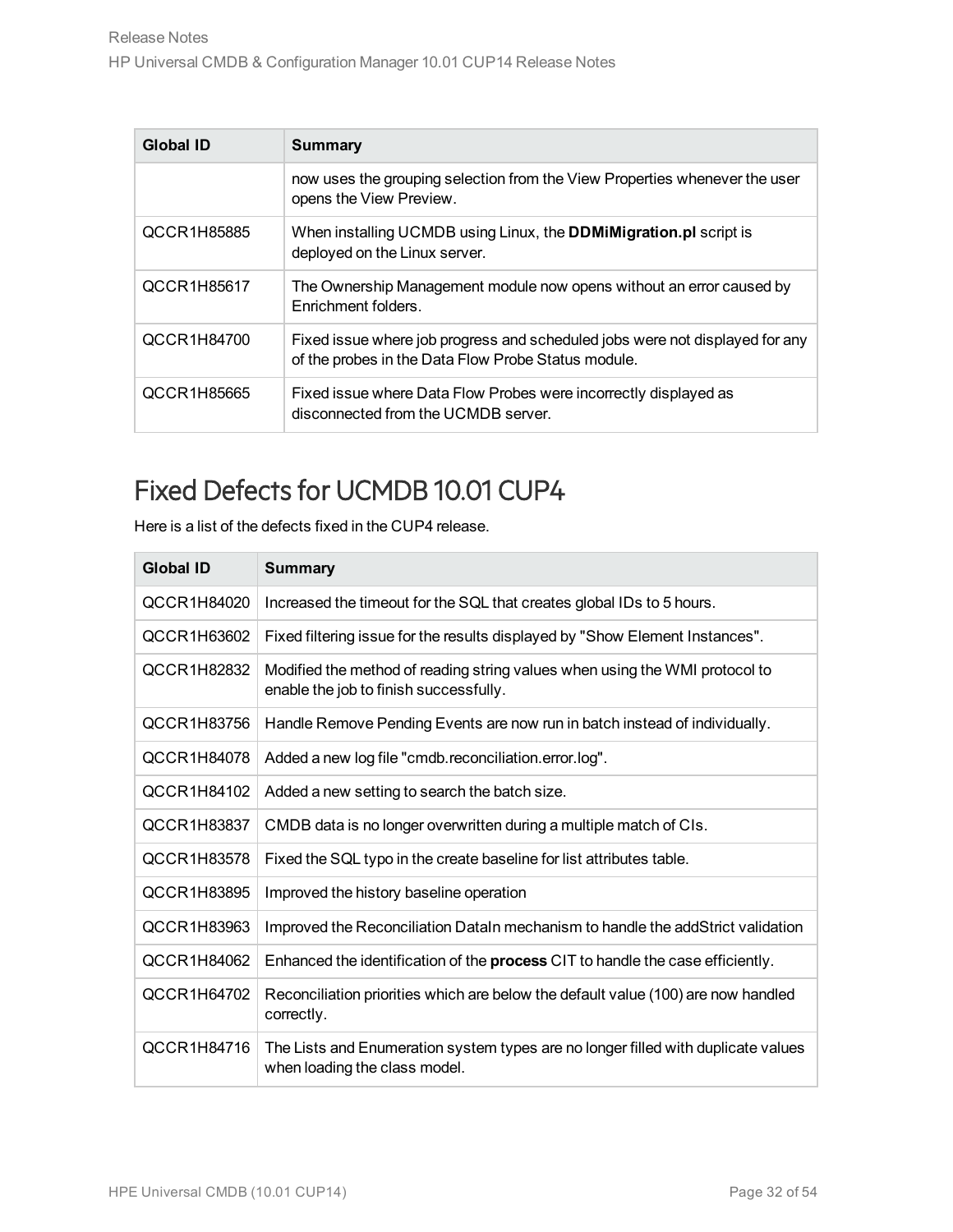| Global ID | Summary |
| --- | --- |
| | now uses the grouping selection from the View Properties whenever the user opens the View Preview. |
| QCCR1H85885 | When installing UCMDB using Linux, the **DDMiMigration.pl** script is deployed on the Linux server. |
| QCCR1H85617 | The Ownership Management module now opens without an error caused by Enrichment folders. |
| QCCR1H84700 | Fixed issue where job progress and scheduled jobs were not displayed for any of the probes in the Data Flow Probe Status module. |
| QCCR1H85665 | Fixed issue where Data Flow Probes were incorrectly displayed as disconnected from the UCMDB server. |

## Fixed Defects for UCMDB 10.01 CUP4

Here is a list of the defects fixed in the CUP4 release.

| Global ID | Summary |
| --- | --- |
| QCCR1H84020 | Increased the timeout for the SQL that creates global IDs to 5 hours. |
| QCCR1H63602 | Fixed filtering issue for the results displayed by "Show Element Instances". |
| QCCR1H82832 | Modified the method of reading string values when using the WMI protocol to enable the job to finish successfully. |
| QCCR1H83756 | Handle Remove Pending Events are now run in batch instead of individually. |
| QCCR1H84078 | Added a new log file "cmdb.reconciliation.error.log". |
| QCCR1H84102 | Added a new setting to search the batch size. |
| QCCR1H83837 | CMDB data is no longer overwritten during a multiple match of CIs. |
| QCCR1H83578 | Fixed the SQL typo in the create baseline for list attributes table. |
| QCCR1H83895 | Improved the history baseline operation |
| QCCR1H83963 | Improved the Reconciliation DataIn mechanism to handle the addStrict validation |
| QCCR1H84062 | Enhanced the identification of the **process** CIT to handle the case efficiently. |
| QCCR1H64702 | Reconciliation priorities which are below the default value (100) are now handled correctly. |
| QCCR1H84716 | The Lists and Enumeration system types are no longer filled with duplicate values when loading the class model. |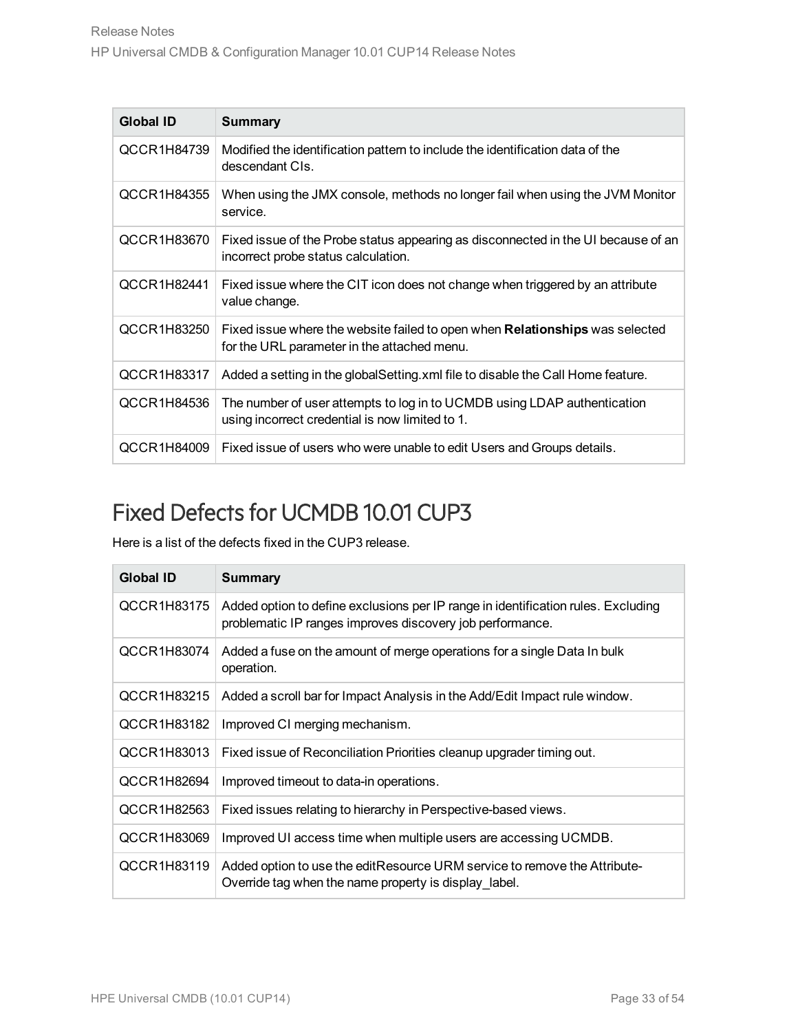| Global ID | Summary |
|---|---|
| QCCR1H84739 | Modified the identification pattern to include the identification data of the descendant CIs. |
| QCCR1H84355 | When using the JMX console, methods no longer fail when using the JVM Monitor service. |
| QCCR1H83670 | Fixed issue of the Probe status appearing as disconnected in the UI because of an incorrect probe status calculation. |
| QCCR1H82441 | Fixed issue where the CIT icon does not change when triggered by an attribute value change. |
| QCCR1H83250 | Fixed issue where the website failed to open when **Relationships** was selected for the URL parameter in the attached menu. |
| QCCR1H83317 | Added a setting in the globalSetting.xml file to disable the Call Home feature. |
| QCCR1H84536 | The number of user attempts to log in to UCMDB using LDAP authentication using incorrect credential is now limited to 1. |
| QCCR1H84009 | Fixed issue of users who were unable to edit Users and Groups details. |

## Fixed Defects for UCMDB 10.01 CUP3

Here is a list of the defects fixed in the CUP3 release.

| Global ID | Summary |
|---|---|
| QCCR1H83175 | Added option to define exclusions per IP range in identification rules. Excluding problematic IP ranges improves discovery job performance. |
| QCCR1H83074 | Added a fuse on the amount of merge operations for a single Data In bulk operation. |
| QCCR1H83215 | Added a scroll bar for Impact Analysis in the Add/Edit Impact rule window. |
| QCCR1H83182 | Improved CI merging mechanism. |
| QCCR1H83013 | Fixed issue of Reconciliation Priorities cleanup upgrader timing out. |
| QCCR1H82694 | Improved timeout to data-in operations. |
| QCCR1H82563 | Fixed issues relating to hierarchy in Perspective-based views. |
| QCCR1H83069 | Improved UI access time when multiple users are accessing UCMDB. |
| QCCR1H83119 | Added option to use the editResource URM service to remove the Attribute-Override tag when the name property is display_label. |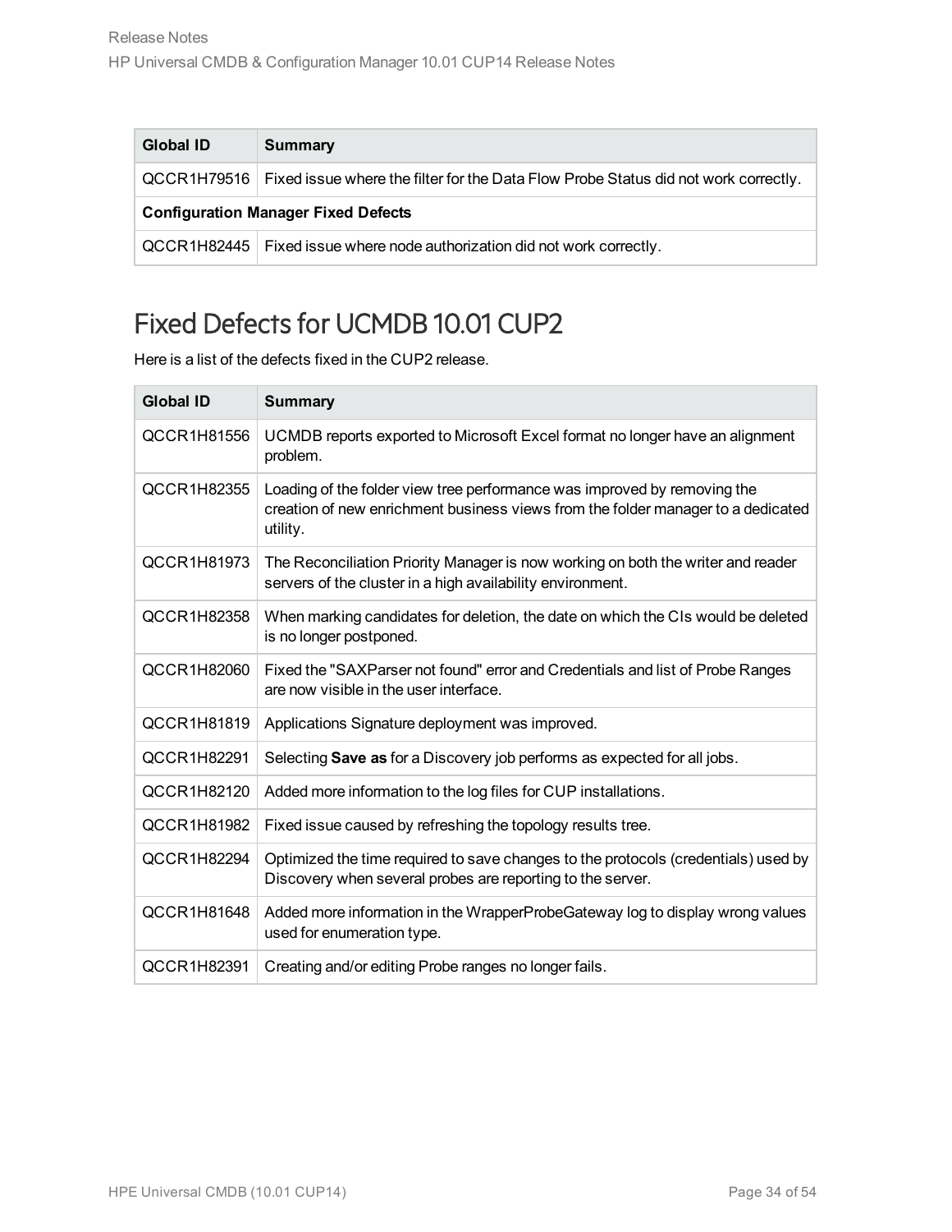| Global ID | Summary |
| --- | --- |
| QCCR1H79516 | Fixed issue where the filter for the Data Flow Probe Status did not work correctly. |
| **Configuration Manager Fixed Defects** | |
| QCCR1H82445 | Fixed issue where node authorization did not work correctly. |

## Fixed Defects for UCMDB 10.01 CUP2

Here is a list of the defects fixed in the CUP2 release.

| Global ID | Summary |
| --- | --- |
| QCCR1H81556 | UCMDB reports exported to Microsoft Excel format no longer have an alignment problem. |
| QCCR1H82355 | Loading of the folder view tree performance was improved by removing the creation of new enrichment business views from the folder manager to a dedicated utility. |
| QCCR1H81973 | The Reconciliation Priority Manager is now working on both the writer and reader servers of the cluster in a high availability environment. |
| QCCR1H82358 | When marking candidates for deletion, the date on which the CIs would be deleted is no longer postponed. |
| QCCR1H82060 | Fixed the "SAXParser not found" error and Credentials and list of Probe Ranges are now visible in the user interface. |
| QCCR1H81819 | Applications Signature deployment was improved. |
| QCCR1H82291 | Selecting **Save as** for a Discovery job performs as expected for all jobs. |
| QCCR1H82120 | Added more information to the log files for CUP installations. |
| QCCR1H81982 | Fixed issue caused by refreshing the topology results tree. |
| QCCR1H82294 | Optimized the time required to save changes to the protocols (credentials) used by Discovery when several probes are reporting to the server. |
| QCCR1H81648 | Added more information in the WrapperProbeGateway log to display wrong values used for enumeration type. |
| QCCR1H82391 | Creating and/or editing Probe ranges no longer fails. |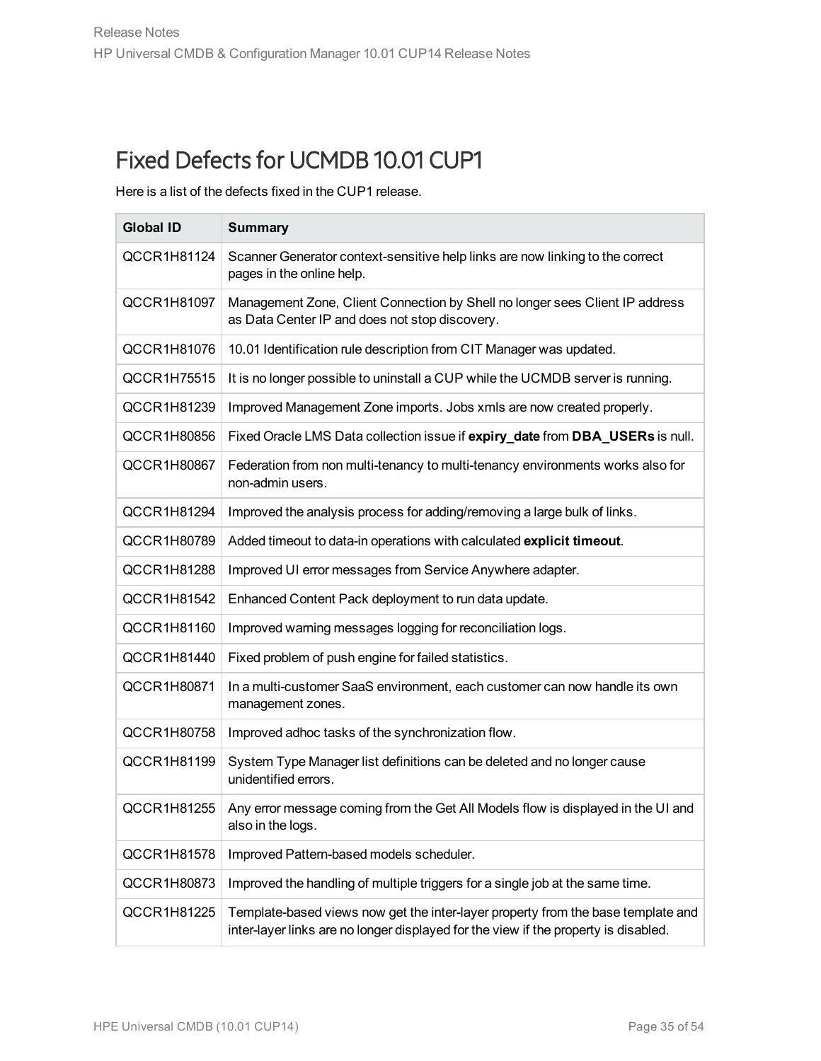## Fixed Defects for UCMDB 10.01 CUP1

Here is a list of the defects fixed in the CUP1 release.

| Global ID | Summary |
| --- | --- |
| QCCR1H81124 | Scanner Generator context-sensitive help links are now linking to the correct pages in the online help. |
| QCCR1H81097 | Management Zone, Client Connection by Shell no longer sees Client IP address as Data Center IP and does not stop discovery. |
| QCCR1H81076 | 10.01 Identification rule description from CIT Manager was updated. |
| QCCR1H75515 | It is no longer possible to uninstall a CUP while the UCMDB server is running. |
| QCCR1H81239 | Improved Management Zone imports. Jobs xmls are now created properly. |
| QCCR1H80856 | Fixed Oracle LMS Data collection issue if **expiry_date** from **DBA_USERs** is null. |
| QCCR1H80867 | Federation from non multi-tenancy to multi-tenancy environments works also for non-admin users. |
| QCCR1H81294 | Improved the analysis process for adding/removing a large bulk of links. |
| QCCR1H80789 | Added timeout to data-in operations with calculated **explicit timeout**. |
| QCCR1H81288 | Improved UI error messages from Service Anywhere adapter. |
| QCCR1H81542 | Enhanced Content Pack deployment to run data update. |
| QCCR1H81160 | Improved warning messages logging for reconciliation logs. |
| QCCR1H81440 | Fixed problem of push engine for failed statistics. |
| QCCR1H80871 | In a multi-customer SaaS environment, each customer can now handle its own management zones. |
| QCCR1H80758 | Improved adhoc tasks of the synchronization flow. |
| QCCR1H81199 | System Type Manager list definitions can be deleted and no longer cause unidentified errors. |
| QCCR1H81255 | Any error message coming from the Get All Models flow is displayed in the UI and also in the logs. |
| QCCR1H81578 | Improved Pattern-based models scheduler. |
| QCCR1H80873 | Improved the handling of multiple triggers for a single job at the same time. |
| QCCR1H81225 | Template-based views now get the inter-layer property from the base template and inter-layer links are no longer displayed for the view if the property is disabled. |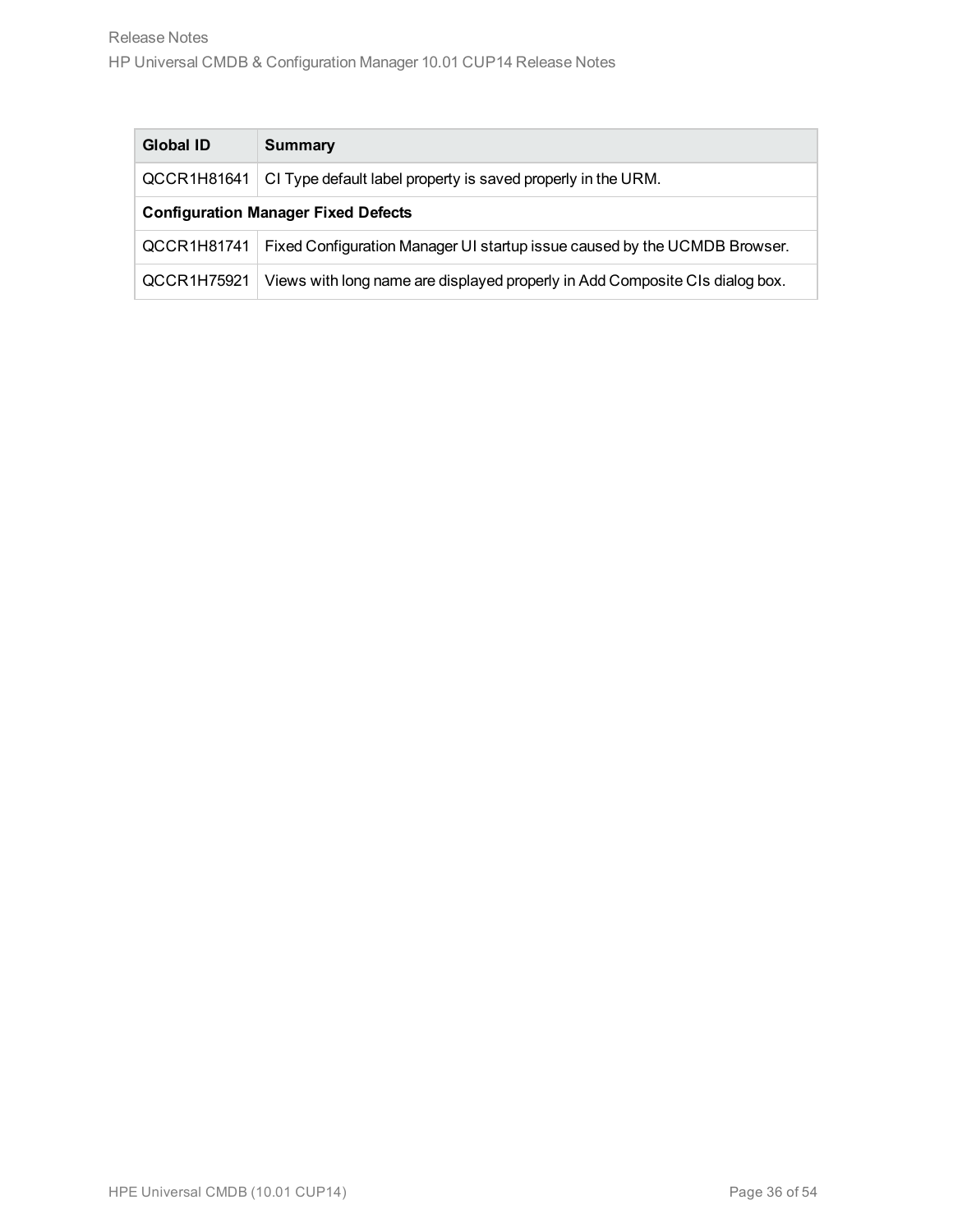| Global ID | Summary |
| --- | --- |
| QCCR1H81641 | CI Type default label property is saved properly in the URM. |
| **Configuration Manager Fixed Defects** | |
| QCCR1H81741 | Fixed Configuration Manager UI startup issue caused by the UCMDB Browser. |
| QCCR1H75921 | Views with long name are displayed properly in Add Composite CIs dialog box. |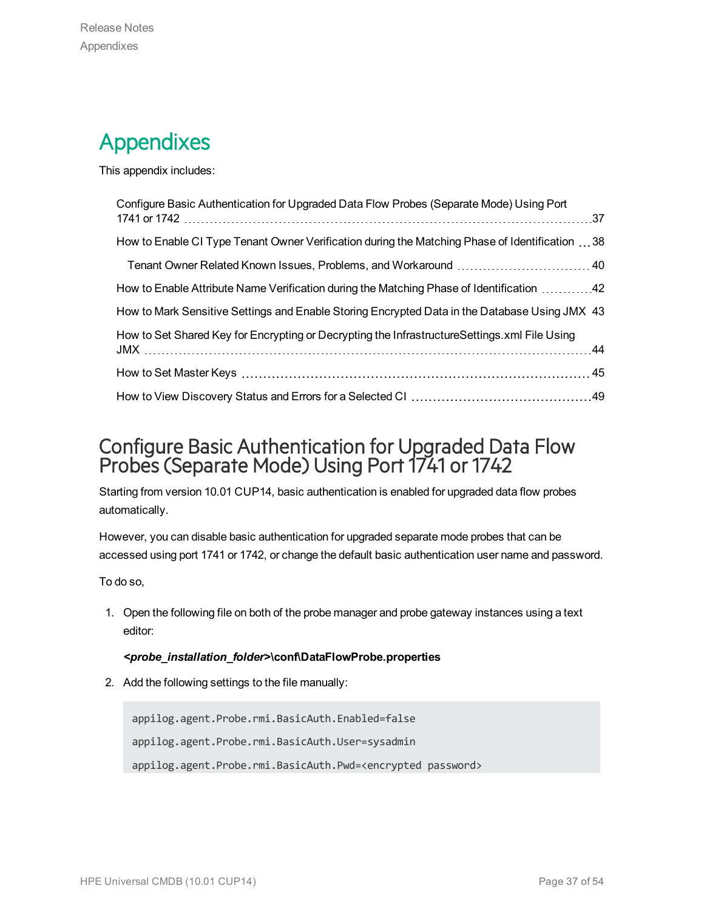# Appendixes

This appendix includes:

- Configure Basic Authentication for Upgraded Data Flow Probes (Separate Mode) Using Port 1741 or 1742 ... 37
- How to Enable CI Type Tenant Owner Verification during the Matching Phase of Identification ... 38
  - Tenant Owner Related Known Issues, Problems, and Workaround ... 40
- How to Enable Attribute Name Verification during the Matching Phase of Identification ... 42
- How to Mark Sensitive Settings and Enable Storing Encrypted Data in the Database Using JMX 43
- How to Set Shared Key for Encrypting or Decrypting the InfrastructureSettings.xml File Using JMX ... 44
- How to Set Master Keys ... 45
- How to View Discovery Status and Errors for a Selected CI ... 49

## Configure Basic Authentication for Upgraded Data Flow Probes (Separate Mode) Using Port 1741 or 1742

Starting from version 10.01 CUP14, basic authentication is enabled for upgraded data flow probes automatically.

However, you can disable basic authentication for upgraded separate mode probes that can be accessed using port 1741 or 1742, or change the default basic authentication user name and password.

To do so,

1. Open the following file on both of the probe manager and probe gateway instances using a text editor:

   ***<probe_installation_folder>*\conf\DataFlowProbe.properties**

2. Add the following settings to the file manually:

```
appilog.agent.Probe.rmi.BasicAuth.Enabled=false
appilog.agent.Probe.rmi.BasicAuth.User=sysadmin
appilog.agent.Probe.rmi.BasicAuth.Pwd=<encrypted password>
```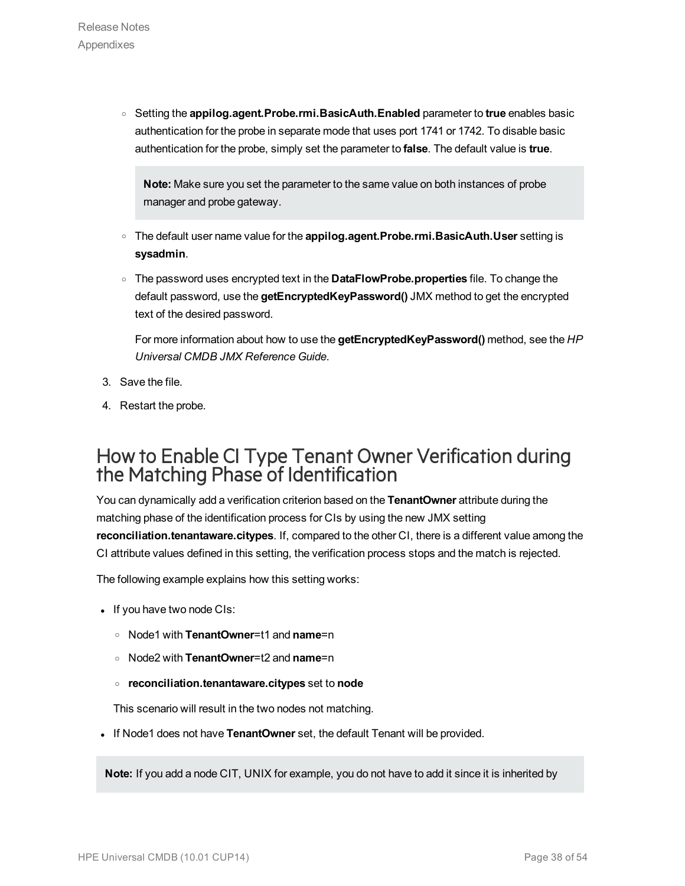- Setting the **appilog.agent.Probe.rmi.BasicAuth.Enabled** parameter to **true** enables basic authentication for the probe in separate mode that uses port 1741 or 1742. To disable basic authentication for the probe, simply set the parameter to **false**. The default value is **true**.

  > **Note:** Make sure you set the parameter to the same value on both instances of probe manager and probe gateway.

- The default user name value for the **appilog.agent.Probe.rmi.BasicAuth.User** setting is **sysadmin**.
- The password uses encrypted text in the **DataFlowProbe.properties** file. To change the default password, use the **getEncryptedKeyPassword()** JMX method to get the encrypted text of the desired password.

  For more information about how to use the **getEncryptedKeyPassword()** method, see the *HP Universal CMDB JMX Reference Guide*.

3. Save the file.
4. Restart the probe.

## How to Enable CI Type Tenant Owner Verification during the Matching Phase of Identification

You can dynamically add a verification criterion based on the **TenantOwner** attribute during the matching phase of the identification process for CIs by using the new JMX setting **reconciliation.tenantaware.citypes**. If, compared to the other CI, there is a different value among the CI attribute values defined in this setting, the verification process stops and the match is rejected.

The following example explains how this setting works:

- If you have two node CIs:
  - Node1 with **TenantOwner**=t1 and **name**=n
  - Node2 with **TenantOwner**=t2 and **name**=n
  - **reconciliation.tenantaware.citypes** set to **node**

  This scenario will result in the two nodes not matching.

- If Node1 does not have **TenantOwner** set, the default Tenant will be provided.

> **Note:** If you add a node CIT, UNIX for example, you do not have to add it since it is inherited by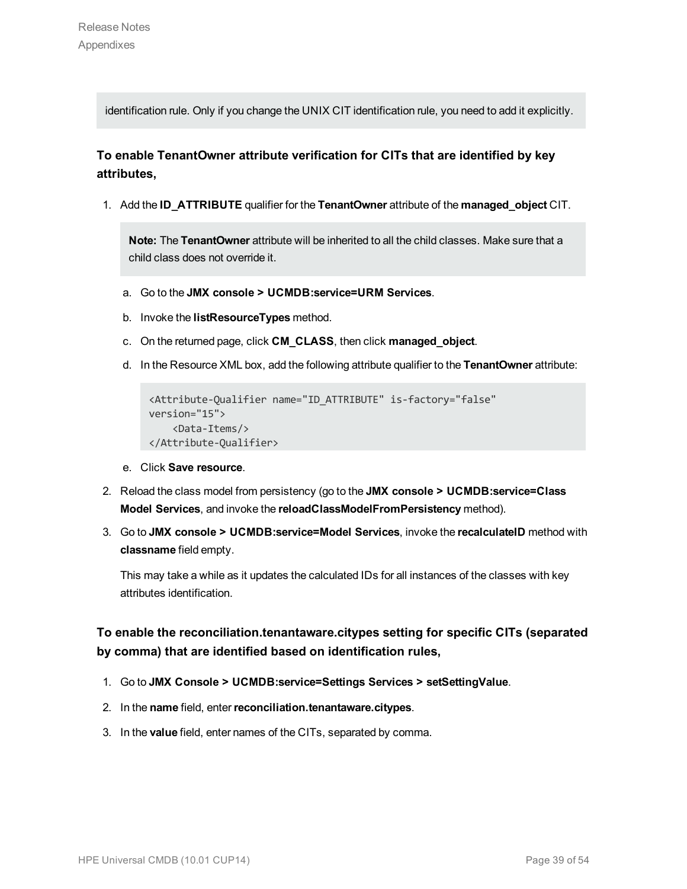identification rule. Only if you change the UNIX CIT identification rule, you need to add it explicitly.

**To enable TenantOwner attribute verification for CITs that are identified by key attributes,**

1. Add the **ID_ATTRIBUTE** qualifier for the **TenantOwner** attribute of the **managed_object** CIT.

   **Note:** The **TenantOwner** attribute will be inherited to all the child classes. Make sure that a child class does not override it.

   a. Go to the **JMX console > UCMDB:service=URM Services**.

   b. Invoke the **listResourceTypes** method.

   c. On the returned page, click **CM_CLASS**, then click **managed_object**.

   d. In the Resource XML box, add the following attribute qualifier to the **TenantOwner** attribute:

   ```
   <Attribute-Qualifier name="ID_ATTRIBUTE" is-factory="false"
   version="15">
       <Data-Items/>
   </Attribute-Qualifier>
   ```

   e. Click **Save resource**.

2. Reload the class model from persistency (go to the **JMX console > UCMDB:service=Class Model Services**, and invoke the **reloadClassModelFromPersistency** method).

3. Go to **JMX console > UCMDB:service=Model Services**, invoke the **recalculateID** method with **classname** field empty.

   This may take a while as it updates the calculated IDs for all instances of the classes with key attributes identification.

**To enable the reconciliation.tenantaware.citypes setting for specific CITs (separated by comma) that are identified based on identification rules,**

1. Go to **JMX Console > UCMDB:service=Settings Services > setSettingValue**.
2. In the **name** field, enter **reconciliation.tenantaware.citypes**.
3. In the **value** field, enter names of the CITs, separated by comma.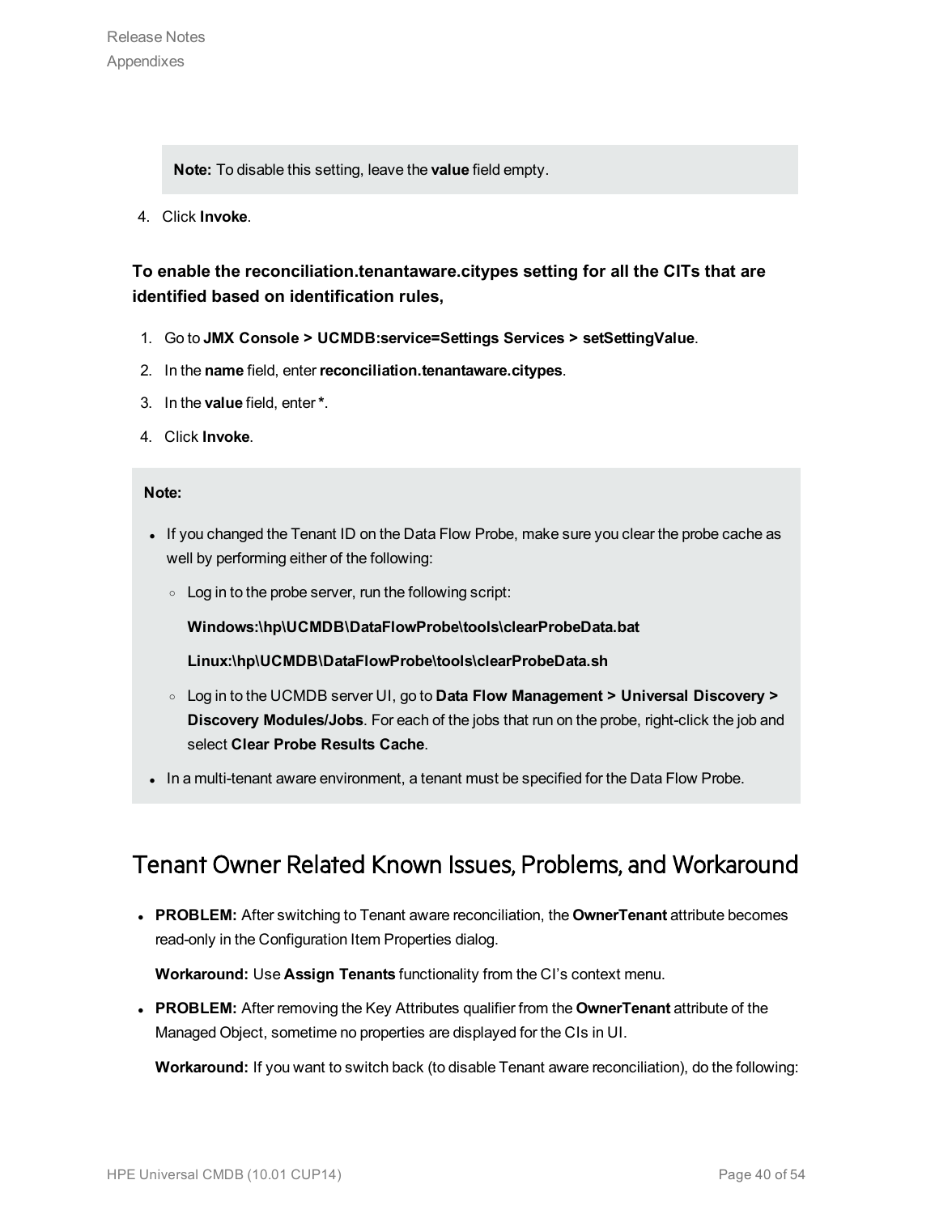**Note:** To disable this setting, leave the **value** field empty.

4. Click **Invoke**.

**To enable the reconciliation.tenantaware.citypes setting for all the CITs that are identified based on identification rules,**

1. Go to **JMX Console > UCMDB:service=Settings Services > setSettingValue**.
2. In the **name** field, enter **reconciliation.tenantaware.citypes**.
3. In the **value** field, enter ***.**
4. Click **Invoke**.

**Note:**

- If you changed the Tenant ID on the Data Flow Probe, make sure you clear the probe cache as well by performing either of the following:
  - Log in to the probe server, run the following script:

    **Windows:\hp\UCMDB\DataFlowProbe\tools\clearProbeData.bat**

    **Linux:\hp\UCMDB\DataFlowProbe\tools\clearProbeData.sh**
  - Log in to the UCMDB server UI, go to **Data Flow Management > Universal Discovery > Discovery Modules/Jobs**. For each of the jobs that run on the probe, right-click the job and select **Clear Probe Results Cache**.
- In a multi-tenant aware environment, a tenant must be specified for the Data Flow Probe.

## Tenant Owner Related Known Issues, Problems, and Workaround

- **PROBLEM:** After switching to Tenant aware reconciliation, the **OwnerTenant** attribute becomes read-only in the Configuration Item Properties dialog.

  **Workaround:** Use **Assign Tenants** functionality from the CI's context menu.
- **PROBLEM:** After removing the Key Attributes qualifier from the **OwnerTenant** attribute of the Managed Object, sometime no properties are displayed for the CIs in UI.

  **Workaround:** If you want to switch back (to disable Tenant aware reconciliation), do the following: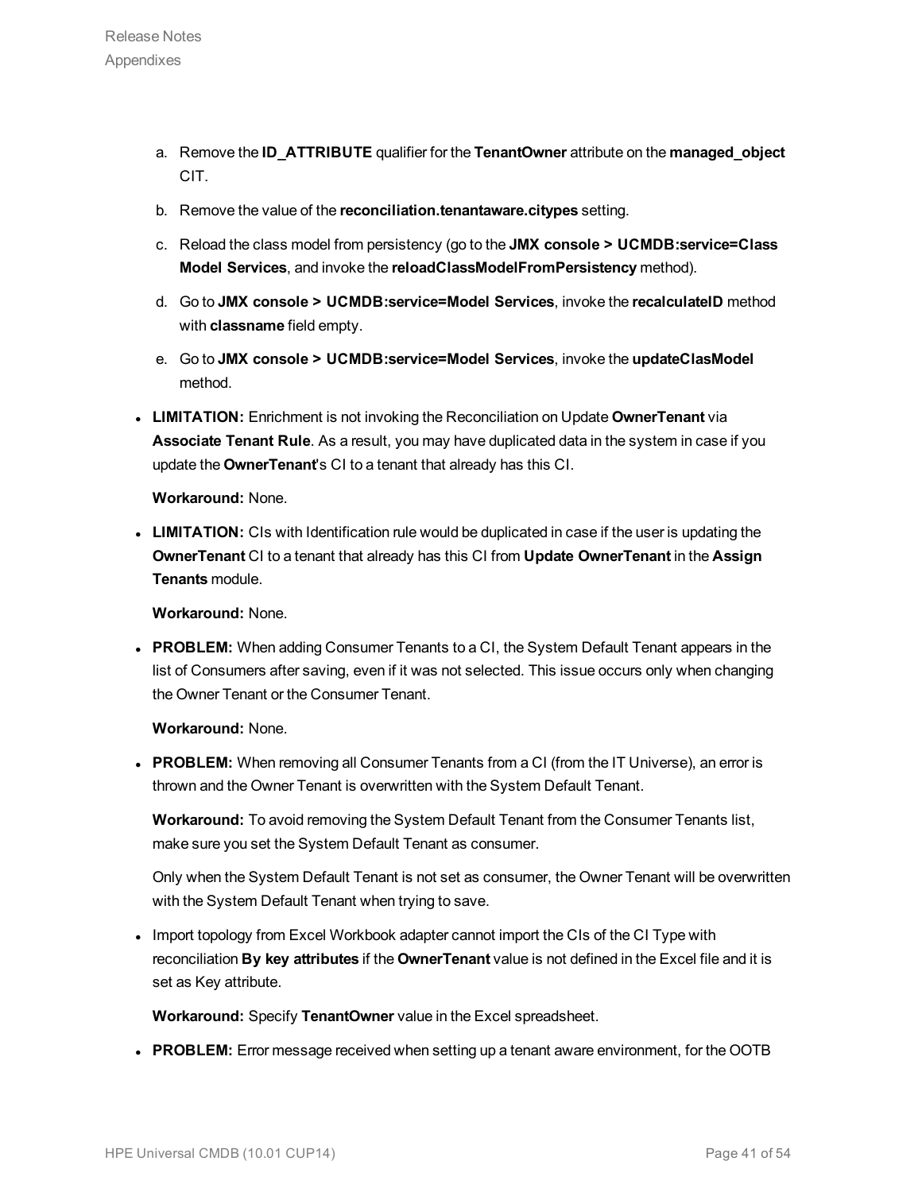a. Remove the **ID_ATTRIBUTE** qualifier for the **TenantOwner** attribute on the **managed_object** CIT.

b. Remove the value of the **reconciliation.tenantaware.citypes** setting.

c. Reload the class model from persistency (go to the **JMX console > UCMDB:service=Class Model Services**, and invoke the **reloadClassModelFromPersistency** method).

d. Go to **JMX console > UCMDB:service=Model Services**, invoke the **recalculateID** method with **classname** field empty.

e. Go to **JMX console > UCMDB:service=Model Services**, invoke the **updateClasModel** method.

- **LIMITATION:** Enrichment is not invoking the Reconciliation on Update **OwnerTenant** via **Associate Tenant Rule**. As a result, you may have duplicated data in the system in case if you update the **OwnerTenant**'s CI to a tenant that already has this CI.

  **Workaround:** None.

- **LIMITATION:** CIs with Identification rule would be duplicated in case if the user is updating the **OwnerTenant** CI to a tenant that already has this CI from **Update OwnerTenant** in the **Assign Tenants** module.

  **Workaround:** None.

- **PROBLEM:** When adding Consumer Tenants to a CI, the System Default Tenant appears in the list of Consumers after saving, even if it was not selected. This issue occurs only when changing the Owner Tenant or the Consumer Tenant.

  **Workaround:** None.

- **PROBLEM:** When removing all Consumer Tenants from a CI (from the IT Universe), an error is thrown and the Owner Tenant is overwritten with the System Default Tenant.

  **Workaround:** To avoid removing the System Default Tenant from the Consumer Tenants list, make sure you set the System Default Tenant as consumer.

  Only when the System Default Tenant is not set as consumer, the Owner Tenant will be overwritten with the System Default Tenant when trying to save.

- Import topology from Excel Workbook adapter cannot import the CIs of the CI Type with reconciliation **By key attributes** if the **OwnerTenant** value is not defined in the Excel file and it is set as Key attribute.

  **Workaround:** Specify **TenantOwner** value in the Excel spreadsheet.

- **PROBLEM:** Error message received when setting up a tenant aware environment, for the OOTB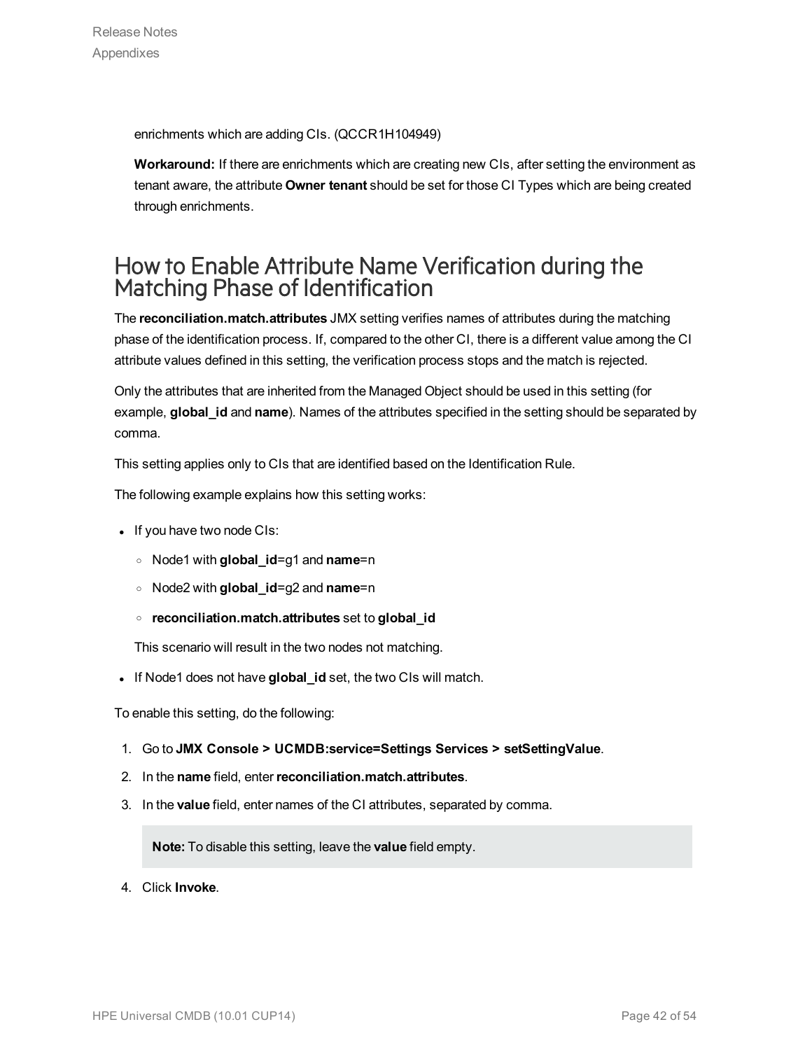enrichments which are adding CIs. (QCCR1H104949)

**Workaround:** If there are enrichments which are creating new CIs, after setting the environment as tenant aware, the attribute **Owner tenant** should be set for those CI Types which are being created through enrichments.

## How to Enable Attribute Name Verification during the Matching Phase of Identification

The **reconciliation.match.attributes** JMX setting verifies names of attributes during the matching phase of the identification process. If, compared to the other CI, there is a different value among the CI attribute values defined in this setting, the verification process stops and the match is rejected.

Only the attributes that are inherited from the Managed Object should be used in this setting (for example, **global_id** and **name**). Names of the attributes specified in the setting should be separated by comma.

This setting applies only to CIs that are identified based on the Identification Rule.

The following example explains how this setting works:

- If you have two node CIs:
  - Node1 with **global_id**=g1 and **name**=n
  - Node2 with **global_id**=g2 and **name**=n
  - **reconciliation.match.attributes** set to **global_id**

  This scenario will result in the two nodes not matching.
- If Node1 does not have **global_id** set, the two CIs will match.

To enable this setting, do the following:

1. Go to **JMX Console > UCMDB:service=Settings Services > setSettingValue**.
2. In the **name** field, enter **reconciliation.match.attributes**.
3. In the **value** field, enter names of the CI attributes, separated by comma.

   **Note:** To disable this setting, leave the **value** field empty.

4. Click **Invoke**.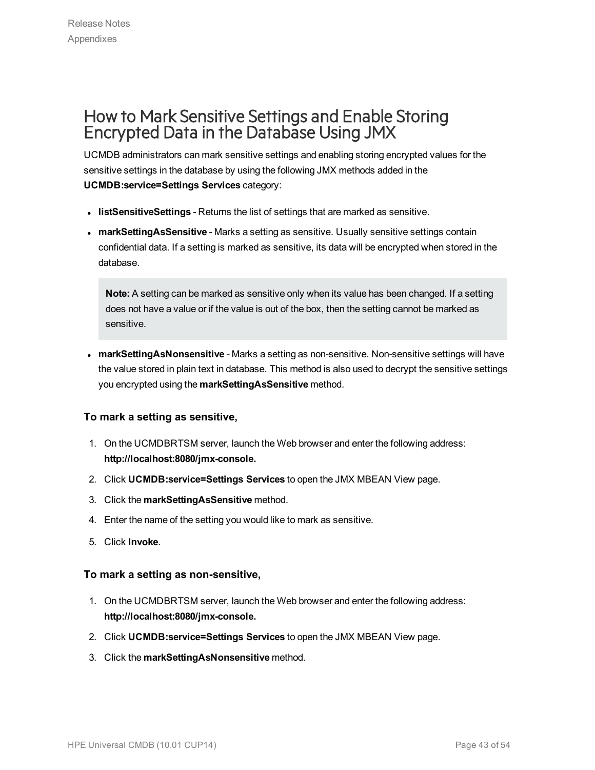## How to Mark Sensitive Settings and Enable Storing Encrypted Data in the Database Using JMX

UCMDB administrators can mark sensitive settings and enabling storing encrypted values for the sensitive settings in the database by using the following JMX methods added in the **UCMDB:service=Settings Services** category:

- **listSensitiveSettings** - Returns the list of settings that are marked as sensitive.
- **markSettingAsSensitive** - Marks a setting as sensitive. Usually sensitive settings contain confidential data. If a setting is marked as sensitive, its data will be encrypted when stored in the database.

  > **Note:** A setting can be marked as sensitive only when its value has been changed. If a setting does not have a value or if the value is out of the box, then the setting cannot be marked as sensitive.

- **markSettingAsNonsensitive** - Marks a setting as non-sensitive. Non-sensitive settings will have the value stored in plain text in database. This method is also used to decrypt the sensitive settings you encrypted using the **markSettingAsSensitive** method.

#### To mark a setting as sensitive,

1. On the UCMDBRTSM server, launch the Web browser and enter the following address: **http://localhost:8080/jmx-console.**
2. Click **UCMDB:service=Settings Services** to open the JMX MBEAN View page.
3. Click the **markSettingAsSensitive** method.
4. Enter the name of the setting you would like to mark as sensitive.
5. Click **Invoke**.

#### To mark a setting as non-sensitive,

1. On the UCMDBRTSM server, launch the Web browser and enter the following address: **http://localhost:8080/jmx-console.**
2. Click **UCMDB:service=Settings Services** to open the JMX MBEAN View page.
3. Click the **markSettingAsNonsensitive** method.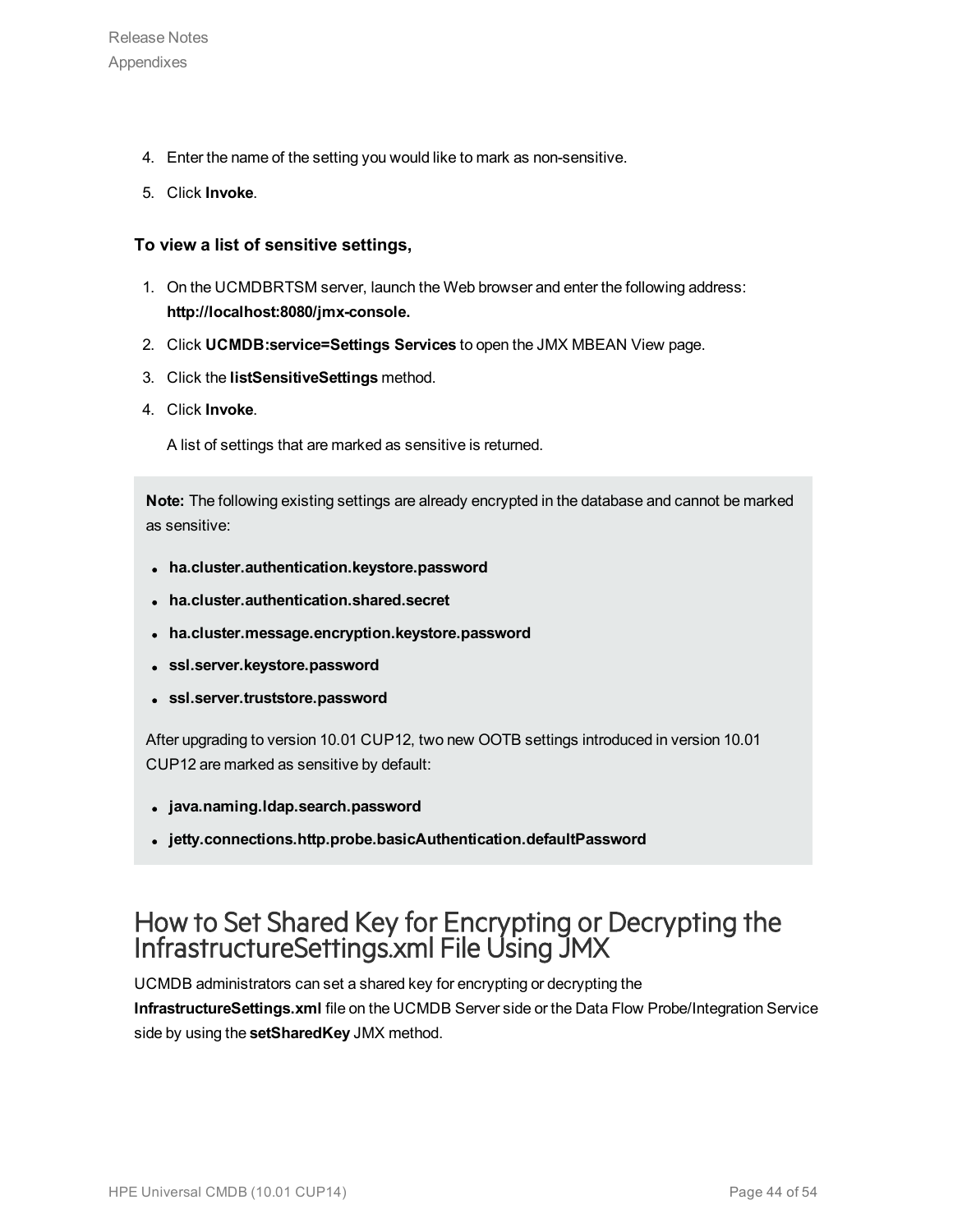4. Enter the name of the setting you would like to mark as non-sensitive.
5. Click **Invoke**.

**To view a list of sensitive settings,**

1. On the UCMDBRTSM server, launch the Web browser and enter the following address: **http://localhost:8080/jmx-console.**
2. Click **UCMDB:service=Settings Services** to open the JMX MBEAN View page.
3. Click the **listSensitiveSettings** method.
4. Click **Invoke**.

   A list of settings that are marked as sensitive is returned.

> **Note:** The following existing settings are already encrypted in the database and cannot be marked as sensitive:
>
> - **ha.cluster.authentication.keystore.password**
> - **ha.cluster.authentication.shared.secret**
> - **ha.cluster.message.encryption.keystore.password**
> - **ssl.server.keystore.password**
> - **ssl.server.truststore.password**
>
> After upgrading to version 10.01 CUP12, two new OOTB settings introduced in version 10.01 CUP12 are marked as sensitive by default:
>
> - **java.naming.ldap.search.password**
> - **jetty.connections.http.probe.basicAuthentication.defaultPassword**

## How to Set Shared Key for Encrypting or Decrypting the InfrastructureSettings.xml File Using JMX

UCMDB administrators can set a shared key for encrypting or decrypting the **InfrastructureSettings.xml** file on the UCMDB Server side or the Data Flow Probe/Integration Service side by using the **setSharedKey** JMX method.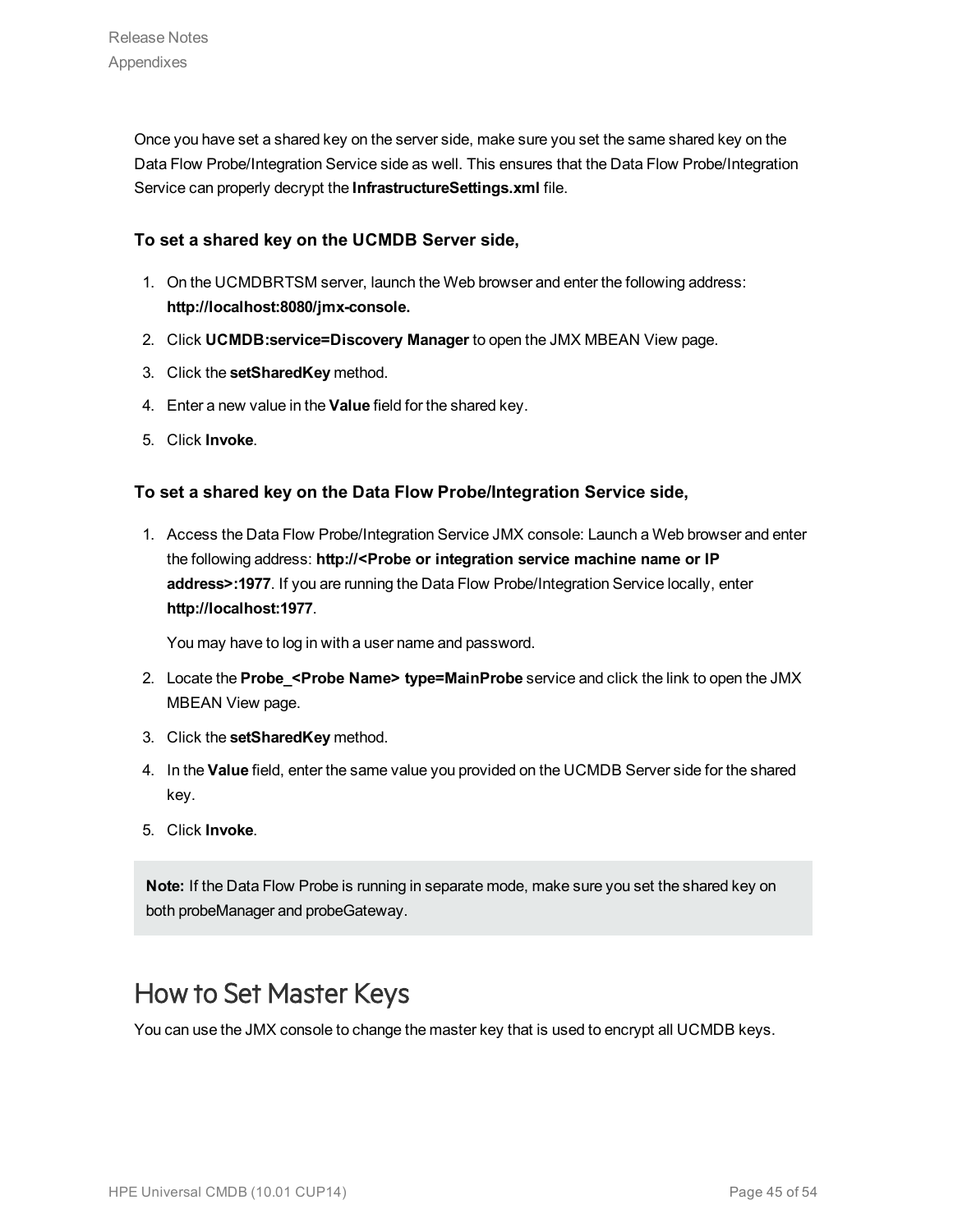Once you have set a shared key on the server side, make sure you set the same shared key on the Data Flow Probe/Integration Service side as well. This ensures that the Data Flow Probe/Integration Service can properly decrypt the **InfrastructureSettings.xml** file.

#### To set a shared key on the UCMDB Server side,

1. On the UCMDBRTSM server, launch the Web browser and enter the following address: **http://localhost:8080/jmx-console.**
2. Click **UCMDB:service=Discovery Manager** to open the JMX MBEAN View page.
3. Click the **setSharedKey** method.
4. Enter a new value in the **Value** field for the shared key.
5. Click **Invoke**.

#### To set a shared key on the Data Flow Probe/Integration Service side,

1. Access the Data Flow Probe/Integration Service JMX console: Launch a Web browser and enter the following address: **http://<Probe or integration service machine name or IP address>:1977**. If you are running the Data Flow Probe/Integration Service locally, enter **http://localhost:1977**.

   You may have to log in with a user name and password.
2. Locate the **Probe_<Probe Name> type=MainProbe** service and click the link to open the JMX MBEAN View page.
3. Click the **setSharedKey** method.
4. In the **Value** field, enter the same value you provided on the UCMDB Server side for the shared key.
5. Click **Invoke**.

> **Note:** If the Data Flow Probe is running in separate mode, make sure you set the shared key on both probeManager and probeGateway.

## How to Set Master Keys

You can use the JMX console to change the master key that is used to encrypt all UCMDB keys.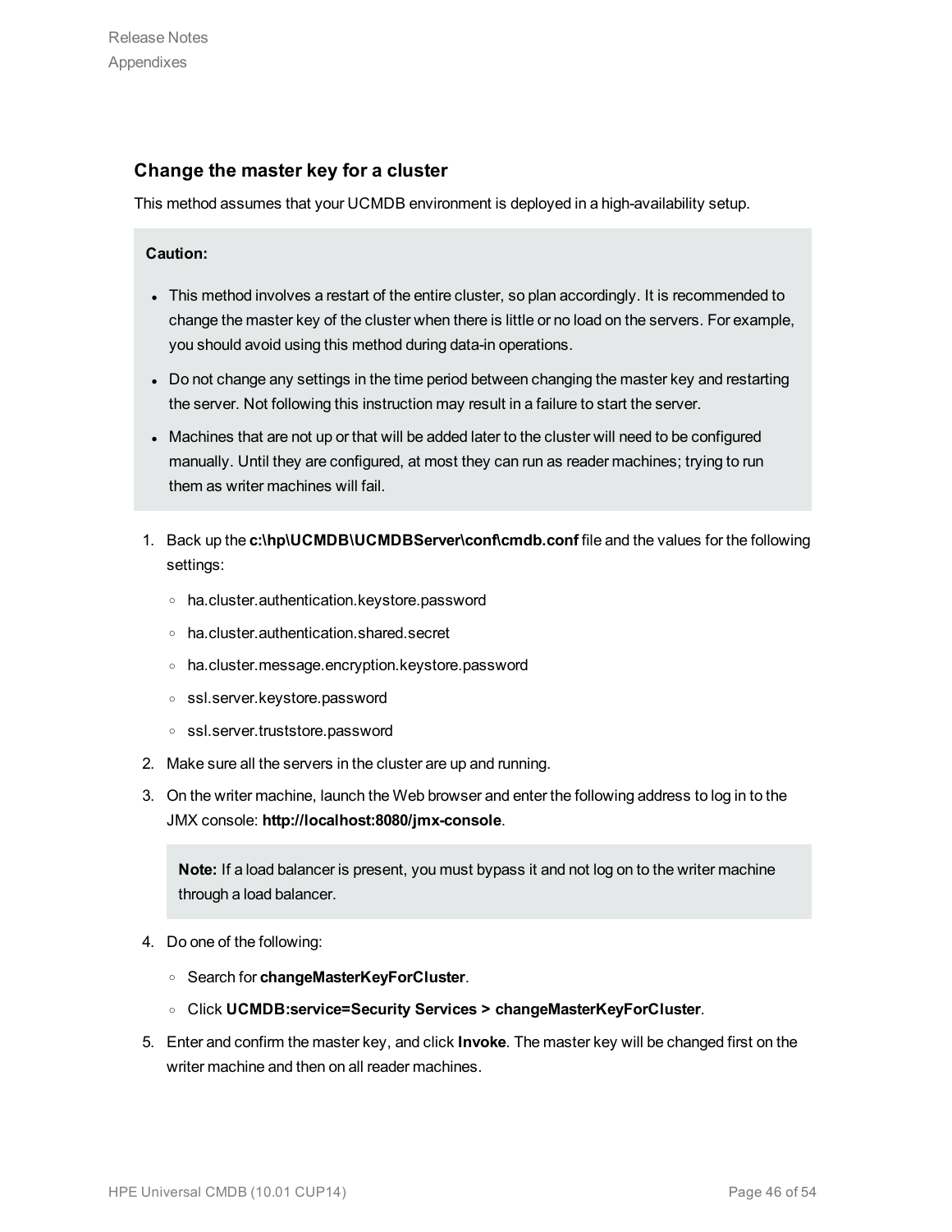### Change the master key for a cluster

This method assumes that your UCMDB environment is deployed in a high-availability setup.

> **Caution:**
>
> - This method involves a restart of the entire cluster, so plan accordingly. It is recommended to change the master key of the cluster when there is little or no load on the servers. For example, you should avoid using this method during data-in operations.
> - Do not change any settings in the time period between changing the master key and restarting the server. Not following this instruction may result in a failure to start the server.
> - Machines that are not up or that will be added later to the cluster will need to be configured manually. Until they are configured, at most they can run as reader machines; trying to run them as writer machines will fail.

1. Back up the **c:\hp\UCMDB\UCMDBServer\conf\cmdb.conf** file and the values for the following settings:
   - ha.cluster.authentication.keystore.password
   - ha.cluster.authentication.shared.secret
   - ha.cluster.message.encryption.keystore.password
   - ssl.server.keystore.password
   - ssl.server.truststore.password
2. Make sure all the servers in the cluster are up and running.
3. On the writer machine, launch the Web browser and enter the following address to log in to the JMX console: **http://localhost:8080/jmx-console**.

   > **Note:** If a load balancer is present, you must bypass it and not log on to the writer machine through a load balancer.

4. Do one of the following:
   - Search for **changeMasterKeyForCluster**.
   - Click **UCMDB:service=Security Services > changeMasterKeyForCluster**.
5. Enter and confirm the master key, and click **Invoke**. The master key will be changed first on the writer machine and then on all reader machines.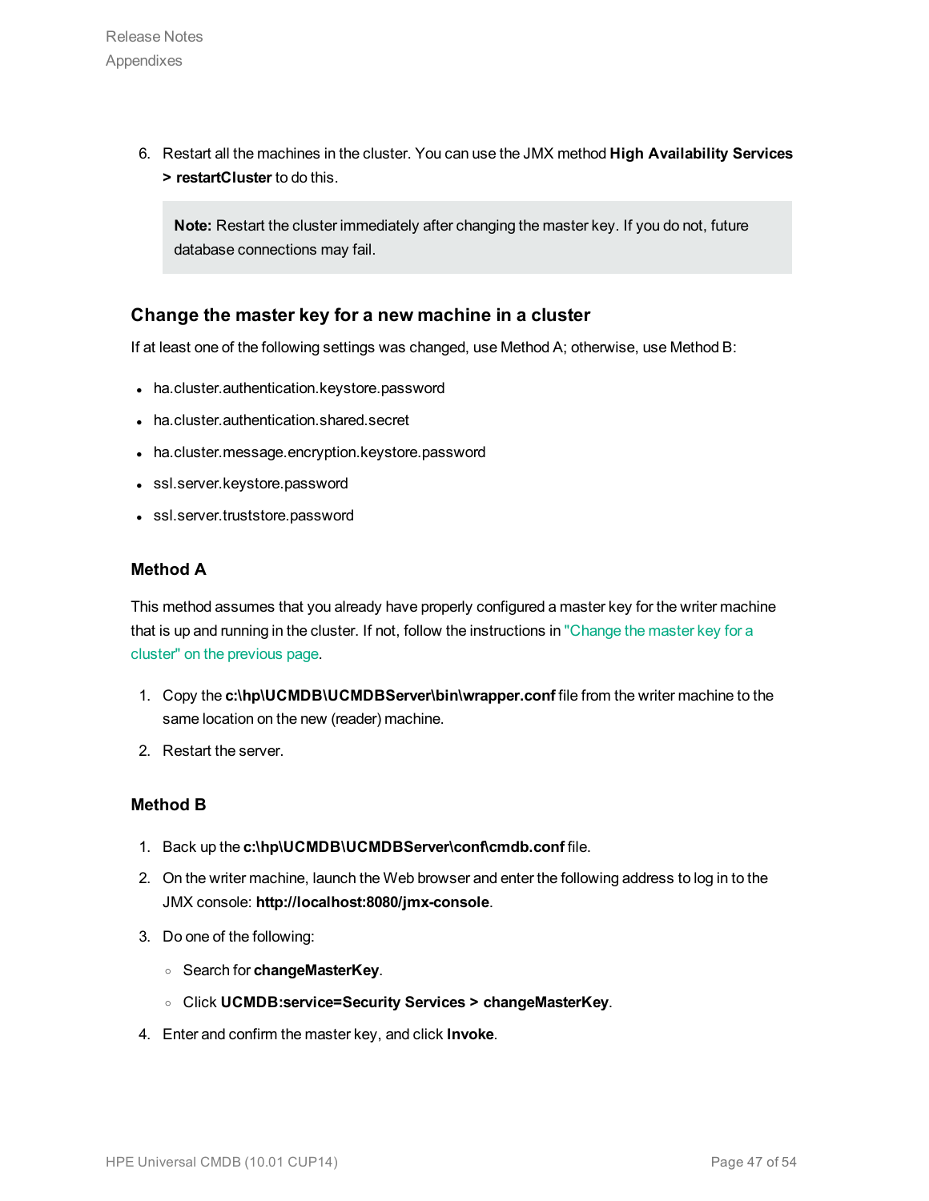6. Restart all the machines in the cluster. You can use the JMX method **High Availability Services > restartCluster** to do this.

   **Note:** Restart the cluster immediately after changing the master key. If you do not, future database connections may fail.

### Change the master key for a new machine in a cluster

If at least one of the following settings was changed, use Method A; otherwise, use Method B:

- ha.cluster.authentication.keystore.password
- ha.cluster.authentication.shared.secret
- ha.cluster.message.encryption.keystore.password
- ssl.server.keystore.password
- ssl.server.truststore.password

#### Method A

This method assumes that you already have properly configured a master key for the writer machine that is up and running in the cluster. If not, follow the instructions in "Change the master key for a cluster" on the previous page.

1. Copy the **c:\hp\UCMDB\UCMDBServer\bin\wrapper.conf** file from the writer machine to the same location on the new (reader) machine.
2. Restart the server.

#### Method B

1. Back up the **c:\hp\UCMDB\UCMDBServer\conf\cmdb.conf** file.
2. On the writer machine, launch the Web browser and enter the following address to log in to the JMX console: **http://localhost:8080/jmx-console**.
3. Do one of the following:
   - Search for **changeMasterKey**.
   - Click **UCMDB:service=Security Services > changeMasterKey**.
4. Enter and confirm the master key, and click **Invoke**.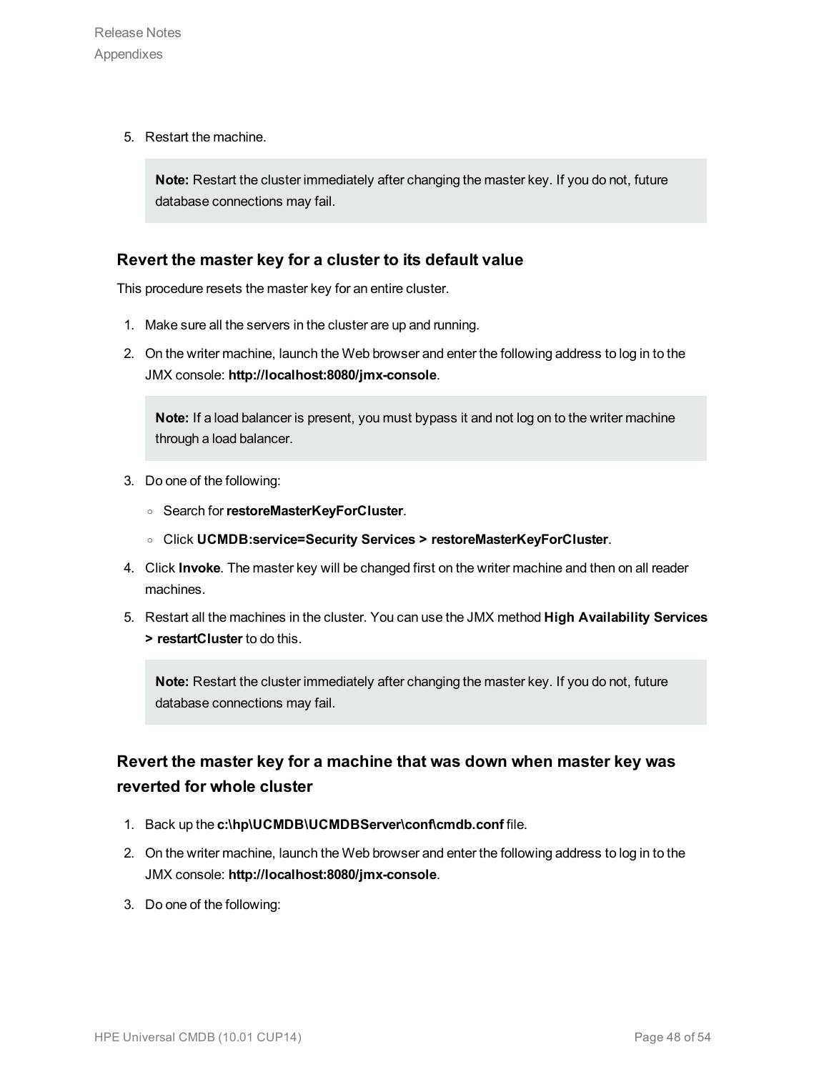5. Restart the machine.

 > **Note:** Restart the cluster immediately after changing the master key. If you do not, future database connections may fail.

### Revert the master key for a cluster to its default value

This procedure resets the master key for an entire cluster.

1. Make sure all the servers in the cluster are up and running.
2. On the writer machine, launch the Web browser and enter the following address to log in to the JMX console: **http://localhost:8080/jmx-console**.

 > **Note:** If a load balancer is present, you must bypass it and not log on to the writer machine through a load balancer.

3. Do one of the following:
 - Search for **restoreMasterKeyForCluster**.
 - Click **UCMDB:service=Security Services > restoreMasterKeyForCluster**.
4. Click **Invoke**. The master key will be changed first on the writer machine and then on all reader machines.
5. Restart all the machines in the cluster. You can use the JMX method **High Availability Services > restartCluster** to do this.

 > **Note:** Restart the cluster immediately after changing the master key. If you do not, future database connections may fail.

### Revert the master key for a machine that was down when master key was reverted for whole cluster

1. Back up the **c:\hp\UCMDB\UCMDBServer\conf\cmdb.conf** file.
2. On the writer machine, launch the Web browser and enter the following address to log in to the JMX console: **http://localhost:8080/jmx-console**.
3. Do one of the following: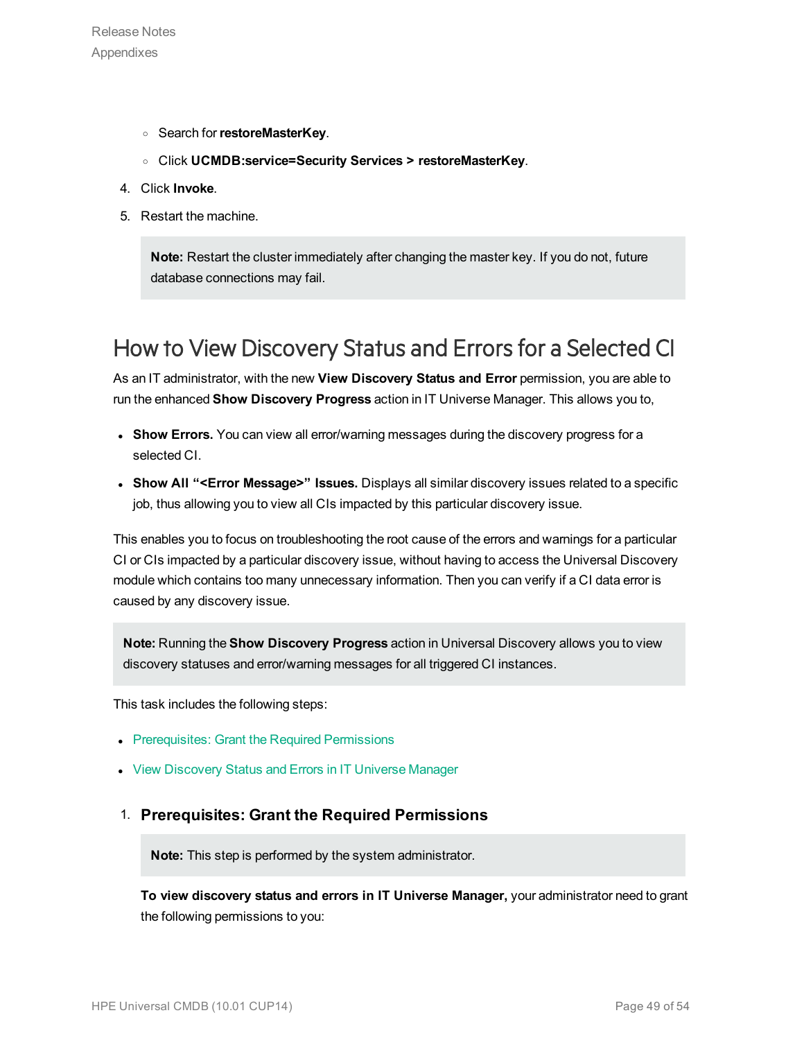- Search for **restoreMasterKey**.
- Click **UCMDB:service=Security Services > restoreMasterKey**.

4. Click **Invoke**.
5. Restart the machine.

> **Note:** Restart the cluster immediately after changing the master key. If you do not, future database connections may fail.

# How to View Discovery Status and Errors for a Selected CI

As an IT administrator, with the new **View Discovery Status and Error** permission, you are able to run the enhanced **Show Discovery Progress** action in IT Universe Manager. This allows you to,

- **Show Errors.** You can view all error/warning messages during the discovery progress for a selected CI.
- **Show All "<Error Message>" Issues.** Displays all similar discovery issues related to a specific job, thus allowing you to view all CIs impacted by this particular discovery issue.

This enables you to focus on troubleshooting the root cause of the errors and warnings for a particular CI or CIs impacted by a particular discovery issue, without having to access the Universal Discovery module which contains too many unnecessary information. Then you can verify if a CI data error is caused by any discovery issue.

> **Note:** Running the **Show Discovery Progress** action in Universal Discovery allows you to view discovery statuses and error/warning messages for all triggered CI instances.

This task includes the following steps:

- Prerequisites: Grant the Required Permissions
- View Discovery Status and Errors in IT Universe Manager

1. **Prerequisites: Grant the Required Permissions**

   > **Note:** This step is performed by the system administrator.

   **To view discovery status and errors in IT Universe Manager,** your administrator need to grant the following permissions to you: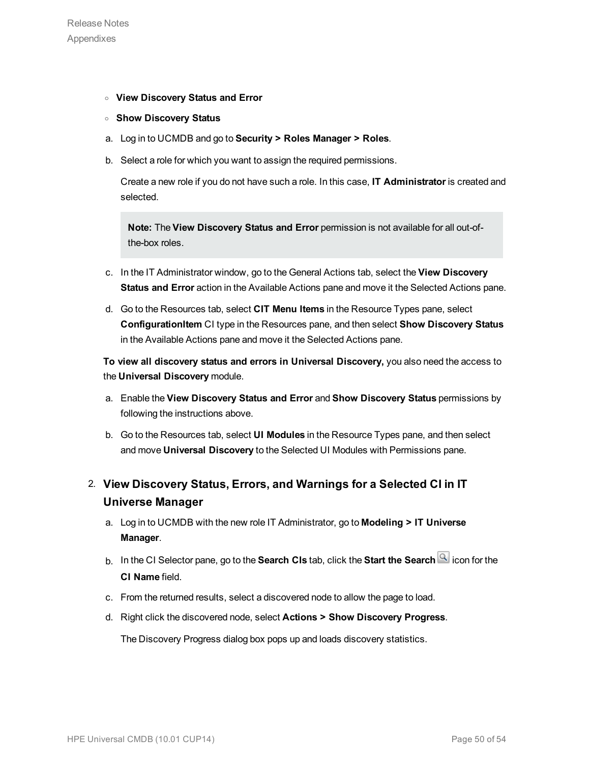- **View Discovery Status and Error**
- **Show Discovery Status**

a. Log in to UCMDB and go to **Security > Roles Manager > Roles**.

b. Select a role for which you want to assign the required permissions.

   Create a new role if you do not have such a role. In this case, **IT Administrator** is created and selected.

   > **Note:** The **View Discovery Status and Error** permission is not available for all out-of-the-box roles.

c. In the IT Administrator window, go to the General Actions tab, select the **View Discovery Status and Error** action in the Available Actions pane and move it the Selected Actions pane.

d. Go to the Resources tab, select **CIT Menu Items** in the Resource Types pane, select **ConfigurationItem** CI type in the Resources pane, and then select **Show Discovery Status** in the Available Actions pane and move it the Selected Actions pane.

**To view all discovery status and errors in Universal Discovery,** you also need the access to the **Universal Discovery** module.

a. Enable the **View Discovery Status and Error** and **Show Discovery Status** permissions by following the instructions above.

b. Go to the Resources tab, select **UI Modules** in the Resource Types pane, and then select and move **Universal Discovery** to the Selected UI Modules with Permissions pane.

2. **View Discovery Status, Errors, and Warnings for a Selected CI in IT Universe Manager**

   a. Log in to UCMDB with the new role IT Administrator, go to **Modeling > IT Universe Manager**.

   b. In the CI Selector pane, go to the **Search CIs** tab, click the **Start the Search** icon for the **CI Name** field.

   c. From the returned results, select a discovered node to allow the page to load.

   d. Right click the discovered node, select **Actions > Show Discovery Progress**.

      The Discovery Progress dialog box pops up and loads discovery statistics.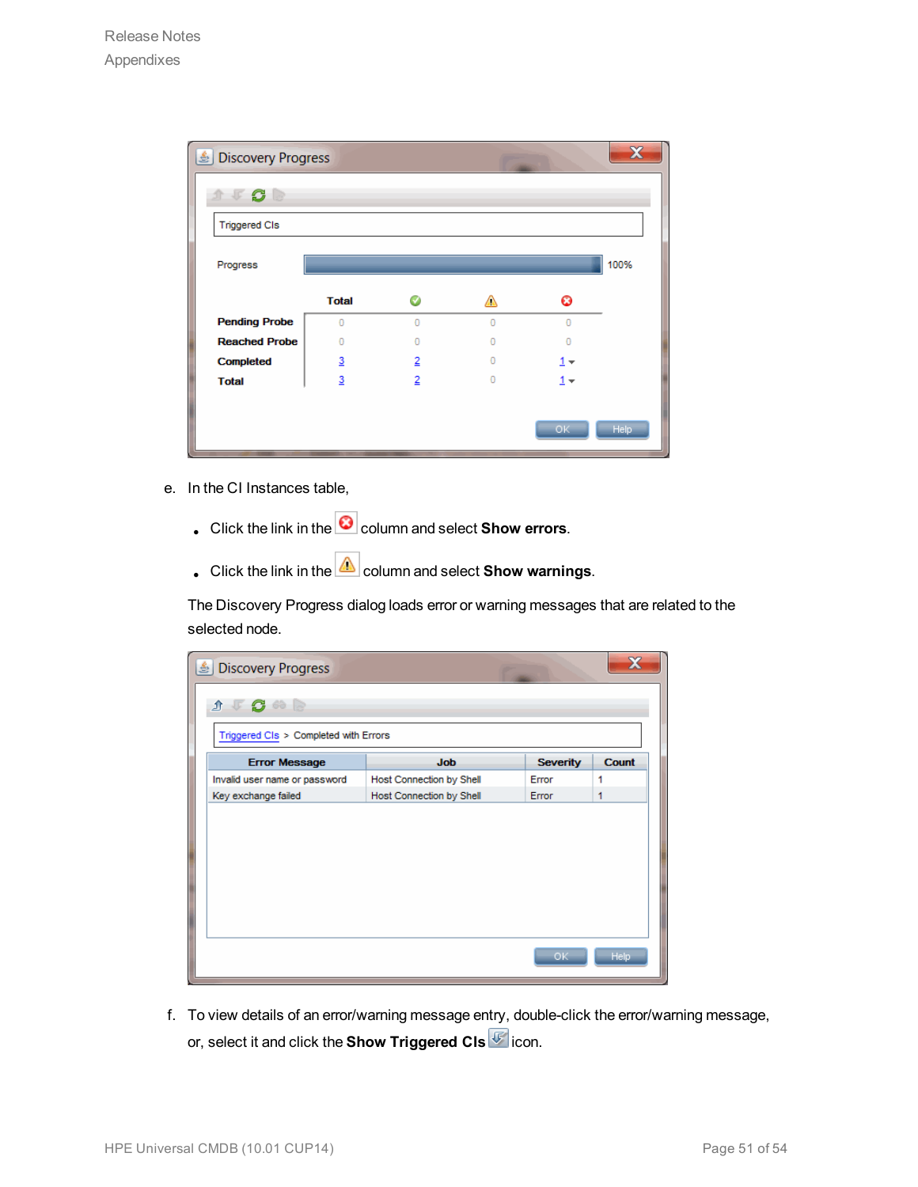e. In the CI Instances table,

- Click the link in the column and select **Show errors**.
- Click the link in the column and select **Show warnings**.

The Discovery Progress dialog loads error or warning messages that are related to the selected node.

f. To view details of an error/warning message entry, double-click the error/warning message, or, select it and click the **Show Triggered CIs** icon.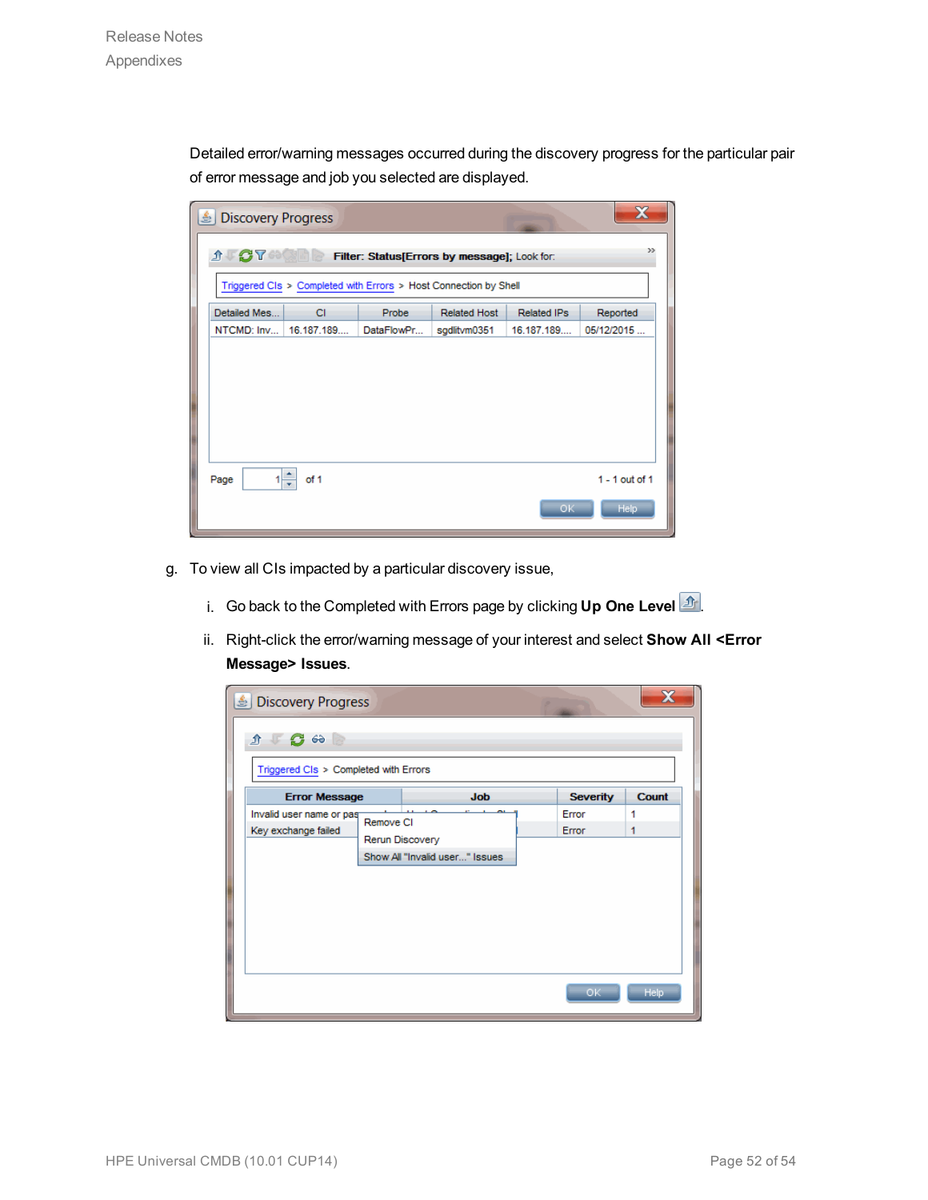Detailed error/warning messages occurred during the discovery progress for the particular pair of error message and job you selected are displayed.

g. To view all CIs impacted by a particular discovery issue,

   i. Go back to the Completed with Errors page by clicking **Up One Level**.

   ii. Right-click the error/warning message of your interest and select **Show All <Error Message> Issues**.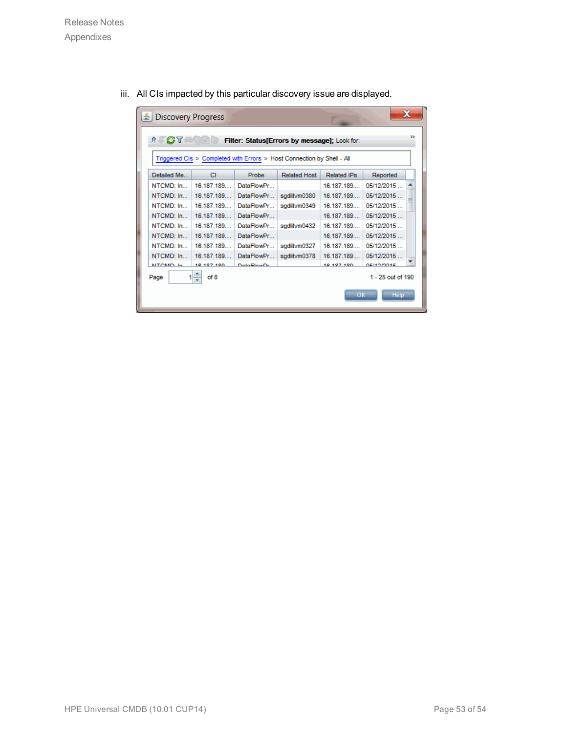iii. All CIs impacted by this particular discovery issue are displayed.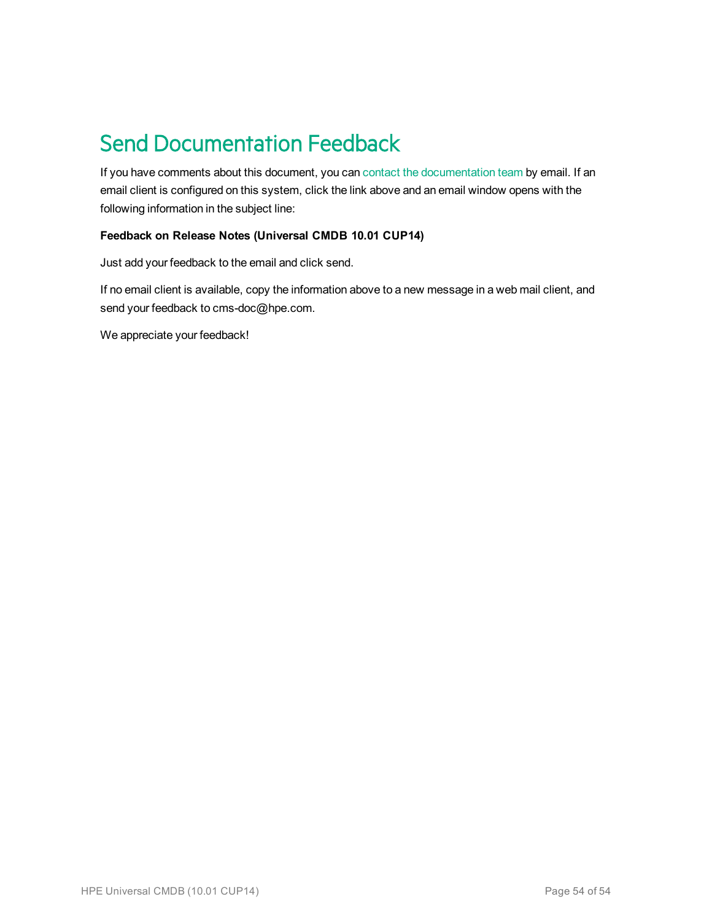# Send Documentation Feedback

If you have comments about this document, you can contact the documentation team by email. If an email client is configured on this system, click the link above and an email window opens with the following information in the subject line:

**Feedback on Release Notes (Universal CMDB 10.01 CUP14)**

Just add your feedback to the email and click send.

If no email client is available, copy the information above to a new message in a web mail client, and send your feedback to cms-doc@hpe.com.

We appreciate your feedback!